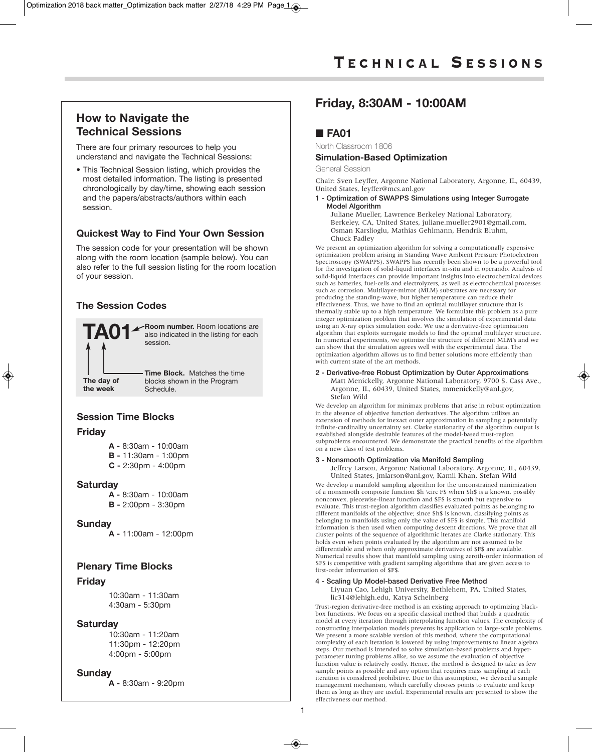# Technical Sessions

## How to Navigate the Technical Sessions

There are four primary resources to help you understand and navigate the Technical Sessions:

- This Technical Session listing, which provides the most detailed information. The listing is presented chronologically by day/time, showing each session and the papers/abstracts/authors within each session.

### Quickest Way to Find Your Own Session

The session code for your presentation will be shown along with the room location (sample below). You can also refer to the full session listing for the room location of your session.

### The Session Codes

**TA01**

- **Room number.** Room locations are also indicated in the listing for each session.
- **Time Block.** Matches the time blocks shown in the Program Schedule.
- **The day of the week**

### Session Time Blocks

**Friday**

- **A -** 8:30am - 10:00am
- **B -** 11:30am - 1:00pm
- **C -** 2:30pm - 4:00pm

**Saturday**

- **A -** 8:30am - 10:00am
- **B -** 2:00pm - 3:30pm

**Sunday**

- **A -** 11:00am - 12:00pm

### Plenary Time Blocks

**Friday**

- 10:30am - 11:30am
- 4:30am - 5:30pm

**Saturday**

- 10:30am - 11:20am
- 11:30pm - 12:20pm
- 4:00pm - 5:00pm

**Sunday**

- **A -** 8:30am - 9:20pm

## Friday, 8:30AM - 10:00AM

### ■ FA01

North Classroom 1806

**Simulation-Based Optimization**

General Session

Chair: Sven Leyffer, Argonne National Laboratory, Argonne, IL, 60439, United States, leyffer@mcs.anl.gov

**1 - Optimization of SWAPPS Simulations using Integer Surrogate Model Algorithm**

Juliane Mueller, Lawrence Berkeley National Laboratory, Berkeley, CA, United States, juliane.mueller2901@gmail.com, Osman Karslioglu, Mathias Gehlmann, Hendrik Bluhm, Chuck Fadley

We present an optimization algorithm for solving a computationally expensive optimization problem arising in Standing Wave Ambient Pressure Photoelectron Spectroscopy (SWAPPS). SWAPPS has recently been shown to be a powerful tool for the investigation of solid-liquid interfaces in-situ and in operando. Analysis of solid-liquid interfaces can provide important insights into electrochemical devices such as batteries, fuel-cells and electrolyzers, as well as electrochemical processes such as corrosion. Multilayer-mirror (MLM) substrates are necessary for producing the standing-wave, but higher temperature can reduce their effectiveness. Thus, we have to find an optimal multilayer structure that is thermally stable up to a high temperature. We formulate this problem as a pure integer optimization problem that involves the simulation of experimental data using an X-ray optics simulation code. We use a derivative-free optimization algorithm that exploits surrogate models to find the optimal multilayer structure. In numerical experiments, we optimize the structure of different MLM's and we can show that the simulation agrees well with the experimental data. The optimization algorithm allows us to find better solutions more efficiently than with current state of the art methods.

**2 - Derivative-free Robust Optimization by Outer Approximations**

Matt Menickelly, Argonne National Laboratory, 9700 S. Cass Ave., Argonne, IL, 60439, United States, mmenickelly@anl.gov, Stefan Wild

We develop an algorithm for minimax problems that arise in robust optimization in the absence of objective function derivatives. The algorithm utilizes an extension of methods for inexact outer approximation in sampling a potentially infinite-cardinality uncertainty set. Clarke stationarity of the algorithm output is established alongside desirable features of the model-based trust-region subproblems encountered. We demonstrate the practical benefits of the algorithm on a new class of test problems.

**3 - Nonsmooth Optimization via Manifold Sampling**

Jeffrey Larson, Argonne National Laboratory, Argonne, IL, 60439, United States, jmlarson@anl.gov, Kamil Khan, Stefan Wild

We develop a manifold sampling algorithm for the unconstrained minimization of a nonsmooth composite function $h \circ F$ when $h$ is a known, possibly nonconvex, piecewise-linear function and $F$ is smooth but expensive to evaluate. This trust-region algorithm classifies evaluated points as belonging to different manifolds of the objective; since $h$ is known, classifying points as belonging to manifolds using only the value of $F$ is simple. This manifold information is then used when computing descent directions. We prove that all cluster points of the sequence of algorithmic iterates are Clarke stationary. This holds even when points evaluated by the algorithm are not assumed to be differentiable and when only approximate derivatives of $F$ are available. Numerical results show that manifold sampling using zeroth-order information of $F$ is competitive with gradient sampling algorithms that are given access to first-order information of $F$.

**4 - Scaling Up Model-based Derivative Free Method**

Liyuan Cao, Lehigh University, Bethlehem, PA, United States, lic314@lehigh.edu, Katya Scheinberg

Trust-region derivative-free method is an existing approach to optimizing black-box functions. We focus on a specific classical method that builds a quadratic model at every iteration through interpolating function values. The complexity of constructing interpolation models prevents its application to large-scale problems. We present a more scalable version of this method, where the computational complexity of each iteration is lowered by using improvements to linear algebra steps. Our method is intended to solve simulation-based problems and hyper-parameter tuning problems alike, so we assume the evaluation of objective function value is relatively costly. Hence, the method is designed to take as few sample points as possible and any option that requires mass sampling at each iteration is considered prohibitive. Due to this assumption, we devised a sample management mechanism, which carefully chooses points to evaluate and keep them as long as they are useful. Experimental results are presented to show the effectiveness our method.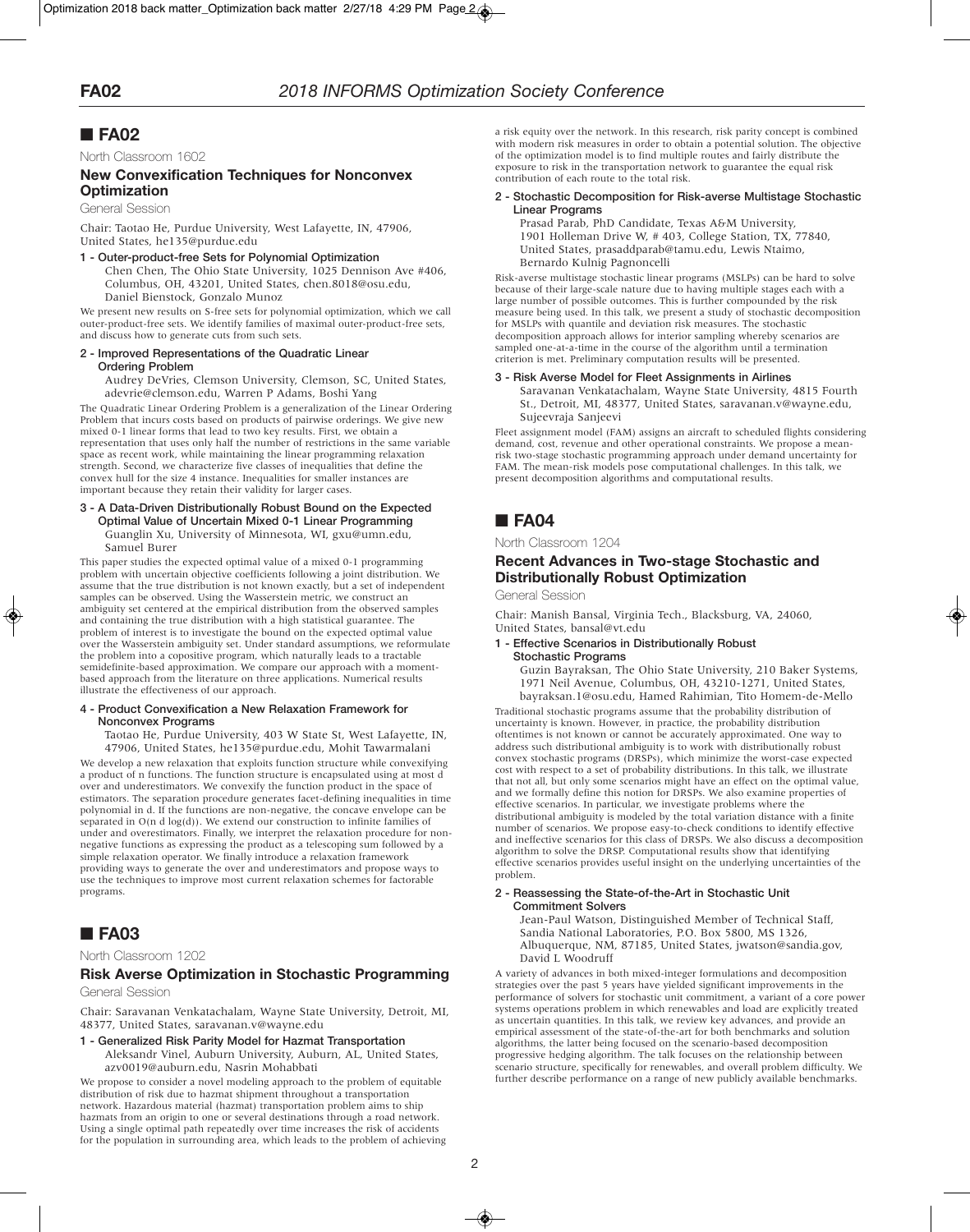## ■ FA02

North Classroom 1602

### New Convexification Techniques for Nonconvex Optimization

General Session

Chair: Taotao He, Purdue University, West Lafayette, IN, 47906, United States, he135@purdue.edu

**1 - Outer-product-free Sets for Polynomial Optimization**

Chen Chen, The Ohio State University, 1025 Dennison Ave #406, Columbus, OH, 43201, United States, chen.8018@osu.edu, Daniel Bienstock, Gonzalo Munoz

We present new results on S-free sets for polynomial optimization, which we call outer-product-free sets. We identify families of maximal outer-product-free sets, and discuss how to generate cuts from such sets.

**2 - Improved Representations of the Quadratic Linear Ordering Problem**

Audrey DeVries, Clemson University, Clemson, SC, United States, adevrie@clemson.edu, Warren P Adams, Boshi Yang

The Quadratic Linear Ordering Problem is a generalization of the Linear Ordering Problem that incurs costs based on products of pairwise orderings. We give new mixed 0-1 linear forms that lead to two key results. First, we obtain a representation that uses only half the number of restrictions in the same variable space as recent work, while maintaining the linear programming relaxation strength. Second, we characterize five classes of inequalities that define the convex hull for the size 4 instance. Inequalities for smaller instances are important because they retain their validity for larger cases.

**3 - A Data-Driven Distributionally Robust Bound on the Expected Optimal Value of Uncertain Mixed 0-1 Linear Programming**

Guanglin Xu, University of Minnesota, WI, gxu@umn.edu, Samuel Burer

This paper studies the expected optimal value of a mixed 0-1 programming problem with uncertain objective coefficients following a joint distribution. We assume that the true distribution is not known exactly, but a set of independent samples can be observed. Using the Wasserstein metric, we construct an ambiguity set centered at the empirical distribution from the observed samples and containing the true distribution with a high statistical guarantee. The problem of interest is to investigate the bound on the expected optimal value over the Wasserstein ambiguity set. Under standard assumptions, we reformulate the problem into a copositive program, which naturally leads to a tractable semidefinite-based approximation. We compare our approach with a moment-based approach from the literature on three applications. Numerical results illustrate the effectiveness of our approach.

**4 - Product Convexification a New Relaxation Framework for Nonconvex Programs**

Taotao He, Purdue University, 403 W State St, West Lafayette, IN, 47906, United States, he135@purdue.edu, Mohit Tawarmalani

We develop a new relaxation that exploits function structure while convexifying a product of n functions. The function structure is encapsulated using at most d over and underestimators. We convexify the function product in the space of estimators. The separation procedure generates facet-defining inequalities in time polynomial in d. If the functions are non-negative, the concave envelope can be separated in $O(n\ d \log(d))$. We extend our construction to infinite families of under and overestimators. Finally, we interpret the relaxation procedure for non-negative functions as expressing the product as a telescoping sum followed by a simple relaxation operator. We finally introduce a relaxation framework providing ways to generate the over and underestimators and propose ways to use the techniques to improve most current relaxation schemes for factorable programs.

## ■ FA03

North Classroom 1202

### Risk Averse Optimization in Stochastic Programming

General Session

Chair: Saravanan Venkatachalam, Wayne State University, Detroit, MI, 48377, United States, saravanan.v@wayne.edu

**1 - Generalized Risk Parity Model for Hazmat Transportation**

Aleksandr Vinel, Auburn University, Auburn, AL, United States, azv0019@auburn.edu, Nasrin Mohabbati

We propose to consider a novel modeling approach to the problem of equitable distribution of risk due to hazmat shipment throughout a transportation network. Hazardous material (hazmat) transportation problem aims to ship hazmats from an origin to one or several destinations through a road network. Using a single optimal path repeatedly over time increases the risk of accidents for the population in surrounding area, which leads to the problem of achieving a risk equity over the network. In this research, risk parity concept is combined with modern risk measures in order to obtain a potential solution. The objective of the optimization model is to find multiple routes and fairly distribute the exposure to risk in the transportation network to guarantee the equal risk contribution of each route to the total risk.

**2 - Stochastic Decomposition for Risk-averse Multistage Stochastic Linear Programs**

Prasad Parab, PhD Candidate, Texas A&M University, 1901 Holleman Drive W, # 403, College Station, TX, 77840, United States, prasaddparab@tamu.edu, Lewis Ntaimo, Bernardo Kulnig Pagnoncelli

Risk-averse multistage stochastic linear programs (MSLPs) can be hard to solve because of their large-scale nature due to having multiple stages each with a large number of possible outcomes. This is further compounded by the risk measure being used. In this talk, we present a study of stochastic decomposition for MSLPs with quantile and deviation risk measures. The stochastic decomposition approach allows for interior sampling whereby scenarios are sampled one-at-a-time in the course of the algorithm until a termination criterion is met. Preliminary computation results will be presented.

**3 - Risk Averse Model for Fleet Assignments in Airlines**

Saravanan Venkatachalam, Wayne State University, 4815 Fourth St., Detroit, MI, 48377, United States, saravanan.v@wayne.edu, Sujeevraja Sanjeevi

Fleet assignment model (FAM) assigns an aircraft to scheduled flights considering demand, cost, revenue and other operational constraints. We propose a mean-risk two-stage stochastic programming approach under demand uncertainty for FAM. The mean-risk models pose computational challenges. In this talk, we present decomposition algorithms and computational results.

## ■ FA04

North Classroom 1204

### Recent Advances in Two-stage Stochastic and Distributionally Robust Optimization

General Session

Chair: Manish Bansal, Virginia Tech., Blacksburg, VA, 24060, United States, bansal@vt.edu

**1 - Effective Scenarios in Distributionally Robust Stochastic Programs**

Guzin Bayraksan, The Ohio State University, 210 Baker Systems, 1971 Neil Avenue, Columbus, OH, 43210-1271, United States, bayraksan.1@osu.edu, Hamed Rahimian, Tito Homem-de-Mello

Traditional stochastic programs assume that the probability distribution of uncertainty is known. However, in practice, the probability distribution oftentimes is not known or cannot be accurately approximated. One way to address such distributional ambiguity is to work with distributionally robust convex stochastic programs (DRSPs), which minimize the worst-case expected cost with respect to a set of probability distributions. In this talk, we illustrate that not all, but only some scenarios might have an effect on the optimal value, and we formally define this notion for DRSPs. We also examine properties of effective scenarios. In particular, we investigate problems where the distributional ambiguity is modeled by the total variation distance with a finite number of scenarios. We propose easy-to-check conditions to identify effective and ineffective scenarios for this class of DRSPs. We also discuss a decomposition algorithm to solve the DRSP. Computational results show that identifying effective scenarios provides useful insight on the underlying uncertainties of the problem.

**2 - Reassessing the State-of-the-Art in Stochastic Unit Commitment Solvers**

Jean-Paul Watson, Distinguished Member of Technical Staff, Sandia National Laboratories, P.O. Box 5800, MS 1326, Albuquerque, NM, 87185, United States, jwatson@sandia.gov, David L Woodruff

A variety of advances in both mixed-integer formulations and decomposition strategies over the past 5 years have yielded significant improvements in the performance of solvers for stochastic unit commitment, a variant of a core power systems operations problem in which renewables and load are explicitly treated as uncertain quantities. In this talk, we review key advances, and provide an empirical assessment of the state-of-the-art for both benchmarks and solution algorithms, the latter being focused on the scenario-based decomposition progressive hedging algorithm. The talk focuses on the relationship between scenario structure, specifically for renewables, and overall problem difficulty. We further describe performance on a range of new publicly available benchmarks.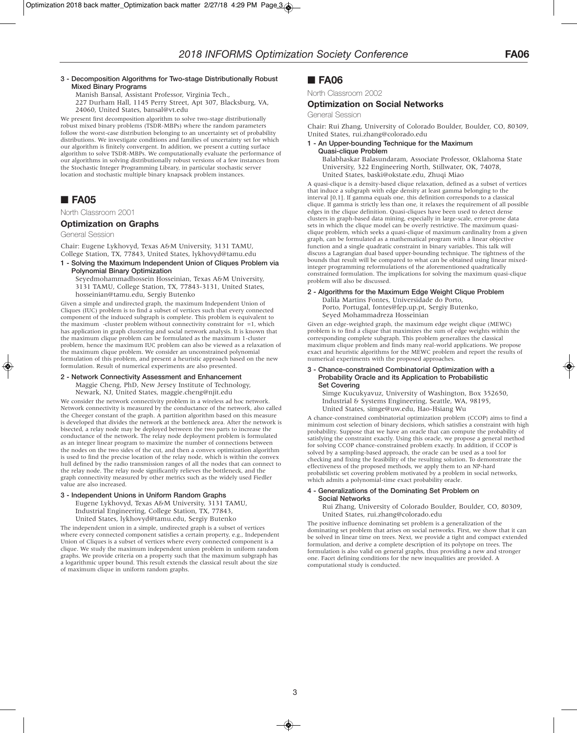**3 - Decomposition Algorithms for Two-stage Distributionally Robust Mixed Binary Programs**

Manish Bansal, Assistant Professor, Virginia Tech., 227 Durham Hall, 1145 Perry Street, Apt 307, Blacksburg, VA, 24060, United States, bansal@vt.edu

We present first decomposition algorithm to solve two-stage distributionally robust mixed binary problems (TSDR-MBPs) where the random parameters follow the worst-case distribution belonging to an uncertainty set of probability distributions. We investigate conditions and families of uncertainty set for which our algorithm is finitely convergent. In addition, we present a cutting surface algorithm to solve TSDR-MBPs. We computationally evaluate the performance of our algorithms in solving distributionally robust versions of a few instances from the Stochastic Integer Programming Library, in particular stochastic server location and stochastic multiple binary knapsack problem instances.

## ■ FA05

North Classroom 2001

### Optimization on Graphs

General Session

Chair: Eugene Lykhovyd, Texas A&M University, 3131 TAMU, College Station, TX, 77843, United States, lykhovyd@tamu.edu

**1 - Solving the Maximum Independent Union of Cliques Problem via Polynomial Binary Optimization**

Seyedmohammadhossein Hosseinian, Texas A&M University, 3131 TAMU, College Station, TX, 77843-3131, United States, hosseinian@tamu.edu, Sergiy Butenko

Given a simple and undirected graph, the maximum Independent Union of Cliques (IUC) problem is to find a subset of vertices such that every connected component of the induced subgraph is complete. This problem is equivalent to the maximum -cluster problem without connectivity constraint for =1, which has application in graph clustering and social network analysis. It is known that the maximum clique problem can be formulated as the maximum 1-cluster problem, hence the maximum IUC problem can also be viewed as a relaxation of the maximum clique problem. We consider an unconstrained polynomial formulation of this problem, and present a heuristic approach based on the new formulation. Result of numerical experiments are also presented.

**2 - Network Connectivity Assessment and Enhancement**

Maggie Cheng, PhD, New Jersey Institute of Technology, Newark, NJ, United States, maggie.cheng@njit.edu

We consider the network connectivity problem in a wireless ad hoc network. Network connectivity is measured by the conductance of the network, also called the Cheeger constant of the graph. A partition algorithm based on this measure is developed that divides the network at the bottleneck area. After the network is bisected, a relay node may be deployed between the two parts to increase the conductance of the network. The relay node deployment problem is formulated as an integer linear program to maximize the number of connections between the nodes on the two sides of the cut, and then a convex optimization algorithm is used to find the precise location of the relay node, which is within the convex hull defined by the radio transmission ranges of all the nodes that can connect to the relay node. The relay node significantly relieves the bottleneck, and the graph connectivity measured by other metrics such as the widely used Fiedler value are also increased.

**3 - Independent Unions in Uniform Random Graphs**

Eugene Lykhovyd, Texas A&M University, 3131 TAMU, Industrial Engineering, College Station, TX, 77843, United States, lykhovyd@tamu.edu, Sergiy Butenko

The independent union in a simple, undirected graph is a subset of vertices where every connected component satisfies a certain property, e.g., Independent Union of Cliques is a subset of vertices where every connected component is a clique. We study the maximum independent union problem in uniform random graphs. We provide criteria on a property such that the maximum subgraph has a logarithmic upper bound. This result extends the classical result about the size of maximum clique in uniform random graphs.

## ■ FA06

North Classroom 2002

### Optimization on Social Networks

General Session

Chair: Rui Zhang, University of Colorado Boulder, Boulder, CO, 80309, United States, rui.zhang@colorado.edu

**1 - An Upper-bounding Technique for the Maximum Quasi-clique Problem**

Balabhaskar Balasundaram, Associate Professor, Oklahoma State University, 322 Engineering North, Stillwater, OK, 74078, United States, baski@okstate.edu, Zhuqi Miao

A quasi-clique is a density-based clique relaxation, defined as a subset of vertices that induce a subgraph with edge density at least gamma belonging to the interval [0,1]. If gamma equals one, this definition corresponds to a classical clique. If gamma is strictly less than one, it relaxes the requirement of all possible edges in the clique definition. Quasi-cliques have been used to detect dense clusters in graph-based data mining, especially in large-scale, error-prone data sets in which the clique model can be overly restrictive. The maximum quasi-clique problem, which seeks a quasi-clique of maximum cardinality from a given graph, can be formulated as a mathematical program with a linear objective function and a single quadratic constraint in binary variables. This talk will discuss a Lagrangian dual based upper-bounding technique. The tightness of the bounds that result will be compared to what can be obtained using linear mixed-integer programming reformulations of the aforementioned quadratically constrained formulation. The implications for solving the maximum quasi-clique problem will also be discussed.

**2 - Algorithms for the Maximum Edge Weight Clique Problem**

Dalila Martins Fontes, Universidade do Porto, Porto, Portugal, fontes@fep.up.pt, Sergiy Butenko, Seyed Mohammadreza Hosseinian

Given an edge-weighted graph, the maximum edge weight clique (MEWC) problem is to find a clique that maximizes the sum of edge weights within the corresponding complete subgraph. This problem generalizes the classical maximum clique problem and finds many real-world applications. We propose exact and heuristic algorithms for the MEWC problem and report the results of numerical experiments with the proposed approaches.

**3 - Chance-constrained Combinatorial Optimization with a Probability Oracle and its Application to Probabilistic Set Covering**

Simge Kucukyavuz, University of Washington, Box 352650, Industrial & Systems Engineering, Seattle, WA, 98195, United States, simge@uw.edu, Hao-Hsiang Wu

A chance-constrained combinatorial optimization problem (CCOP) aims to find a minimum cost selection of binary decisions, which satisfies a constraint with high probability. Suppose that we have an oracle that can compute the probability of satisfying the constraint exactly. Using this oracle, we propose a general method for solving CCOP chance-constrained problem exactly. In addition, if CCOP is solved by a sampling-based approach, the oracle can be used as a tool for checking and fixing the feasibility of the resulting solution. To demonstrate the effectiveness of the proposed methods, we apply them to an NP-hard probabilistic set covering problem motivated by a problem in social networks, which admits a polynomial-time exact probability oracle.

**4 - Generalizations of the Dominating Set Problem on Social Networks**

Rui Zhang, University of Colorado Boulder, Boulder, CO, 80309, United States, rui.zhang@colorado.edu

The positive influence dominating set problem is a generalization of the dominating set problem that arises on social networks. First, we show that it can be solved in linear time on trees. Next, we provide a tight and compact extended formulation, and derive a complete description of its polytope on trees. The formulation is also valid on general graphs, thus providing a new and stronger one. Facet defining conditions for the new inequalities are provided. A computational study is conducted.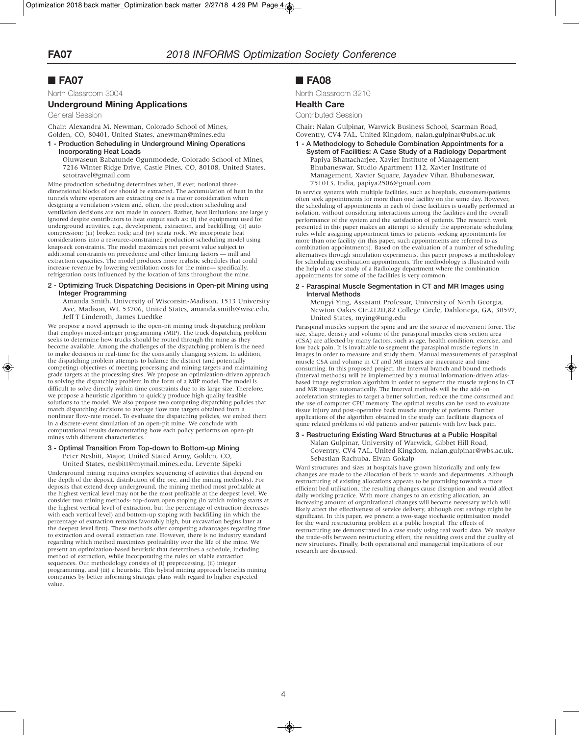## ■ FA07

North Classroom 3004

### Underground Mining Applications

General Session

Chair: Alexandra M. Newman, Colorado School of Mines, Golden, CO, 80401, United States, anewman@mines.edu

**1 - Production Scheduling in Underground Mining Operations Incorporating Heat Loads**

Oluwaseun Babatunde Ogunmodede, Colorado School of Mines, 7216 Winter Ridge Drive, Castle Pines, CO, 80108, United States, setotravel@gmail.com

Mine production scheduling determines when, if ever, notional three-dimensional blocks of ore should be extracted. The accumulation of heat in the tunnels where operators are extracting ore is a major consideration when designing a ventilation system and, often, the production scheduling and ventilation decisions are not made in concert. Rather, heat limitations are largely ignored despite contributors to heat output such as: (i) the equipment used for underground activities, e.g., development, extraction, and backfilling; (ii) auto compression; (iii) broken rock; and (iv) strata rock. We incorporate heat considerations into a resource-constrained production scheduling model using knapsack constraints. The model maximizes net present value subject to additional constraints on precedence and other limiting factors — mill and extraction capacities. The model produces more realistic schedules that could increase revenue by lowering ventilation costs for the mine— specifically, refrigeration costs influenced by the location of fans throughout the mine.

**2 - Optimizing Truck Dispatching Decisions in Open-pit Mining using Integer Programming**

Amanda Smith, University of Wisconsin-Madison, 1513 University Ave, Madison, WI, 53706, United States, amanda.smith@wisc.edu, Jeff T Linderoth, James Luedtke

We propose a novel approach to the open-pit mining truck dispatching problem that employs mixed-integer programming (MIP). The truck dispatching problem seeks to determine how trucks should be routed through the mine as they become available. Among the challenges of the dispatching problem is the need to make decisions in real-time for the constantly changing system. In addition, the dispatching problem attempts to balance the distinct (and potentially competing) objectives of meeting processing and mining targets and maintaining grade targets at the processing sites. We propose an optimization-driven approach to solving the dispatching problem in the form of a MIP model. The model is difficult to solve directly within time constraints due to its large size. Therefore, we propose a heuristic algorithm to quickly produce high quality feasible solutions to the model. We also propose two competing dispatching policies that match dispatching decisions to average flow rate targets obtained from a nonlinear flow-rate model. To evaluate the dispatching policies, we embed them in a discrete-event simulation of an open-pit mine. We conclude with computational results demonstrating how each policy performs on open-pit mines with different characteristics.

**3 - Optimal Transition From Top-down to Bottom-up Mining**

Peter Nesbitt, Major, United Stated Army, Golden, CO, United States, nesbitt@mymail.mines.edu, Levente Sipeki

Underground mining requires complex sequencing of activities that depend on the depth of the deposit, distribution of the ore, and the mining method(s). For deposits that extend deep underground, the mining method most profitable at the highest vertical level may not be the most profitable at the deepest level. We consider two mining methods- top-down open stoping (in which mining starts at the highest vertical level of extraction, but the percentage of extraction decreases with each vertical level) and bottom-up stoping with backfilling (in which the percentage of extraction remains favorably high, but excavation begins later at the deepest level first). These methods offer competing advantages regarding time to extraction and overall extraction rate. However, there is no industry standard regarding which method maximizes profitability over the life of the mine. We present an optimization-based heuristic that determines a schedule, including method of extraction, while incorporating the rules on viable extraction sequences. Our methodology consists of (i) preprocessing, (ii) integer programming, and (iii) a heuristic. This hybrid mining approach benefits mining companies by better informing strategic plans with regard to higher expected value.

## ■ FA08

North Classroom 3210

### Health Care

Contributed Session

Chair: Nalan Gulpinar, Warwick Business School, Scarman Road, Coventry, CV4 7AL, United Kingdom, nalan.gulpinar@ubs.ac.uk

**1 - A Methodology to Schedule Combination Appointments for a System of Facilities: A Case Study of a Radiology Department**

Papiya Bhattacharjee, Xavier Institute of Management Bhubaneswar, Studio Apartment 112, Xavier Institute of Management, Xavier Square, Jayadev Vihar, Bhubaneswar, 751013, India, papiya2506@gmail.com

In service systems with multiple facilities, such as hospitals, customers/patients often seek appointments for more than one facility on the same day. However, the scheduling of appointments in each of these facilities is usually performed in isolation, without considering interactions among the facilities and the overall performance of the system and the satisfaction of patients. The research work presented in this paper makes an attempt to identify the appropriate scheduling rules while assigning appointment times to patients seeking appointments for more than one facility (in this paper, such appointments are referred to as combination appointments). Based on the evaluation of a number of scheduling alternatives through simulation experiments, this paper proposes a methodology for scheduling combination appointments. The methodology is illustrated with the help of a case study of a Radiology department where the combination appointments for some of the facilities is very common.

**2 - Paraspinal Muscle Segmentation in CT and MR Images using Interval Methods**

Mengyi Ying, Assistant Professor, University of North Georgia, Newton Oakes Ctr.212D,82 College Circle, Dahlonega, GA, 30597, United States, mying@ung.edu

Paraspinal muscles support the spine and are the source of movement force. The size, shape, density and volume of the paraspinal muscles cross section area (CSA) are affected by many factors, such as age, health condition, exercise, and low back pain. It is invaluable to segment the paraspinal muscle regions in images in order to measure and study them. Manual measurements of paraspinal muscle CSA and volume in CT and MR images are inaccurate and time consuming. In this proposed project, the Interval branch and bound methods (Interval methods) will be implemented by a mutual information-driven atlas-based image registration algorithm in order to segment the muscle regions in CT and MR images automatically. The Interval methods will be the add-on acceleration strategies to target a better solution, reduce the time consumed and the use of computer CPU memory. The optimal results can be used to evaluate tissue injury and post-operative back muscle atrophy of patients. Further applications of the algorithm obtained in the study can facilitate diagnosis of spine related problems of old patients and/or patients with low back pain.

**3 - Restructuring Existing Ward Structures at a Public Hospital**

Nalan Gulpinar, University of Warwick, Gibbet Hill Road, Coventry, CV4 7AL, United Kingdom, nalan.gulpinar@wbs.ac.uk, Sebastian Rachuba, Elvan Gokalp

Ward structures and sizes at hospitals have grown historically and only few changes are made to the allocation of beds to wards and departments. Although restructuring of existing allocations appears to be promising towards a more efficient bed utilisation, the resulting changes cause disruption and would affect daily working practice. With more changes to an existing allocation, an increasing amount of organizational changes will become necessary which will likely affect the effectiveness of service delivery, although cost savings might be significant. In this paper, we present a two-stage stochastic optimisation model for the ward restructuring problem at a public hospital. The effects of restructuring are demonstrated in a case study using real world data. We analyse the trade-offs between restructuring effort, the resulting costs and the quality of new structures. Finally, both operational and managerial implications of our research are discussed.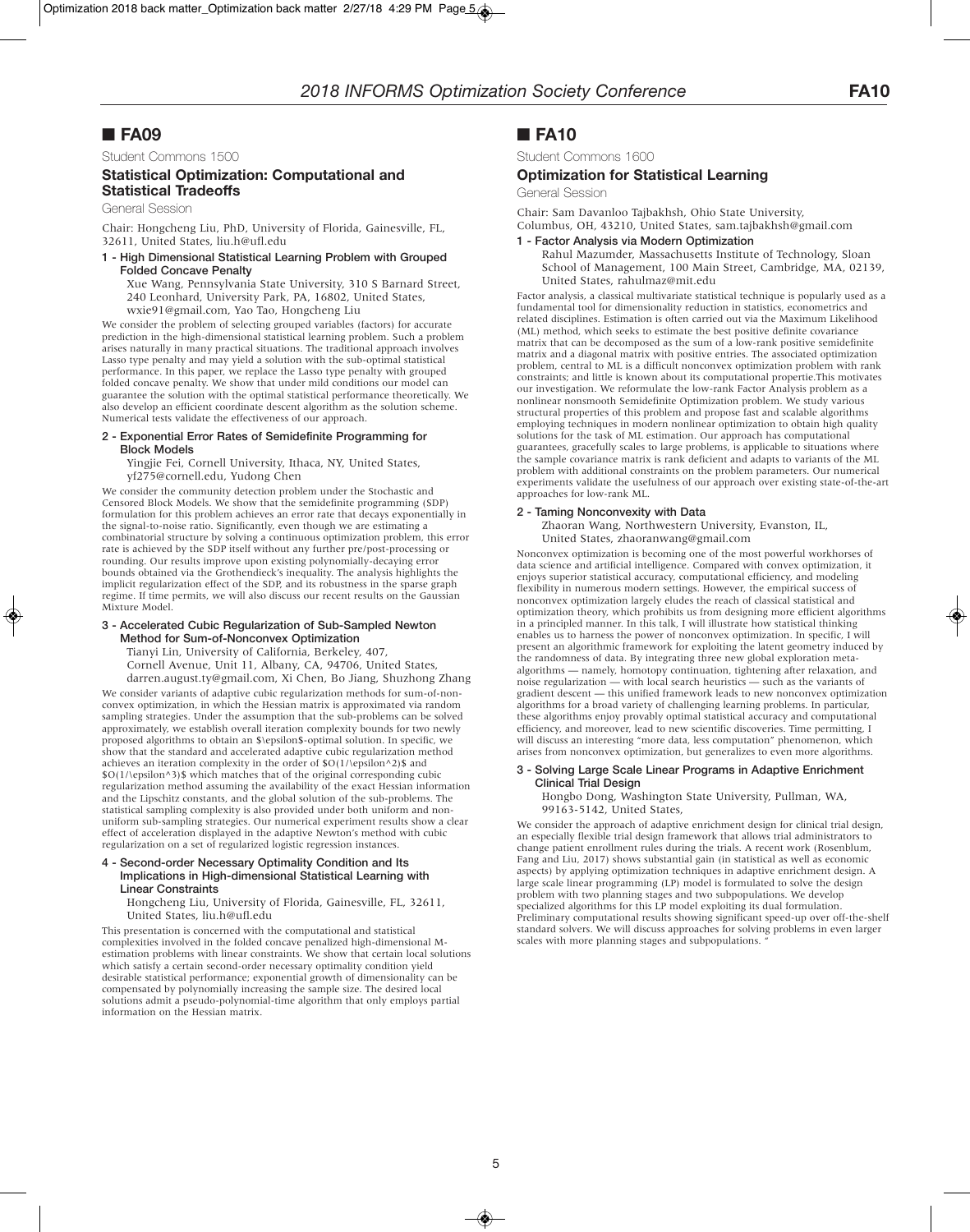## ■ FA09

Student Commons 1500

### Statistical Optimization: Computational and Statistical Tradeoffs

General Session

Chair: Hongcheng Liu, PhD, University of Florida, Gainesville, FL, 32611, United States, liu.h@ufl.edu

**1 - High Dimensional Statistical Learning Problem with Grouped Folded Concave Penalty**

Xue Wang, Pennsylvania State University, 310 S Barnard Street, 240 Leonhard, University Park, PA, 16802, United States, wxie91@gmail.com, Yao Tao, Hongcheng Liu

We consider the problem of selecting grouped variables (factors) for accurate prediction in the high-dimensional statistical learning problem. Such a problem arises naturally in many practical situations. The traditional approach involves Lasso type penalty and may yield a solution with the sub-optimal statistical performance. In this paper, we replace the Lasso type penalty with grouped folded concave penalty. We show that under mild conditions our model can guarantee the solution with the optimal statistical performance theoretically. We also develop an efficient coordinate descent algorithm as the solution scheme. Numerical tests validate the effectiveness of our approach.

**2 - Exponential Error Rates of Semidefinite Programming for Block Models**

Yingjie Fei, Cornell University, Ithaca, NY, United States, yf275@cornell.edu, Yudong Chen

We consider the community detection problem under the Stochastic and Censored Block Models. We show that the semidefinite programming (SDP) formulation for this problem achieves an error rate that decays exponentially in the signal-to-noise ratio. Significantly, even though we are estimating a combinatorial structure by solving a continuous optimization problem, this error rate is achieved by the SDP itself without any further pre/post-processing or rounding. Our results improve upon existing polynomially-decaying error bounds obtained via the Grothendieck's inequality. The analysis highlights the implicit regularization effect of the SDP, and its robustness in the sparse graph regime. If time permits, we will also discuss our recent results on the Gaussian Mixture Model.

**3 - Accelerated Cubic Regularization of Sub-Sampled Newton Method for Sum-of-Nonconvex Optimization**

Tianyi Lin, University of California, Berkeley, 407, Cornell Avenue, Unit 11, Albany, CA, 94706, United States, darren.august.ty@gmail.com, Xi Chen, Bo Jiang, Shuzhong Zhang

We consider variants of adaptive cubic regularization methods for sum-of-non-convex optimization, in which the Hessian matrix is approximated via random sampling strategies. Under the assumption that the sub-problems can be solved approximately, we establish overall iteration complexity bounds for two newly proposed algorithms to obtain an $\epsilon$-optimal solution. In specific, we show that the standard and accelerated adaptive cubic regularization method achieves an iteration complexity in the order of $O(1/\epsilon^2)$ and $O(1/\epsilon^3)$ which matches that of the original corresponding cubic regularization method assuming the availability of the exact Hessian information and the Lipschitz constants, and the global solution of the sub-problems. The statistical sampling complexity is also provided under both uniform and non-uniform sub-sampling strategies. Our numerical experiment results show a clear effect of acceleration displayed in the adaptive Newton's method with cubic regularization on a set of regularized logistic regression instances.

**4 - Second-order Necessary Optimality Condition and Its Implications in High-dimensional Statistical Learning with Linear Constraints**

Hongcheng Liu, University of Florida, Gainesville, FL, 32611, United States, liu.h@ufl.edu

This presentation is concerned with the computational and statistical complexities involved in the folded concave penalized high-dimensional M-estimation problems with linear constraints. We show that certain local solutions which satisfy a certain second-order necessary optimality condition yield desirable statistical performance; exponential growth of dimensionality can be compensated by polynomially increasing the sample size. The desired local solutions admit a pseudo-polynomial-time algorithm that only employs partial information on the Hessian matrix.

## ■ FA10

Student Commons 1600

### Optimization for Statistical Learning

General Session

Chair: Sam Davanloo Tajbakhsh, Ohio State University, Columbus, OH, 43210, United States, sam.tajbakhsh@gmail.com

**1 - Factor Analysis via Modern Optimization**

Rahul Mazumder, Massachusetts Institute of Technology, Sloan School of Management, 100 Main Street, Cambridge, MA, 02139, United States, rahulmaz@mit.edu

Factor analysis, a classical multivariate statistical technique is popularly used as a fundamental tool for dimensionality reduction in statistics, econometrics and related disciplines. Estimation is often carried out via the Maximum Likelihood (ML) method, which seeks to estimate the best positive definite covariance matrix that can be decomposed as the sum of a low-rank positive semidefinite matrix and a diagonal matrix with positive entries. The associated optimization problem, central to ML is a difficult nonconvex optimization problem with rank constraints; and little is known about its computational propertie.This motivates our investigation. We reformulate the low-rank Factor Analysis problem as a nonlinear nonsmooth Semidefinite Optimization problem. We study various structural properties of this problem and propose fast and scalable algorithms employing techniques in modern nonlinear optimization to obtain high quality solutions for the task of ML estimation. Our approach has computational guarantees, gracefully scales to large problems, is applicable to situations where the sample covariance matrix is rank deficient and adapts to variants of the ML problem with additional constraints on the problem parameters. Our numerical experiments validate the usefulness of our approach over existing state-of-the-art approaches for low-rank ML.

**2 - Taming Nonconvexity with Data**

Zhaoran Wang, Northwestern University, Evanston, IL, United States, zhaoranwang@gmail.com

Nonconvex optimization is becoming one of the most powerful workhorses of data science and artificial intelligence. Compared with convex optimization, it enjoys superior statistical accuracy, computational efficiency, and modeling flexibility in numerous modern settings. However, the empirical success of nonconvex optimization largely eludes the reach of classical statistical and optimization theory, which prohibits us from designing more efficient algorithms in a principled manner. In this talk, I will illustrate how statistical thinking enables us to harness the power of nonconvex optimization. In specific, I will present an algorithmic framework for exploiting the latent geometry induced by the randomness of data. By integrating three new global exploration meta-algorithms — namely, homotopy continuation, tightening after relaxation, and noise regularization — with local search heuristics — such as the variants of gradient descent — this unified framework leads to new nonconvex optimization algorithms for a broad variety of challenging learning problems. In particular, these algorithms enjoy provably optimal statistical accuracy and computational efficiency, and moreover, lead to new scientific discoveries. Time permitting, I will discuss an interesting "more data, less computation" phenomenon, which arises from nonconvex optimization, but generalizes to even more algorithms.

**3 - Solving Large Scale Linear Programs in Adaptive Enrichment Clinical Trial Design**

Hongbo Dong, Washington State University, Pullman, WA, 99163-5142, United States,

We consider the approach of adaptive enrichment design for clinical trial design, an especially flexible trial design framework that allows trial administrators to change patient enrollment rules during the trials. A recent work (Rosenblum, Fang and Liu, 2017) shows substantial gain (in statistical as well as economic aspects) by applying optimization techniques in adaptive enrichment design. A large scale linear programming (LP) model is formulated to solve the design problem with two planning stages and two subpopulations. We develop specialized algorithms for this LP model exploiting its dual formulation. Preliminary computational results showing significant speed-up over off-the-shelf standard solvers. We will discuss approaches for solving problems in even larger scales with more planning stages and subpopulations. "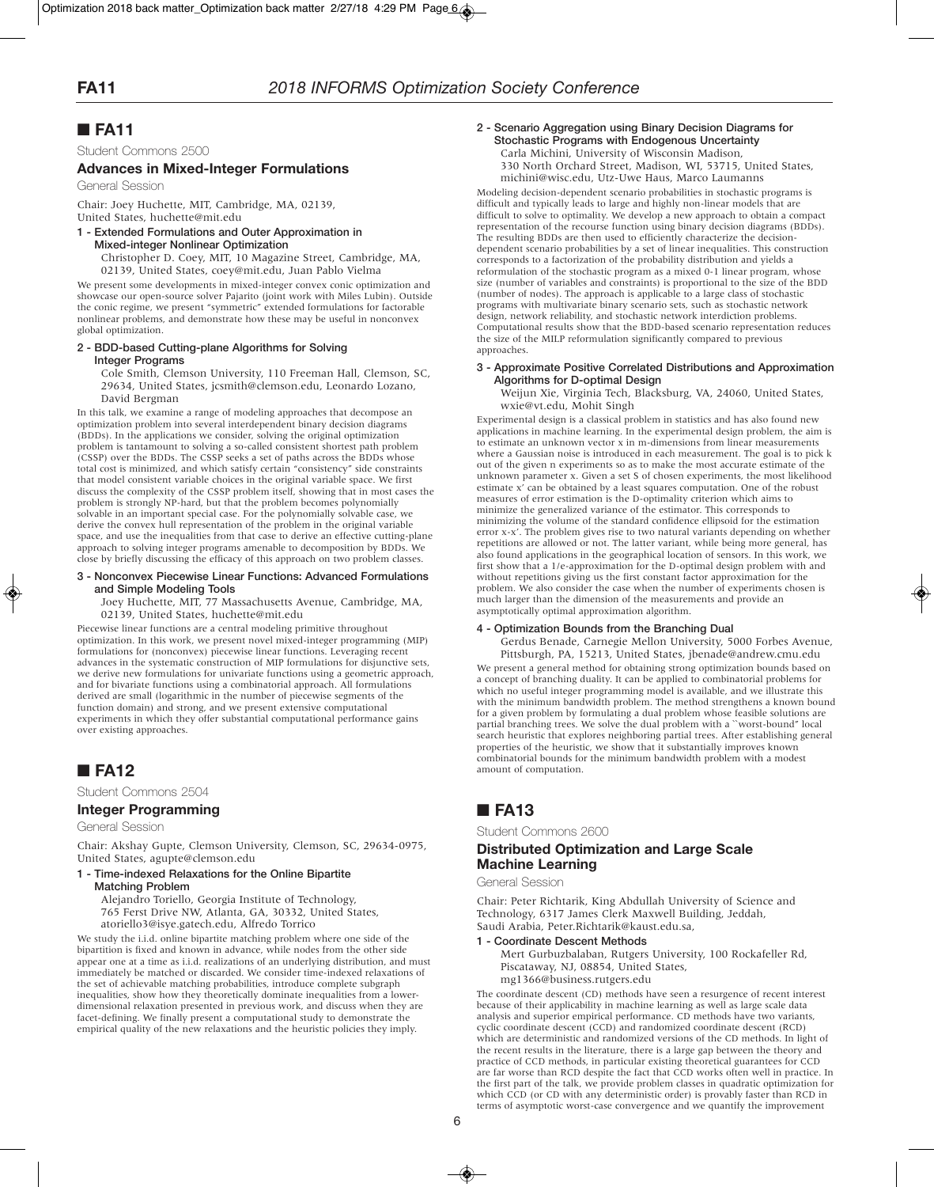## ■ FA11

Student Commons 2500

### Advances in Mixed-Integer Formulations

General Session

Chair: Joey Huchette, MIT, Cambridge, MA, 02139, United States, huchette@mit.edu

**1 - Extended Formulations and Outer Approximation in Mixed-integer Nonlinear Optimization**

Christopher D. Coey, MIT, 10 Magazine Street, Cambridge, MA, 02139, United States, coey@mit.edu, Juan Pablo Vielma

We present some developments in mixed-integer convex conic optimization and showcase our open-source solver Pajarito (joint work with Miles Lubin). Outside the conic regime, we present "symmetric" extended formulations for factorable nonlinear problems, and demonstrate how these may be useful in nonconvex global optimization.

**2 - BDD-based Cutting-plane Algorithms for Solving Integer Programs**

Cole Smith, Clemson University, 110 Freeman Hall, Clemson, SC, 29634, United States, jcsmith@clemson.edu, Leonardo Lozano, David Bergman

In this talk, we examine a range of modeling approaches that decompose an optimization problem into several interdependent binary decision diagrams (BDDs). In the applications we consider, solving the original optimization problem is tantamount to solving a so-called consistent shortest path problem (CSSP) over the BDDs. The CSSP seeks a set of paths across the BDDs whose total cost is minimized, and which satisfy certain "consistency" side constraints that model consistent variable choices in the original variable space. We first discuss the complexity of the CSSP problem itself, showing that in most cases the problem is strongly NP-hard, but that the problem becomes polynomially solvable in an important special case. For the polynomially solvable case, we derive the convex hull representation of the problem in the original variable space, and use the inequalities from that case to derive an effective cutting-plane approach to solving integer programs amenable to decomposition by BDDs. We close by briefly discussing the efficacy of this approach on two problem classes.

**3 - Nonconvex Piecewise Linear Functions: Advanced Formulations and Simple Modeling Tools**

Joey Huchette, MIT, 77 Massachusetts Avenue, Cambridge, MA, 02139, United States, huchette@mit.edu

Piecewise linear functions are a central modeling primitive throughout optimization. In this work, we present novel mixed-integer programming (MIP) formulations for (nonconvex) piecewise linear functions. Leveraging recent advances in the systematic construction of MIP formulations for disjunctive sets, we derive new formulations for univariate functions using a geometric approach, and for bivariate functions using a combinatorial approach. All formulations derived are small (logarithmic in the number of piecewise segments of the function domain) and strong, and we present extensive computational experiments in which they offer substantial computational performance gains over existing approaches.

## ■ FA12

Student Commons 2504

### Integer Programming

General Session

Chair: Akshay Gupte, Clemson University, Clemson, SC, 29634-0975, United States, agupte@clemson.edu

**1 - Time-indexed Relaxations for the Online Bipartite Matching Problem**

Alejandro Toriello, Georgia Institute of Technology, 765 Ferst Drive NW, Atlanta, GA, 30332, United States, atoriello3@isye.gatech.edu, Alfredo Torrico

We study the i.i.d. online bipartite matching problem where one side of the bipartition is fixed and known in advance, while nodes from the other side appear one at a time as i.i.d. realizations of an underlying distribution, and must immediately be matched or discarded. We consider time-indexed relaxations of the set of achievable matching probabilities, introduce complete subgraph inequalities, show how they theoretically dominate inequalities from a lower-dimensional relaxation presented in previous work, and discuss when they are facet-defining. We finally present a computational study to demonstrate the empirical quality of the new relaxations and the heuristic policies they imply.

**2 - Scenario Aggregation using Binary Decision Diagrams for Stochastic Programs with Endogenous Uncertainty**

Carla Michini, University of Wisconsin Madison, 330 North Orchard Street, Madison, WI, 53715, United States, michini@wisc.edu, Utz-Uwe Haus, Marco Laumanns

Modeling decision-dependent scenario probabilities in stochastic programs is difficult and typically leads to large and highly non-linear models that are difficult to solve to optimality. We develop a new approach to obtain a compact representation of the recourse function using binary decision diagrams (BDDs). The resulting BDDs are then used to efficiently characterize the decision-dependent scenario probabilities by a set of linear inequalities. This construction corresponds to a factorization of the probability distribution and yields a reformulation of the stochastic program as a mixed 0-1 linear program, whose size (number of variables and constraints) is proportional to the size of the BDD (number of nodes). The approach is applicable to a large class of stochastic programs with multivariate binary scenario sets, such as stochastic network design, network reliability, and stochastic network interdiction problems. Computational results show that the BDD-based scenario representation reduces the size of the MILP reformulation significantly compared to previous approaches.

**3 - Approximate Positive Correlated Distributions and Approximation Algorithms for D-optimal Design**

Weijun Xie, Virginia Tech, Blacksburg, VA, 24060, United States, wxie@vt.edu, Mohit Singh

Experimental design is a classical problem in statistics and has also found new applications in machine learning. In the experimental design problem, the aim is to estimate an unknown vector x in m-dimensions from linear measurements where a Gaussian noise is introduced in each measurement. The goal is to pick k out of the given n experiments so as to make the most accurate estimate of the unknown parameter x. Given a set S of chosen experiments, the most likelihood estimate x' can be obtained by a least squares computation. One of the robust measures of error estimation is the D-optimality criterion which aims to minimize the generalized variance of the estimator. This corresponds to minimizing the volume of the standard confidence ellipsoid for the estimation error x-x'. The problem gives rise to two natural variants depending on whether repetitions are allowed or not. The latter variant, while being more general, has also found applications in the geographical location of sensors. In this work, we first show that a 1/e-approximation for the D-optimal design problem with and without repetitions giving us the first constant factor approximation for the problem. We also consider the case when the number of experiments chosen is much larger than the dimension of the measurements and provide an asymptotically optimal approximation algorithm.

**4 - Optimization Bounds from the Branching Dual**

Gerdus Benade, Carnegie Mellon University, 5000 Forbes Avenue, Pittsburgh, PA, 15213, United States, jbenade@andrew.cmu.edu

We present a general method for obtaining strong optimization bounds based on a concept of branching duality. It can be applied to combinatorial problems for which no useful integer programming model is available, and we illustrate this with the minimum bandwidth problem. The method strengthens a known bound for a given problem by formulating a dual problem whose feasible solutions are partial branching trees. We solve the dual problem with a ``worst-bound" local search heuristic that explores neighboring partial trees. After establishing general properties of the heuristic, we show that it substantially improves known combinatorial bounds for the minimum bandwidth problem with a modest amount of computation.

## ■ FA13

Student Commons 2600

### Distributed Optimization and Large Scale Machine Learning

General Session

Chair: Peter Richtarik, King Abdullah University of Science and Technology, 6317 James Clerk Maxwell Building, Jeddah, Saudi Arabia, Peter.Richtarik@kaust.edu.sa,

**1 - Coordinate Descent Methods**

Mert Gurbuzbalaban, Rutgers University, 100 Rockafeller Rd, Piscataway, NJ, 08854, United States, mg1366@business.rutgers.edu

The coordinate descent (CD) methods have seen a resurgence of recent interest because of their applicability in machine learning as well as large scale data analysis and superior empirical performance. CD methods have two variants, cyclic coordinate descent (CCD) and randomized coordinate descent (RCD) which are deterministic and randomized versions of the CD methods. In light of the recent results in the literature, there is a large gap between the theory and practice of CCD methods, in particular existing theoretical guarantees for CCD are far worse than RCD despite the fact that CCD works often well in practice. In the first part of the talk, we provide problem classes in quadratic optimization for which CCD (or CD with any deterministic order) is provably faster than RCD in terms of asymptotic worst-case convergence and we quantify the improvement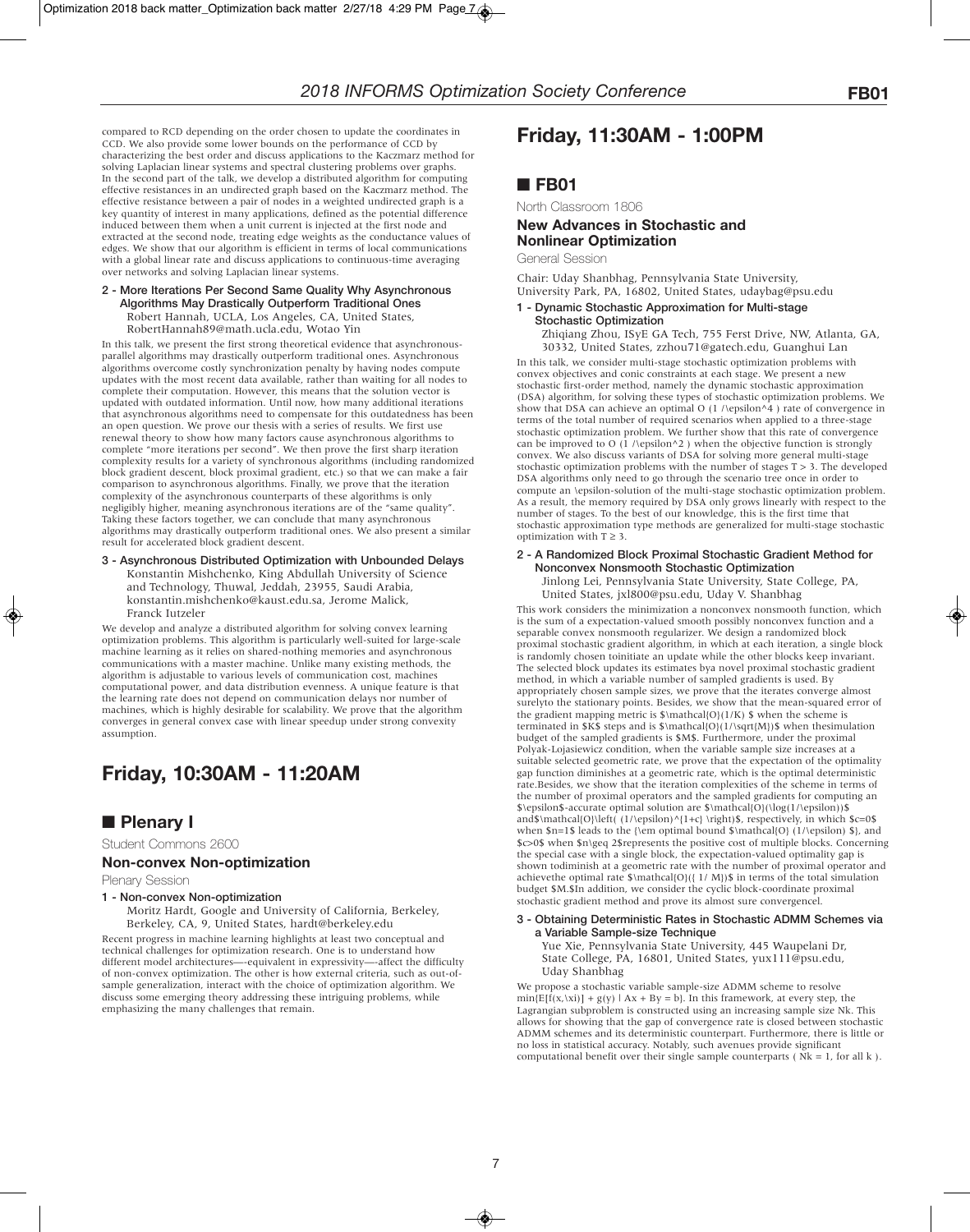compared to RCD depending on the order chosen to update the coordinates in CCD. We also provide some lower bounds on the performance of CCD by characterizing the best order and discuss applications to the Kaczmarz method for solving Laplacian linear systems and spectral clustering problems over graphs. In the second part of the talk, we develop a distributed algorithm for computing effective resistances in an undirected graph based on the Kaczmarz method. The effective resistance between a pair of nodes in a weighted undirected graph is a key quantity of interest in many applications, defined as the potential difference induced between them when a unit current is injected at the first node and extracted at the second node, treating edge weights as the conductance values of edges. We show that our algorithm is efficient in terms of local communications with a global linear rate and discuss applications to continuous-time averaging over networks and solving Laplacian linear systems.

**2 - More Iterations Per Second Same Quality Why Asynchronous Algorithms May Drastically Outperform Traditional Ones**

Robert Hannah, UCLA, Los Angeles, CA, United States, RobertHannah89@math.ucla.edu, Wotao Yin

In this talk, we present the first strong theoretical evidence that asynchronous-parallel algorithms may drastically outperform traditional ones. Asynchronous algorithms overcome costly synchronization penalty by having nodes compute updates with the most recent data available, rather than waiting for all nodes to complete their computation. However, this means that the solution vector is updated with outdated information. Until now, how many additional iterations that asynchronous algorithms need to compensate for this outdatedness has been an open question. We prove our thesis with a series of results. We first use renewal theory to show how many factors cause asynchronous algorithms to complete "more iterations per second". We then prove the first sharp iteration complexity results for a variety of synchronous algorithms (including randomized block gradient descent, block proximal gradient, etc.) so that we can make a fair comparison to asynchronous algorithms. Finally, we prove that the iteration complexity of the asynchronous counterparts of these algorithms is only negligibly higher, meaning asynchronous iterations are of the "same quality". Taking these factors together, we can conclude that many asynchronous algorithms may drastically outperform traditional ones. We also present a similar result for accelerated block gradient descent.

**3 - Asynchronous Distributed Optimization with Unbounded Delays**

Konstantin Mishchenko, King Abdullah University of Science and Technology, Thuwal, Jeddah, 23955, Saudi Arabia, konstantin.mishchenko@kaust.edu.sa, Jerome Malick, Franck Iutzeler

We develop and analyze a distributed algorithm for solving convex learning optimization problems. This algorithm is particularly well-suited for large-scale machine learning as it relies on shared-nothing memories and asynchronous communications with a master machine. Unlike many existing methods, the algorithm is adjustable to various levels of communication cost, machines computational power, and data distribution evenness. A unique feature is that the learning rate does not depend on communication delays nor number of machines, which is highly desirable for scalability. We prove that the algorithm converges in general convex case with linear speedup under strong convexity assumption.

# Friday, 10:30AM - 11:20AM

## ■ Plenary I

Student Commons 2600

### Non-convex Non-optimization

Plenary Session

**1 - Non-convex Non-optimization**

Moritz Hardt, Google and University of California, Berkeley, Berkeley, CA, 9, United States, hardt@berkeley.edu

Recent progress in machine learning highlights at least two conceptual and technical challenges for optimization research. One is to understand how different model architectures—-equivalent in expressivity—-affect the difficulty of non-convex optimization. The other is how external criteria, such as out-of-sample generalization, interact with the choice of optimization algorithm. We discuss some emerging theory addressing these intriguing problems, while emphasizing the many challenges that remain.

# Friday, 11:30AM - 1:00PM

## ■ FB01

North Classroom 1806

### New Advances in Stochastic and Nonlinear Optimization

General Session

Chair: Uday Shanbhag, Pennsylvania State University, University Park, PA, 16802, United States, udaybag@psu.edu

**1 - Dynamic Stochastic Approximation for Multi-stage Stochastic Optimization**

Zhiqiang Zhou, ISyE GA Tech, 755 Ferst Drive, NW, Atlanta, GA, 30332, United States, zzhou71@gatech.edu, Guanghui Lan

In this talk, we consider multi-stage stochastic optimization problems with convex objectives and conic constraints at each stage. We present a new stochastic first-order method, namely the dynamic stochastic approximation (DSA) algorithm, for solving these types of stochastic optimization problems. We show that DSA can achieve an optimal O (1 /\epsilon^4 ) rate of convergence in terms of the total number of required scenarios when applied to a three-stage stochastic optimization problem. We further show that this rate of convergence can be improved to O (1 /\epsilon^2 ) when the objective function is strongly convex. We also discuss variants of DSA for solving more general multi-stage stochastic optimization problems with the number of stages T > 3. The developed DSA algorithms only need to go through the scenario tree once in order to compute an \epsilon-solution of the multi-stage stochastic optimization problem. As a result, the memory required by DSA only grows linearly with respect to the number of stages. To the best of our knowledge, this is the first time that stochastic approximation type methods are generalized for multi-stage stochastic optimization with T ≥ 3.

**2 - A Randomized Block Proximal Stochastic Gradient Method for Nonconvex Nonsmooth Stochastic Optimization**

Jinlong Lei, Pennsylvania State University, State College, PA, United States, jxl800@psu.edu, Uday V. Shanbhag

This work considers the minimization a nonconvex nonsmooth function, which is the sum of a expectation-valued smooth possibly nonconvex function and a separable convex nonsmooth regularizer. We design a randomized block proximal stochastic gradient algorithm, in which at each iteration, a single block is randomly chosen toinitiate an update while the other blocks keep invariant. The selected block updates its estimates bya novel proximal stochastic gradient method, in which a variable number of sampled gradients is used. By appropriately chosen sample sizes, we prove that the iterates converge almost surelyto the stationary points. Besides, we show that the mean-squared error of the gradient mapping metric is $\mathcal{O}(1/K) $ when the scheme is terminated in $K$ steps and is $\mathcal{O}(1/\sqrt{M})$ when thesimulation budget of the sampled gradients is $M$. Furthermore, under the proximal Polyak-Lojasiewicz condition, when the variable sample size increases at a suitable selected geometric rate, we prove that the expectation of the optimality gap function diminishes at a geometric rate, which is the optimal deterministic rate.Besides, we show that the iteration complexities of the scheme in terms of the number of proximal operators and the sampled gradients for computing an $\epsilon$-accurate optimal solution are $\mathcal{O}(\log(1/\epsilon))$ and$\mathcal{O}\left( (1/\epsilon)^{1+c} \right)$, respectively, in which $c=0$ when $n=1$ leads to the {\em optimal bound $\mathcal{O} (1/\epsilon) $}, and $c>0$ when $n\geq 2$represents the positive cost of multiple blocks. Concerning the special case with a single block, the expectation-valued optimality gap is shown todiminish at a geometric rate with the number of proximal operator and achievethe optimal rate $\mathcal{O}({ 1/ M})$ in terms of the total simulation budget $M.$In addition, we consider the cyclic block-coordinate proximal stochastic gradient method and prove its almost sure convergecel.

**3 - Obtaining Deterministic Rates in Stochastic ADMM Schemes via a Variable Sample-size Technique**

Yue Xie, Pennsylvania State University, 445 Waupelani Dr, State College, PA, 16801, United States, yux111@psu.edu, Uday Shanbhag

We propose a stochastic variable sample-size ADMM scheme to resolve min{E[f(x,\xi)] + g(y) | Ax + By = b}. In this framework, at every step, the Lagrangian subproblem is constructed using an increasing sample size Nk. This allows for showing that the gap of convergence rate is closed between stochastic ADMM schemes and its deterministic counterpart. Furthermore, there is little or no loss in statistical accuracy. Notably, such avenues provide significant computational benefit over their single sample counterparts ( Nk = 1, for all k ).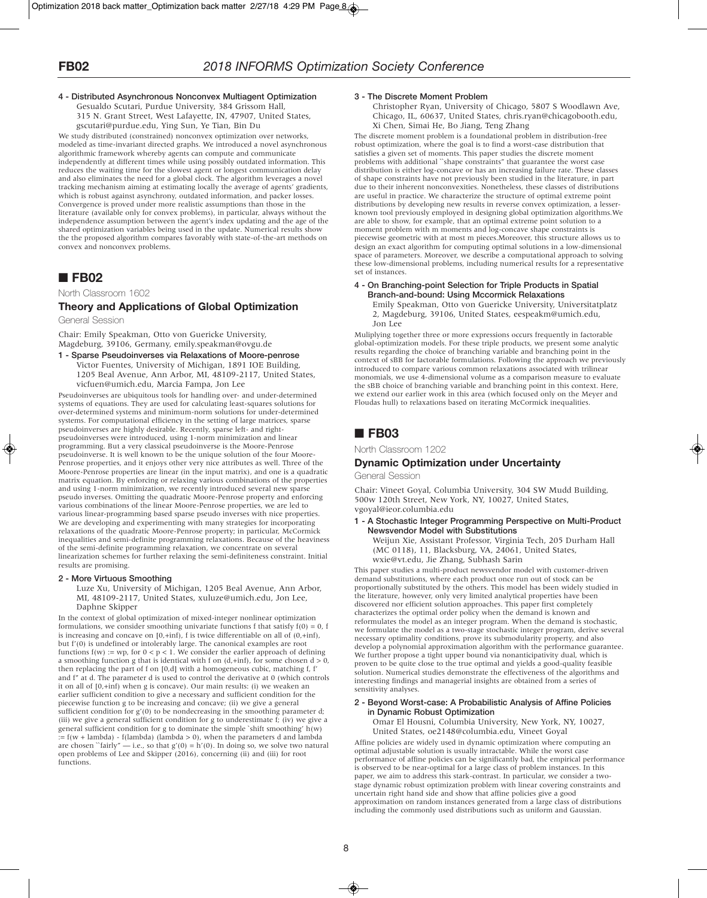#### 4 - Distributed Asynchronous Nonconvex Multiagent Optimization

Gesualdo Scutari, Purdue University, 384 Grissom Hall, 315 N. Grant Street, West Lafayette, IN, 47907, United States, gscutari@purdue.edu, Ying Sun, Ye Tian, Bin Du

We study distributed (constrained) nonconvex optimization over networks, modeled as time-invariant directed graphs. We introduced a novel asynchronous algorithmic framework whereby agents can compute and communicate independently at different times while using possibly outdated information. This reduces the waiting time for the slowest agent or longest communication delay and also eliminates the need for a global clock. The algorithm leverages a novel tracking mechanism aiming at estimating locally the average of agents' gradients, which is robust against asynchrony, outdated information, and packer losses. Convergence is proved under more realistic assumptions than those in the literature (available only for convex problems), in particular, always without the independence assumption between the agent's index updating and the age of the shared optimization variables being used in the update. Numerical results show the the proposed algorithm compares favorably with state-of-the-art methods on convex and nonconvex problems.

## ■ FB02

North Classroom 1602

### Theory and Applications of Global Optimization

General Session

Chair: Emily Speakman, Otto von Guericke University, Magdeburg, 39106, Germany, emily.speakman@ovgu.de

#### 1 - Sparse Pseudoinverses via Relaxations of Moore-penrose

Victor Fuentes, University of Michigan, 1891 IOE Building, 1205 Beal Avenue, Ann Arbor, MI, 48109-2117, United States, vicfuen@umich.edu, Marcia Fampa, Jon Lee

Pseudoinverses are ubiquitous tools for handling over- and under-determined systems of equations. They are used for calculating least-squares solutions for over-determined systems and minimum-norm solutions for under-determined systems. For computational efficiency in the setting of large matrices, sparse pseudoinverses are highly desirable. Recently, sparse left- and right-pseudoinverses were introduced, using 1-norm minimization and linear programming. But a very classical pseudoinverse is the Moore-Penrose pseudoinverse. It is well known to be the unique solution of the four Moore-Penrose properties, and it enjoys other very nice attributes as well. Three of the Moore-Penrose properties are linear (in the input matrix), and one is a quadratic matrix equation. By enforcing or relaxing various combinations of the properties and using 1-norm minimization, we recently introduced several new sparse pseudo inverses. Omitting the quadratic Moore-Penrose property and enforcing various combinations of the linear Moore-Penrose properties, we are led to various linear-programming based sparse pseudo inverses with nice properties. We are developing and experimenting with many strategies for incorporating relaxations of the quadratic Moore-Penrose property; in particular, McCormick inequalities and semi-definite programming relaxations. Because of the heaviness of the semi-definite programming relaxation, we concentrate on several linearization schemes for further relaxing the semi-definiteness constraint. Initial results are promising.

#### 2 - More Virtuous Smoothing

Luze Xu, University of Michigan, 1205 Beal Avenue, Ann Arbor, MI, 48109-2117, United States, xuluze@umich.edu, Jon Lee, Daphne Skipper

In the context of global optimization of mixed-integer nonlinear optimization formulations, we consider smoothing univariate functions f that satisfy $f(0) = 0$, f is increasing and concave on [0,+inf), f is twice differentiable on all of (0,+inf), but $f'(0)$ is undefined or intolerably large. The canonical examples are root functions $f(w) := wp$, for $0 < p < 1$. We consider the earlier approach of defining a smoothing function g that is identical with f on (d,+inf), for some chosen $d > 0$, then replacing the part of f on [0,d] with a homogeneous cubic, matching f, f' and f" at d. The parameter d is used to control the derivative at 0 (which controls it on all of [0,+inf) when g is concave). Our main results: (i) we weaken an earlier sufficient condition to give a necessary and sufficient condition for the piecewise function g to be increasing and concave; (ii) we give a general sufficient condition for $g'(0)$ to be nondecreasing in the smoothing parameter d; (iii) we give a general sufficient condition for g to underestimate f; (iv) we give a general sufficient condition for g to dominate the simple `shift smoothing' $h(w) := f(w + \lambda) - f(\lambda)$ ($\lambda > 0$), when the parameters d and lambda are chosen ``fairly" — i.e., so that $g'(0) = h'(0)$. In doing so, we solve two natural open problems of Lee and Skipper (2016), concerning (ii) and (iii) for root functions.

#### 3 - The Discrete Moment Problem

Christopher Ryan, University of Chicago, 5807 S Woodlawn Ave, Chicago, IL, 60637, United States, chris.ryan@chicagobooth.edu, Xi Chen, Simai He, Bo Jiang, Teng Zhang

The discrete moment problem is a foundational problem in distribution-free robust optimization, where the goal is to find a worst-case distribution that satisfies a given set of moments. This paper studies the discrete moment problems with additional ``shape constraints" that guarantee the worst case distribution is either log-concave or has an increasing failure rate. These classes of shape constraints have not previously been studied in the literature, in part due to their inherent nonconvexities. Nonetheless, these classes of distributions are useful in practice. We characterize the structure of optimal extreme point distributions by developing new results in reverse convex optimization, a lesser-known tool previously employed in designing global optimization algorithms.We are able to show, for example, that an optimal extreme point solution to a moment problem with m moments and log-concave shape constraints is piecewise geometric with at most m pieces.Moreover, this structure allows us to design an exact algorithm for computing optimal solutions in a low-dimensional space of parameters. Moreover, we describe a computational approach to solving these low-dimensional problems, including numerical results for a representative set of instances.

#### 4 - On Branching-point Selection for Triple Products in Spatial Branch-and-bound: Using Mccormick Relaxations

Emily Speakman, Otto von Guericke University, Universitatplatz 2, Magdeburg, 39106, United States, eespeakm@umich.edu, Jon Lee

Muliplying together three or more expressions occurs frequently in factorable global-optimization models. For these triple products, we present some analytic results regarding the choice of branching variable and branching point in the context of sBB for factorable formulations. Following the approach we previously introduced to compare various common relaxations associated with trilinear monomials, we use 4-dimensional volume as a comparison measure to evaluate the sBB choice of branching variable and branching point in this context. Here, we extend our earlier work in this area (which focused only on the Meyer and Floudas hull) to relaxations based on iterating McCormick inequalities.

## ■ FB03

North Classroom 1202

### Dynamic Optimization under Uncertainty

General Session

Chair: Vineet Goyal, Columbia University, 304 SW Mudd Building, 500w 120th Street, New York, NY, 10027, United States, vgoyal@ieor.columbia.edu

#### 1 - A Stochastic Integer Programming Perspective on Multi-Product Newsvendor Model with Substitutions

Weijun Xie, Assistant Professor, Virginia Tech, 205 Durham Hall (MC 0118), 11, Blacksburg, VA, 24061, United States, wxie@vt.edu, Jie Zhang, Subhash Sarin

This paper studies a multi-product newsvendor model with customer-driven demand substitutions, where each product once run out of stock can be proportionally substituted by the others. This model has been widely studied in the literature, however, only very limited analytical properties have been discovered nor efficient solution approaches. This paper first completely characterizes the optimal order policy when the demand is known and reformulates the model as an integer program. When the demand is stochastic, we formulate the model as a two-stage stochastic integer program, derive several necessary optimality conditions, prove its submodularity property, and also develop a polynomial approximation algorithm with the performance guarantee. We further propose a tight upper bound via nonanticipativity dual, which is proven to be quite close to the true optimal and yields a good-quality feasible solution. Numerical studies demonstrate the effectiveness of the algorithms and interesting findings and managerial insights are obtained from a series of sensitivity analyses.

#### 2 - Beyond Worst-case: A Probabilistic Analysis of Affine Policies in Dynamic Robust Optimization

Omar El Housni, Columbia University, New York, NY, 10027, United States, oe2148@columbia.edu, Vineet Goyal

Affine policies are widely used in dynamic optimization where computing an optimal adjustable solution is usually intractable. While the worst case performance of affine policies can be significantly bad, the empirical performance is observed to be near-optimal for a large class of problem instances. In this paper, we aim to address this stark-contrast. In particular, we consider a two-stage dynamic robust optimization problem with linear covering constraints and uncertain right hand side and show that affine policies give a good approximation on random instances generated from a large class of distributions including the commonly used distributions such as uniform and Gaussian.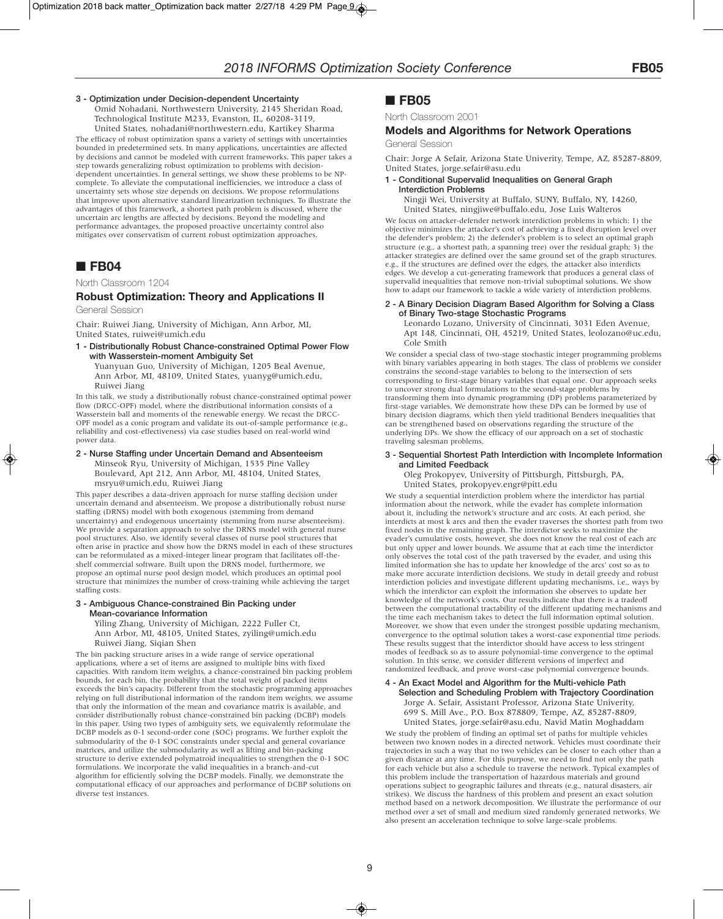**3 - Optimization under Decision-dependent Uncertainty**

Omid Nohadani, Northwestern University, 2145 Sheridan Road, Technological Institute M233, Evanston, IL, 60208-3119, United States, nohadani@northwestern.edu, Kartikey Sharma

The efficacy of robust optimization spans a variety of settings with uncertainties bounded in predetermined sets. In many applications, uncertainties are affected by decisions and cannot be modeled with current frameworks. This paper takes a step towards generalizing robust optimization to problems with decision-dependent uncertainties. In general settings, we show these problems to be NP-complete. To alleviate the computational inefficiencies, we introduce a class of uncertainty sets whose size depends on decisions. We propose reformulations that improve upon alternative standard linearization techniques. To illustrate the advantages of this framework, a shortest path problem is discussed, where the uncertain arc lengths are affected by decisions. Beyond the modeling and performance advantages, the proposed proactive uncertainty control also mitigates over conservatism of current robust optimization approaches.

## ■ FB04

North Classroom 1204

### Robust Optimization: Theory and Applications II

General Session

Chair: Ruiwei Jiang, University of Michigan, Ann Arbor, MI, United States, ruiwei@umich.edu

**1 - Distributionally Robust Chance-constrained Optimal Power Flow with Wasserstein-moment Ambiguity Set**

Yuanyuan Guo, University of Michigan, 1205 Beal Avenue, Ann Arbor, MI, 48109, United States, yuanyg@umich.edu, Ruiwei Jiang

In this talk, we study a distributionally robust chance-constrained optimal power flow (DRCC-OPF) model, where the distributional information consists of a Wasserstein ball and moments of the renewable energy. We recast the DRCC-OPF model as a conic program and validate its out-of-sample performance (e.g., reliability and cost-effectiveness) via case studies based on real-world wind power data.

**2 - Nurse Staffing under Uncertain Demand and Absenteeism**

Minseok Ryu, University of Michigan, 1535 Pine Valley Boulevard, Apt 212, Ann Arbor, MI, 48104, United States, msryu@umich.edu, Ruiwei Jiang

This paper describes a data-driven approach for nurse staffing decision under uncertain demand and absenteeism. We propose a distributionally robust nurse staffing (DRNS) model with both exogenous (stemming from demand uncertainty) and endogenous uncertainty (stemming from nurse absenteeism). We provide a separation approach to solve the DRNS model with general nurse pool structures. Also, we identify several classes of nurse pool structures that often arise in practice and show how the DRNS model in each of these structures can be reformulated as a mixed-integer linear program that facilitates off-the-shelf commercial software. Built upon the DRNS model, furthermore, we propose an optimal nurse pool design model, which produces an optimal pool structure that minimizes the number of cross-training while achieving the target staffing costs.

**3 - Ambiguous Chance-constrained Bin Packing under Mean-covariance Information**

Yiling Zhang, University of Michigan, 2222 Fuller Ct, Ann Arbor, MI, 48105, United States, zyiling@umich.edu Ruiwei Jiang, Siqian Shen

The bin packing structure arises in a wide range of service operational applications, where a set of items are assigned to multiple bins with fixed capacities. With random item weights, a chance-constrained bin packing problem bounds, for each bin, the probability that the total weight of packed items exceeds the bin's capacity. Different from the stochastic programming approaches relying on full distributional information of the random item weights, we assume that only the information of the mean and covariance matrix is available, and consider distributionally robust chance-constrained bin packing (DCBP) models in this paper. Using two types of ambiguity sets, we equivalently reformulate the DCBP models as 0-1 second-order cone (SOC) programs. We further exploit the submodularity of the 0-1 SOC constraints under special and general covariance matrices, and utilize the submodularity as well as lifting and bin-packing structure to derive extended polymatroid inequalities to strengthen the 0-1 SOC formulations. We incorporate the valid inequalities in a branch-and-cut algorithm for efficiently solving the DCBP models. Finally, we demonstrate the computational efficacy of our approaches and performance of DCBP solutions on diverse test instances.

## ■ FB05

North Classroom 2001

### Models and Algorithms for Network Operations

General Session

Chair: Jorge A Sefair, Arizona State Univerity, Tempe, AZ, 85287-8809, United States, jorge.sefair@asu.edu

**1 - Conditional Supervalid Inequalities on General Graph Interdiction Problems**

Ningji Wei, University at Buffalo, SUNY, Buffalo, NY, 14260, United States, ningjiwe@buffalo.edu, Jose Luis Walteros

We focus on attacker-defender network interdiction problems in which: 1) the objective minimizes the attacker's cost of achieving a fixed disruption level over the defender's problem; 2) the defender's problem is to select an optimal graph structure (e.g., a shortest path, a spanning tree) over the residual graph; 3) the attacker strategies are defined over the same ground set of the graph structures. e.g., if the structures are defined over the edges, the attacker also interdicts edges. We develop a cut-generating framework that produces a general class of supervalid inequalities that remove non-trivial suboptimal solutions. We show how to adapt our framework to tackle a wide variety of interdiction problems.

**2 - A Binary Decision Diagram Based Algorithm for Solving a Class of Binary Two-stage Stochastic Programs**

Leonardo Lozano, University of Cincinnati, 3031 Eden Avenue, Apt 148, Cincinnati, OH, 45219, United States, leolozano@uc.edu, Cole Smith

We consider a special class of two-stage stochastic integer programming problems with binary variables appearing in both stages. The class of problems we consider constrains the second-stage variables to belong to the intersection of sets corresponding to first-stage binary variables that equal one. Our approach seeks to uncover strong dual formulations to the second-stage problems by transforming them into dynamic programming (DP) problems parameterized by first-stage variables. We demonstrate how these DPs can be formed by use of binary decision diagrams, which then yield traditional Benders inequalities that can be strengthened based on observations regarding the structure of the underlying DPs. We show the efficacy of our approach on a set of stochastic traveling salesman problems.

**3 - Sequential Shortest Path Interdiction with Incomplete Information and Limited Feedback**

Oleg Prokopyev, University of Pittsburgh, Pittsburgh, PA, United States, prokopyev.engr@pitt.edu

We study a sequential interdiction problem where the interdictor has partial information about the network, while the evader has complete information about it, including the network's structure and arc costs. At each period, she interdicts at most k arcs and then the evader traverses the shortest path from two fixed nodes in the remaining graph. The interdictor seeks to maximize the evader's cumulative costs, however, she does not know the real cost of each arc but only upper and lower bounds. We assume that at each time the interdictor only observes the total cost of the path traversed by the evader, and using this limited information she has to update her knowledge of the arcs' cost so as to make more accurate interdiction decisions. We study in detail greedy and robust interdiction policies and investigate different updating mechanisms, i.e., ways by which the interdictor can exploit the information she observes to update her knowledge of the network's costs. Our results indicate that there is a tradeoff between the computational tractability of the different updating mechanisms and the time each mechanism takes to detect the full information optimal solution. Moreover, we show that even under the strongest possible updating mechanism, convergence to the optimal solution takes a worst-case exponential time periods. These results suggest that the interdictor should have access to less stringent modes of feedback so as to assure polynomial-time convergence to the optimal solution. In this sense, we consider different versions of imperfect and randomized feedback, and prove worst-case polynomial convergence bounds.

**4 - An Exact Model and Algorithm for the Multi-vehicle Path Selection and Scheduling Problem with Trajectory Coordination**

Jorge A. Sefair, Assistant Professor, Arizona State Univerity, 699 S. Mill Ave., P.O. Box 878809, Tempe, AZ, 85287-8809, United States, jorge.sefair@asu.edu, Navid Matin Moghaddam

We study the problem of finding an optimal set of paths for multiple vehicles between two known nodes in a directed network. Vehicles must coordinate their trajectories in such a way that no two vehicles can be closer to each other than a given distance at any time. For this purpose, we need to find not only the path for each vehicle but also a schedule to traverse the network. Typical examples of this problem include the transportation of hazardous materials and ground operations subject to geographic failures and threats (e.g., natural disasters, air strikes). We discuss the hardness of this problem and present an exact solution method based on a network decomposition. We illustrate the performance of our method over a set of small and medium sized randomly generated networks. We also present an acceleration technique to solve large-scale problems.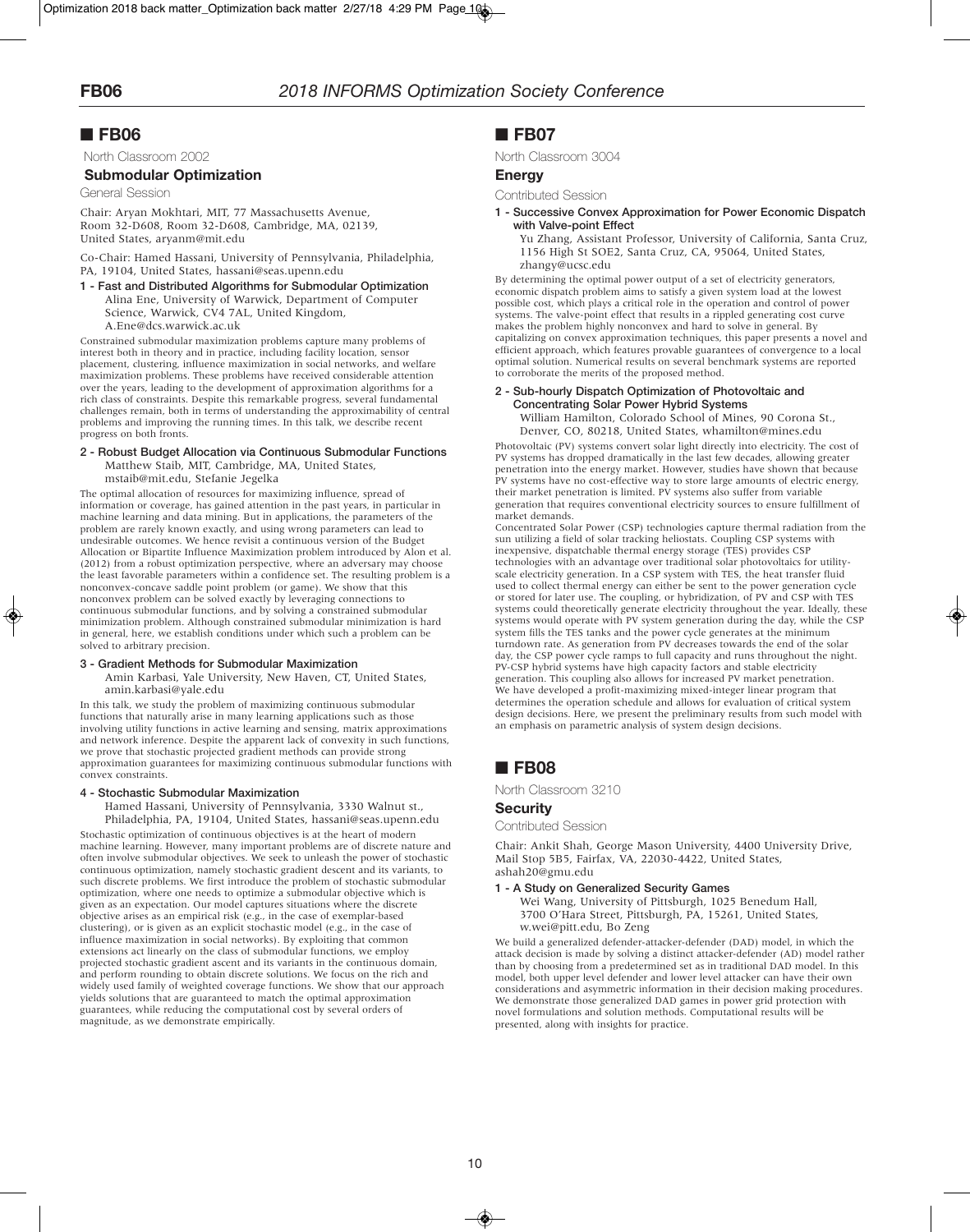## ■ FB06

North Classroom 2002

### Submodular Optimization

General Session

Chair: Aryan Mokhtari, MIT, 77 Massachusetts Avenue, Room 32-D608, Room 32-D608, Cambridge, MA, 02139, United States, aryanm@mit.edu

Co-Chair: Hamed Hassani, University of Pennsylvania, Philadelphia, PA, 19104, United States, hassani@seas.upenn.edu

**1 - Fast and Distributed Algorithms for Submodular Optimization**

Alina Ene, University of Warwick, Department of Computer Science, Warwick, CV4 7AL, United Kingdom, A.Ene@dcs.warwick.ac.uk

Constrained submodular maximization problems capture many problems of interest both in theory and in practice, including facility location, sensor placement, clustering, influence maximization in social networks, and welfare maximization problems. These problems have received considerable attention over the years, leading to the development of approximation algorithms for a rich class of constraints. Despite this remarkable progress, several fundamental challenges remain, both in terms of understanding the approximability of central problems and improving the running times. In this talk, we describe recent progress on both fronts.

**2 - Robust Budget Allocation via Continuous Submodular Functions**

Matthew Staib, MIT, Cambridge, MA, United States, mstaib@mit.edu, Stefanie Jegelka

The optimal allocation of resources for maximizing influence, spread of information or coverage, has gained attention in the past years, in particular in machine learning and data mining. But in applications, the parameters of the problem are rarely known exactly, and using wrong parameters can lead to undesirable outcomes. We hence revisit a continuous version of the Budget Allocation or Bipartite Influence Maximization problem introduced by Alon et al. (2012) from a robust optimization perspective, where an adversary may choose the least favorable parameters within a confidence set. The resulting problem is a nonconvex-concave saddle point problem (or game). We show that this nonconvex problem can be solved exactly by leveraging connections to continuous submodular functions, and by solving a constrained submodular minimization problem. Although constrained submodular minimization is hard in general, here, we establish conditions under which such a problem can be solved to arbitrary precision.

**3 - Gradient Methods for Submodular Maximization**

Amin Karbasi, Yale University, New Haven, CT, United States, amin.karbasi@yale.edu

In this talk, we study the problem of maximizing continuous submodular functions that naturally arise in many learning applications such as those involving utility functions in active learning and sensing, matrix approximations and network inference. Despite the apparent lack of convexity in such functions, we prove that stochastic projected gradient methods can provide strong approximation guarantees for maximizing continuous submodular functions with convex constraints.

**4 - Stochastic Submodular Maximization**

Hamed Hassani, University of Pennsylvania, 3330 Walnut st., Philadelphia, PA, 19104, United States, hassani@seas.upenn.edu

Stochastic optimization of continuous objectives is at the heart of modern machine learning. However, many important problems are of discrete nature and often involve submodular objectives. We seek to unleash the power of stochastic continuous optimization, namely stochastic gradient descent and its variants, to such discrete problems. We first introduce the problem of stochastic submodular optimization, where one needs to optimize a submodular objective which is given as an expectation. Our model captures situations where the discrete objective arises as an empirical risk (e.g., in the case of exemplar-based clustering), or is given as an explicit stochastic model (e.g., in the case of influence maximization in social networks). By exploiting that common extensions act linearly on the class of submodular functions, we employ projected stochastic gradient ascent and its variants in the continuous domain, and perform rounding to obtain discrete solutions. We focus on the rich and widely used family of weighted coverage functions. We show that our approach yields solutions that are guaranteed to match the optimal approximation guarantees, while reducing the computational cost by several orders of magnitude, as we demonstrate empirically.

## ■ FB07

North Classroom 3004

### Energy

Contributed Session

**1 - Successive Convex Approximation for Power Economic Dispatch with Valve-point Effect**

Yu Zhang, Assistant Professor, University of California, Santa Cruz, 1156 High St SOE2, Santa Cruz, CA, 95064, United States, zhangy@ucsc.edu

By determining the optimal power output of a set of electricity generators, economic dispatch problem aims to satisfy a given system load at the lowest possible cost, which plays a critical role in the operation and control of power systems. The valve-point effect that results in a rippled generating cost curve makes the problem highly nonconvex and hard to solve in general. By capitalizing on convex approximation techniques, this paper presents a novel and efficient approach, which features provable guarantees of convergence to a local optimal solution. Numerical results on several benchmark systems are reported to corroborate the merits of the proposed method.

**2 - Sub-hourly Dispatch Optimization of Photovoltaic and Concentrating Solar Power Hybrid Systems**

William Hamilton, Colorado School of Mines, 90 Corona St., Denver, CO, 80218, United States, whamilton@mines.edu

Photovoltaic (PV) systems convert solar light directly into electricity. The cost of PV systems has dropped dramatically in the last few decades, allowing greater penetration into the energy market. However, studies have shown that because PV systems have no cost-effective way to store large amounts of electric energy, their market penetration is limited. PV systems also suffer from variable generation that requires conventional electricity sources to ensure fulfillment of market demands.

Concentrated Solar Power (CSP) technologies capture thermal radiation from the sun utilizing a field of solar tracking heliostats. Coupling CSP systems with inexpensive, dispatchable thermal energy storage (TES) provides CSP technologies with an advantage over traditional solar photovoltaics for utility-scale electricity generation. In a CSP system with TES, the heat transfer fluid used to collect thermal energy can either be sent to the power generation cycle or stored for later use. The coupling, or hybridization, of PV and CSP with TES systems could theoretically generate electricity throughout the year. Ideally, these systems would operate with PV system generation during the day, while the CSP system fills the TES tanks and the power cycle generates at the minimum turndown rate. As generation from PV decreases towards the end of the solar day, the CSP power cycle ramps to full capacity and runs throughout the night. PV-CSP hybrid systems have high capacity factors and stable electricity generation. This coupling also allows for increased PV market penetration.

We have developed a profit-maximizing mixed-integer linear program that determines the operation schedule and allows for evaluation of critical system design decisions. Here, we present the preliminary results from such model with an emphasis on parametric analysis of system design decisions.

## ■ FB08

North Classroom 3210

### Security

Contributed Session

Chair: Ankit Shah, George Mason University, 4400 University Drive, Mail Stop 5B5, Fairfax, VA, 22030-4422, United States, ashah20@gmu.edu

**1 - A Study on Generalized Security Games**

Wei Wang, University of Pittsburgh, 1025 Benedum Hall, 3700 O'Hara Street, Pittsburgh, PA, 15261, United States, w.wei@pitt.edu, Bo Zeng

We build a generalized defender-attacker-defender (DAD) model, in which the attack decision is made by solving a distinct attacker-defender (AD) model rather than by choosing from a predetermined set as in traditional DAD model. In this model, both upper level defender and lower level attacker can have their own considerations and asymmetric information in their decision making procedures. We demonstrate those generalized DAD games in power grid protection with novel formulations and solution methods. Computational results will be presented, along with insights for practice.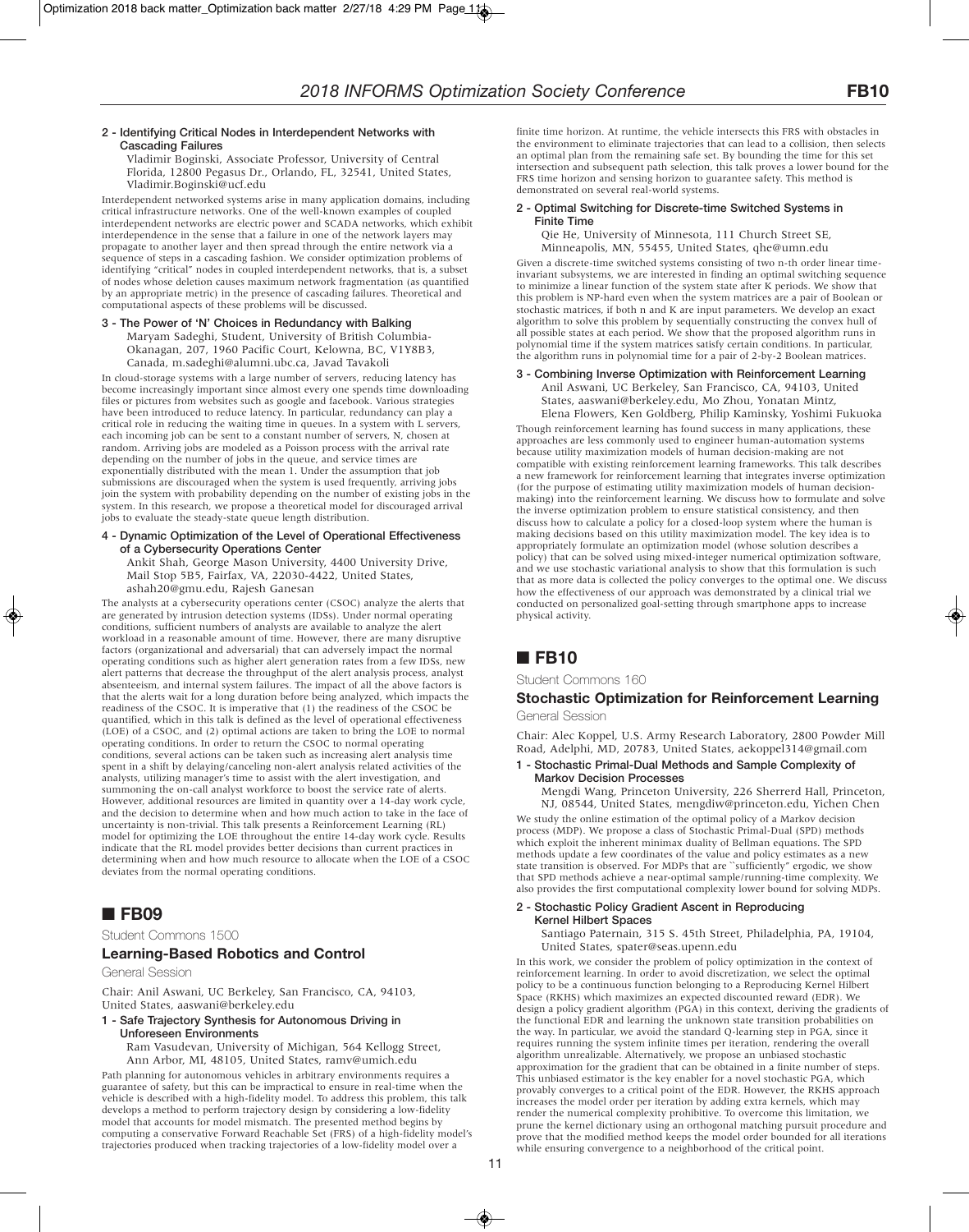**2 - Identifying Critical Nodes in Interdependent Networks with Cascading Failures**

Vladimir Boginski, Associate Professor, University of Central Florida, 12800 Pegasus Dr., Orlando, FL, 32541, United States, Vladimir.Boginski@ucf.edu

Interdependent networked systems arise in many application domains, including critical infrastructure networks. One of the well-known examples of coupled interdependent networks are electric power and SCADA networks, which exhibit interdependence in the sense that a failure in one of the network layers may propagate to another layer and then spread through the entire network via a sequence of steps in a cascading fashion. We consider optimization problems of identifying "critical" nodes in coupled interdependent networks, that is, a subset of nodes whose deletion causes maximum network fragmentation (as quantified by an appropriate metric) in the presence of cascading failures. Theoretical and computational aspects of these problems will be discussed.

**3 - The Power of 'N' Choices in Redundancy with Balking**

Maryam Sadeghi, Student, University of British Columbia-Okanagan, 207, 1960 Pacific Court, Kelowna, BC, V1Y8B3, Canada, m.sadeghi@alumni.ubc.ca, Javad Tavakoli

In cloud-storage systems with a large number of servers, reducing latency has become increasingly important since almost every one spends time downloading files or pictures from websites such as google and facebook. Various strategies have been introduced to reduce latency. In particular, redundancy can play a critical role in reducing the waiting time in queues. In a system with L servers, each incoming job can be sent to a constant number of servers, N, chosen at random. Arriving jobs are modeled as a Poisson process with the arrival rate depending on the number of jobs in the queue, and service times are exponentially distributed with the mean 1. Under the assumption that job submissions are discouraged when the system is used frequently, arriving jobs join the system with probability depending on the number of existing jobs in the system. In this research, we propose a theoretical model for discouraged arrival jobs to evaluate the steady-state queue length distribution.

**4 - Dynamic Optimization of the Level of Operational Effectiveness of a Cybersecurity Operations Center**

Ankit Shah, George Mason University, 4400 University Drive, Mail Stop 5B5, Fairfax, VA, 22030-4422, United States, ashah20@gmu.edu, Rajesh Ganesan

The analysts at a cybersecurity operations center (CSOC) analyze the alerts that are generated by intrusion detection systems (IDSs). Under normal operating conditions, sufficient numbers of analysts are available to analyze the alert workload in a reasonable amount of time. However, there are many disruptive factors (organizational and adversarial) that can adversely impact the normal operating conditions such as higher alert generation rates from a few IDSs, new alert patterns that decrease the throughput of the alert analysis process, analyst absenteeism, and internal system failures. The impact of all the above factors is that the alerts wait for a long duration before being analyzed, which impacts the readiness of the CSOC. It is imperative that (1) the readiness of the CSOC be quantified, which in this talk is defined as the level of operational effectiveness (LOE) of a CSOC, and (2) optimal actions are taken to bring the LOE to normal operating conditions. In order to return the CSOC to normal operating conditions, several actions can be taken such as increasing alert analysis time spent in a shift by delaying/canceling non-alert analysis related activities of the analysts, utilizing manager's time to assist with the alert investigation, and summoning the on-call analyst workforce to boost the service rate of alerts. However, additional resources are limited in quantity over a 14-day work cycle, and the decision to determine when and how much action to take in the face of uncertainty is non-trivial. This talk presents a Reinforcement Learning (RL) model for optimizing the LOE throughout the entire 14-day work cycle. Results indicate that the RL model provides better decisions than current practices in determining when and how much resource to allocate when the LOE of a CSOC deviates from the normal operating conditions.

## ■ FB09

Student Commons 1500

### Learning-Based Robotics and Control

General Session

Chair: Anil Aswani, UC Berkeley, San Francisco, CA, 94103, United States, aaswani@berkeley.edu

**1 - Safe Trajectory Synthesis for Autonomous Driving in Unforeseen Environments**

Ram Vasudevan, University of Michigan, 564 Kellogg Street, Ann Arbor, MI, 48105, United States, ramv@umich.edu

Path planning for autonomous vehicles in arbitrary environments requires a guarantee of safety, but this can be impractical to ensure in real-time when the vehicle is described with a high-fidelity model. To address this problem, this talk develops a method to perform trajectory design by considering a low-fidelity model that accounts for model mismatch. The presented method begins by computing a conservative Forward Reachable Set (FRS) of a high-fidelity model's trajectories produced when tracking trajectories of a low-fidelity model over a finite time horizon. At runtime, the vehicle intersects this FRS with obstacles in the environment to eliminate trajectories that can lead to a collision, then selects an optimal plan from the remaining safe set. By bounding the time for this set intersection and subsequent path selection, this talk proves a lower bound for the FRS time horizon and sensing horizon to guarantee safety. This method is demonstrated on several real-world systems.

**2 - Optimal Switching for Discrete-time Switched Systems in Finite Time**

Qie He, University of Minnesota, 111 Church Street SE, Minneapolis, MN, 55455, United States, qhe@umn.edu

Given a discrete-time switched systems consisting of two n-th order linear time-invariant subsystems, we are interested in finding an optimal switching sequence to minimize a linear function of the system state after K periods. We show that this problem is NP-hard even when the system matrices are a pair of Boolean or stochastic matrices, if both n and K are input parameters. We develop an exact algorithm to solve this problem by sequentially constructing the convex hull of all possible states at each period. We show that the proposed algorithm runs in polynomial time if the system matrices satisfy certain conditions. In particular, the algorithm runs in polynomial time for a pair of 2-by-2 Boolean matrices.

**3 - Combining Inverse Optimization with Reinforcement Learning**

Anil Aswani, UC Berkeley, San Francisco, CA, 94103, United States, aaswani@berkeley.edu, Mo Zhou, Yonatan Mintz, Elena Flowers, Ken Goldberg, Philip Kaminsky, Yoshimi Fukuoka

Though reinforcement learning has found success in many applications, these approaches are less commonly used to engineer human-automation systems because utility maximization models of human decision-making are not compatible with existing reinforcement learning frameworks. This talk describes a new framework for reinforcement learning that integrates inverse optimization (for the purpose of estimating utility maximization models of human decision-making) into the reinforcement learning. We discuss how to formulate and solve the inverse optimization problem to ensure statistical consistency, and then discuss how to calculate a policy for a closed-loop system where the human is making decisions based on this utility maximization model. The key idea is to appropriately formulate an optimization model (whose solution describes a policy) that can be solved using mixed-integer numerical optimization software, and we use stochastic variational analysis to show that this formulation is such that as more data is collected the policy converges to the optimal one. We discuss how the effectiveness of our approach was demonstrated by a clinical trial we conducted on personalized goal-setting through smartphone apps to increase physical activity.

## ■ FB10

Student Commons 160

### Stochastic Optimization for Reinforcement Learning

General Session

Chair: Alec Koppel, U.S. Army Research Laboratory, 2800 Powder Mill Road, Adelphi, MD, 20783, United States, aekoppel314@gmail.com

**1 - Stochastic Primal-Dual Methods and Sample Complexity of Markov Decision Processes**

Mengdi Wang, Princeton University, 226 Sherrerd Hall, Princeton, NJ, 08544, United States, mengdiw@princeton.edu, Yichen Chen

We study the online estimation of the optimal policy of a Markov decision process (MDP). We propose a class of Stochastic Primal-Dual (SPD) methods which exploit the inherent minimax duality of Bellman equations. The SPD methods update a few coordinates of the value and policy estimates as a new state transition is observed. For MDPs that are ``sufficiently" ergodic, we show that SPD methods achieve a near-optimal sample/running-time complexity. We also provides the first computational complexity lower bound for solving MDPs.

**2 - Stochastic Policy Gradient Ascent in Reproducing Kernel Hilbert Spaces**

Santiago Paternain, 315 S. 45th Street, Philadelphia, PA, 19104, United States, spater@seas.upenn.edu

In this work, we consider the problem of policy optimization in the context of reinforcement learning. In order to avoid discretization, we select the optimal policy to be a continuous function belonging to a Reproducing Kernel Hilbert Space (RKHS) which maximizes an expected discounted reward (EDR). We design a policy gradient algorithm (PGA) in this context, deriving the gradients of the functional EDR and learning the unknown state transition probabilities on the way. In particular, we avoid the standard Q-learning step in PGA, since it requires running the system infinite times per iteration, rendering the overall algorithm unrealizable. Alternatively, we propose an unbiased stochastic approximation for the gradient that can be obtained in a finite number of steps. This unbiased estimator is the key enabler for a novel stochastic PGA, which provably converges to a critical point of the EDR. However, the RKHS approach increases the model order per iteration by adding extra kernels, which may render the numerical complexity prohibitive. To overcome this limitation, we prune the kernel dictionary using an orthogonal matching pursuit procedure and prove that the modified method keeps the model order bounded for all iterations while ensuring convergence to a neighborhood of the critical point.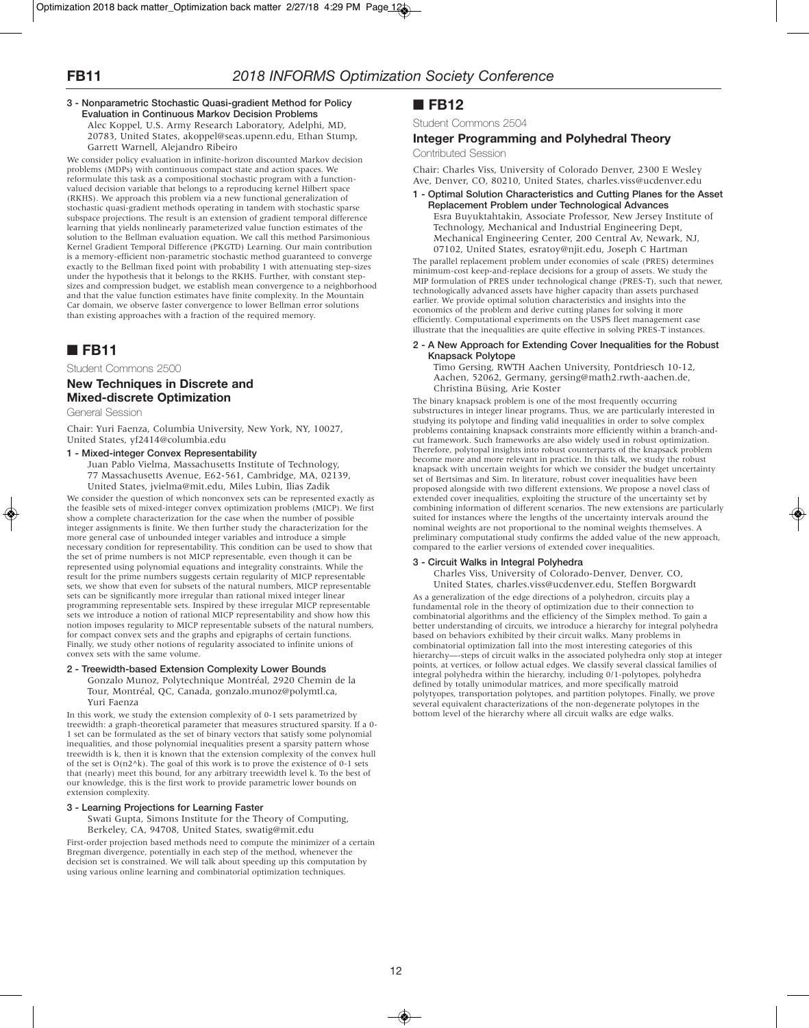### 3 - Nonparametric Stochastic Quasi-gradient Method for Policy Evaluation in Continuous Markov Decision Problems

Alec Koppel, U.S. Army Research Laboratory, Adelphi, MD, 20783, United States, akoppel@seas.upenn.edu, Ethan Stump, Garrett Warnell, Alejandro Ribeiro

We consider policy evaluation in infinite-horizon discounted Markov decision problems (MDPs) with continuous compact state and action spaces. We reformulate this task as a compositional stochastic program with a function-valued decision variable that belongs to a reproducing kernel Hilbert space (RKHS). We approach this problem via a new functional generalization of stochastic quasi-gradient methods operating in tandem with stochastic sparse subspace projections. The result is an extension of gradient temporal difference learning that yields nonlinearly parameterized value function estimates of the solution to the Bellman evaluation equation. We call this method Parsimonious Kernel Gradient Temporal Difference (PKGTD) Learning. Our main contribution is a memory-efficient non-parametric stochastic method guaranteed to converge exactly to the Bellman fixed point with probability 1 with attenuating step-sizes under the hypothesis that it belongs to the RKHS. Further, with constant step-sizes and compression budget, we establish mean convergence to a neighborhood and that the value function estimates have finite complexity. In the Mountain Car domain, we observe faster convergence to lower Bellman error solutions than existing approaches with a fraction of the required memory.

## ■ FB11

Student Commons 2500

### New Techniques in Discrete and Mixed-discrete Optimization

General Session

Chair: Yuri Faenza, Columbia University, New York, NY, 10027, United States, yf2414@columbia.edu

#### 1 - Mixed-integer Convex Representability

Juan Pablo Vielma, Massachusetts Institute of Technology, 77 Massachusetts Avenue, E62-561, Cambridge, MA, 02139, United States, jvielma@mit.edu, Miles Lubin, Ilias Zadik

We consider the question of which nonconvex sets can be represented exactly as the feasible sets of mixed-integer convex optimization problems (MICP). We first show a complete characterization for the case when the number of possible integer assignments is finite. We then further study the characterization for the more general case of unbounded integer variables and introduce a simple necessary condition for representability. This condition can be used to show that the set of prime numbers is not MICP representable, even though it can be represented using polynomial equations and integrality constraints. While the result for the prime numbers suggests certain regularity of MICP representable sets, we show that even for subsets of the natural numbers, MICP representable sets can be significantly more irregular than rational mixed integer linear programming representable sets. Inspired by these irregular MICP representable sets we introduce a notion of rational MICP representability and show how this notion imposes regularity to MICP representable subsets of the natural numbers, for compact convex sets and the graphs and epigraphs of certain functions. Finally, we study other notions of regularity associated to infinite unions of convex sets with the same volume.

#### 2 - Treewidth-based Extension Complexity Lower Bounds

Gonzalo Munoz, Polytechnique Montréal, 2920 Chemin de la Tour, Montréal, QC, Canada, gonzalo.munoz@polymtl.ca, Yuri Faenza

In this work, we study the extension complexity of 0-1 sets parametrized by treewidth: a graph-theoretical parameter that measures structured sparsity. If a 0-1 set can be formulated as the set of binary vectors that satisfy some polynomial inequalities, and those polynomial inequalities present a sparsity pattern whose treewidth is k, then it is known that the extension complexity of the convex hull of the set is O(n2^k). The goal of this work is to prove the existence of 0-1 sets that (nearly) meet this bound, for any arbitrary treewidth level k. To the best of our knowledge, this is the first work to provide parametric lower bounds on extension complexity.

#### 3 - Learning Projections for Learning Faster

Swati Gupta, Simons Institute for the Theory of Computing, Berkeley, CA, 94708, United States, swatig@mit.edu

First-order projection based methods need to compute the minimizer of a certain Bregman divergence, potentially in each step of the method, whenever the decision set is constrained. We will talk about speeding up this computation by using various online learning and combinatorial optimization techniques.

## ■ FB12

Student Commons 2504

### Integer Programming and Polyhedral Theory

Contributed Session

Chair: Charles Viss, University of Colorado Denver, 2300 E Wesley Ave, Denver, CO, 80210, United States, charles.viss@ucdenver.edu

#### 1 - Optimal Solution Characteristics and Cutting Planes for the Asset Replacement Problem under Technological Advances

Esra Buyuktahtakin, Associate Professor, New Jersey Institute of Technology, Mechanical and Industrial Engineering Dept, Mechanical Engineering Center, 200 Central Av, Newark, NJ, 07102, United States, esratoy@njit.edu, Joseph C Hartman

The parallel replacement problem under economies of scale (PRES) determines minimum-cost keep-and-replace decisions for a group of assets. We study the MIP formulation of PRES under technological change (PRES-T), such that newer, technologically advanced assets have higher capacity than assets purchased earlier. We provide optimal solution characteristics and insights into the economics of the problem and derive cutting planes for solving it more efficiently. Computational experiments on the USPS fleet management case illustrate that the inequalities are quite effective in solving PRES-T instances.

#### 2 - A New Approach for Extending Cover Inequalities for the Robust Knapsack Polytope

Timo Gersing, RWTH Aachen University, Pontdriesch 10-12, Aachen, 52062, Germany, gersing@math2.rwth-aachen.de, Christina Büsing, Arie Koster

The binary knapsack problem is one of the most frequently occurring substructures in integer linear programs. Thus, we are particularly interested in studying its polytope and finding valid inequalities in order to solve complex problems containing knapsack constraints more efficiently within a branch-and-cut framework. Such frameworks are also widely used in robust optimization. Therefore, polytopal insights into robust counterparts of the knapsack problem become more and more relevant in practice. In this talk, we study the robust knapsack with uncertain weights for which we consider the budget uncertainty set of Bertsimas and Sim. In literature, robust cover inequalities have been proposed alongside with two different extensions. We propose a novel class of extended cover inequalities, exploiting the structure of the uncertainty set by combining information of different scenarios. The new extensions are particularly suited for instances where the lengths of the uncertainty intervals around the nominal weights are not proportional to the nominal weights themselves. A preliminary computational study confirms the added value of the new approach, compared to the earlier versions of extended cover inequalities.

#### 3 - Circuit Walks in Integral Polyhedra

Charles Viss, University of Colorado-Denver, Denver, CO, United States, charles.viss@ucdenver.edu, Steffen Borgwardt

As a generalization of the edge directions of a polyhedron, circuits play a fundamental role in the theory of optimization due to their connection to combinatorial algorithms and the efficiency of the Simplex method. To gain a better understanding of circuits, we introduce a hierarchy for integral polyhedra based on behaviors exhibited by their circuit walks. Many problems in combinatorial optimization fall into the most interesting categories of this hierarchy—-steps of circuit walks in the associated polyhedra only stop at integer points, at vertices, or follow actual edges. We classify several classical families of integral polyhedra within the hierarchy, including 0/1-polytopes, polyhedra defined by totally unimodular matrices, and more specifically matroid polytyopes, transportation polytopes, and partition polytopes. Finally, we prove several equivalent characterizations of the non-degenerate polytopes in the bottom level of the hierarchy where all circuit walks are edge walks.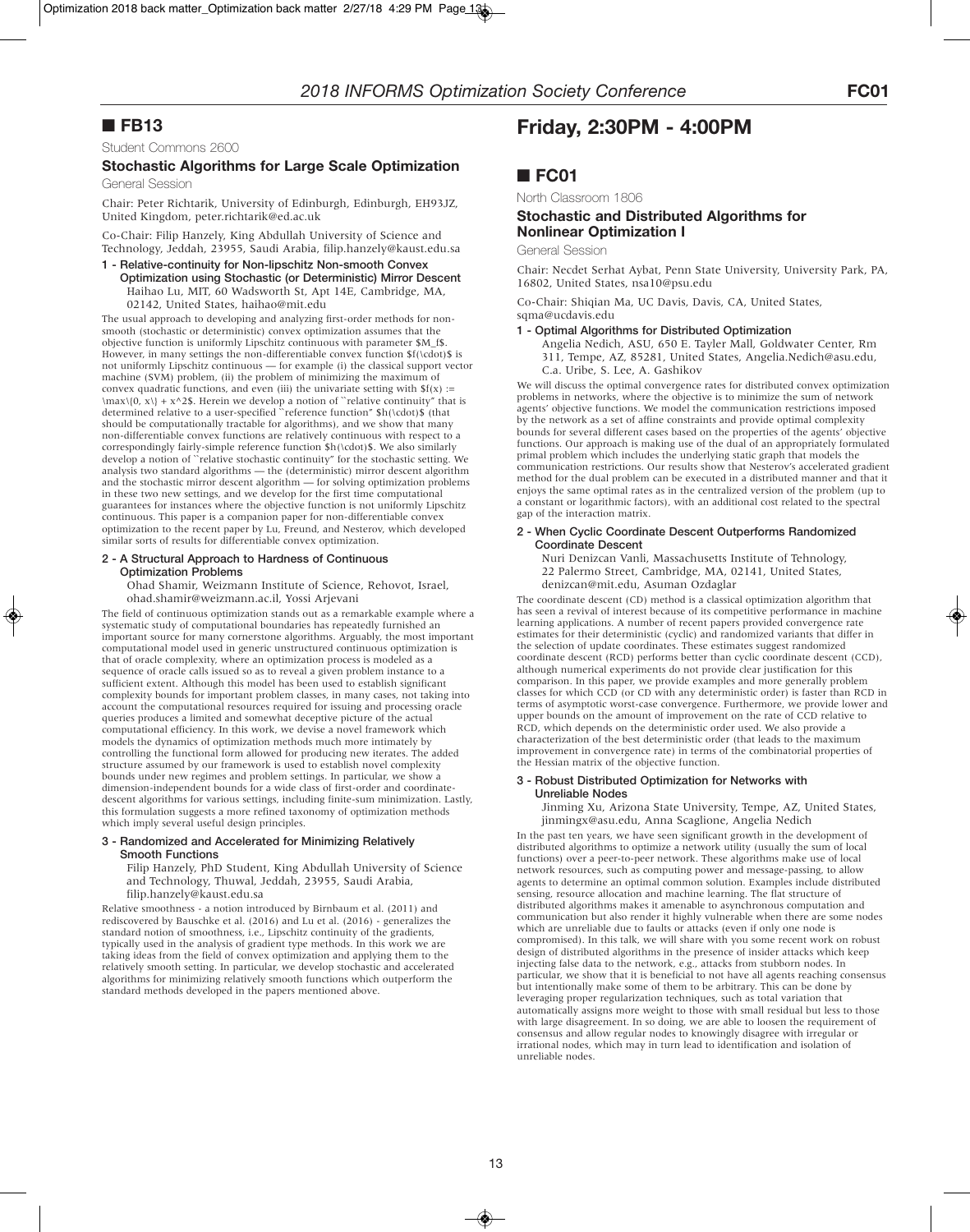## ■ FB13

Student Commons 2600

### Stochastic Algorithms for Large Scale Optimization

General Session

Chair: Peter Richtarik, University of Edinburgh, Edinburgh, EH93JZ, United Kingdom, peter.richtarik@ed.ac.uk

Co-Chair: Filip Hanzely, King Abdullah University of Science and Technology, Jeddah, 23955, Saudi Arabia, filip.hanzely@kaust.edu.sa

**1 - Relative-continuity for Non-lipschitz Non-smooth Convex Optimization using Stochastic (or Deterministic) Mirror Descent**

Haihao Lu, MIT, 60 Wadsworth St, Apt 14E, Cambridge, MA, 02142, United States, haihao@mit.edu

The usual approach to developing and analyzing first-order methods for non-smooth (stochastic or deterministic) convex optimization assumes that the objective function is uniformly Lipschitz continuous with parameter $M_f$. However, in many settings the non-differentiable convex function $f(\cdot)$ is not uniformly Lipschitz continuous — for example (i) the classical support vector machine (SVM) problem, (ii) the problem of minimizing the maximum of convex quadratic functions, and even (iii) the univariate setting with $f(x) := \max\{0, x\} + x^2$. Herein we develop a notion of "relative continuity" that is determined relative to a user-specified "reference function" $h(\cdot)$ (that should be computationally tractable for algorithms), and we show that many non-differentiable convex functions are relatively continuous with respect to a correspondingly fairly-simple reference function $h(\cdot)$. We also similarly develop a notion of "relative stochastic continuity" for the stochastic setting. We analysis two standard algorithms — the (deterministic) mirror descent algorithm and the stochastic mirror descent algorithm — for solving optimization problems in these two new settings, and we develop for the first time computational guarantees for instances where the objective function is not uniformly Lipschitz continuous. This paper is a companion paper for non-differentiable convex optimization to the recent paper by Lu, Freund, and Nesterov, which developed similar sorts of results for differentiable convex optimization.

**2 - A Structural Approach to Hardness of Continuous Optimization Problems**

Ohad Shamir, Weizmann Institute of Science, Rehovot, Israel, ohad.shamir@weizmann.ac.il, Yossi Arjevani

The field of continuous optimization stands out as a remarkable example where a systematic study of computational boundaries has repeatedly furnished an important source for many cornerstone algorithms. Arguably, the most important computational model used in generic unstructured continuous optimization is that of oracle complexity, where an optimization process is modeled as a sequence of oracle calls issued so as to reveal a given problem instance to a sufficient extent. Although this model has been used to establish significant complexity bounds for important problem classes, in many cases, not taking into account the computational resources required for issuing and processing oracle queries produces a limited and somewhat deceptive picture of the actual computational efficiency. In this work, we devise a novel framework which models the dynamics of optimization methods much more intimately by controlling the functional form allowed for producing new iterates. The added structure assumed by our framework is used to establish novel complexity bounds under new regimes and problem settings. In particular, we show a dimension-independent bounds for a wide class of first-order and coordinate-descent algorithms for various settings, including finite-sum minimization. Lastly, this formulation suggests a more refined taxonomy of optimization methods which imply several useful design principles.

**3 - Randomized and Accelerated for Minimizing Relatively Smooth Functions**

Filip Hanzely, PhD Student, King Abdullah University of Science and Technology, Thuwal, Jeddah, 23955, Saudi Arabia, filip.hanzely@kaust.edu.sa

Relative smoothness - a notion introduced by Birnbaum et al. (2011) and rediscovered by Bauschke et al. (2016) and Lu et al. (2016) - generalizes the standard notion of smoothness, i.e., Lipschitz continuity of the gradients, typically used in the analysis of gradient type methods. In this work we are taking ideas from the field of convex optimization and applying them to the relatively smooth setting. In particular, we develop stochastic and accelerated algorithms for minimizing relatively smooth functions which outperform the standard methods developed in the papers mentioned above.

# Friday, 2:30PM - 4:00PM

## ■ FC01

North Classroom 1806

### Stochastic and Distributed Algorithms for Nonlinear Optimization I

General Session

Chair: Necdet Serhat Aybat, Penn State University, University Park, PA, 16802, United States, nsa10@psu.edu

Co-Chair: Shiqian Ma, UC Davis, Davis, CA, United States, sqma@ucdavis.edu

**1 - Optimal Algorithms for Distributed Optimization**

Angelia Nedich, ASU, 650 E. Tayler Mall, Goldwater Center, Rm 311, Tempe, AZ, 85281, United States, Angelia.Nedich@asu.edu, C.a. Uribe, S. Lee, A. Gashikov

We will discuss the optimal convergence rates for distributed convex optimization problems in networks, where the objective is to minimize the sum of network agents' objective functions. We model the communication restrictions imposed by the network as a set of affine constraints and provide optimal complexity bounds for several different cases based on the properties of the agents' objective functions. Our approach is making use of the dual of an appropriately formulated primal problem which includes the underlying static graph that models the communication restrictions. Our results show that Nesterov's accelerated gradient method for the dual problem can be executed in a distributed manner and that it enjoys the same optimal rates as in the centralized version of the problem (up to a constant or logarithmic factors), with an additional cost related to the spectral gap of the interaction matrix.

**2 - When Cyclic Coordinate Descent Outperforms Randomized Coordinate Descent**

Nuri Denizcan Vanli, Massachusetts Institute of Tehnology, 22 Palermo Street, Cambridge, MA, 02141, United States, denizcan@mit.edu, Asuman Ozdaglar

The coordinate descent (CD) method is a classical optimization algorithm that has seen a revival of interest because of its competitive performance in machine learning applications. A number of recent papers provided convergence rate estimates for their deterministic (cyclic) and randomized variants that differ in the selection of update coordinates. These estimates suggest randomized coordinate descent (RCD) performs better than cyclic coordinate descent (CCD), although numerical experiments do not provide clear justification for this comparison. In this paper, we provide examples and more generally problem classes for which CCD (or CD with any deterministic order) is faster than RCD in terms of asymptotic worst-case convergence. Furthermore, we provide lower and upper bounds on the amount of improvement on the rate of CCD relative to RCD, which depends on the deterministic order used. We also provide a characterization of the best deterministic order (that leads to the maximum improvement in convergence rate) in terms of the combinatorial properties of the Hessian matrix of the objective function.

**3 - Robust Distributed Optimization for Networks with Unreliable Nodes**

Jinming Xu, Arizona State University, Tempe, AZ, United States, jinmingx@asu.edu, Anna Scaglione, Angelia Nedich

In the past ten years, we have seen significant growth in the development of distributed algorithms to optimize a network utility (usually the sum of local functions) over a peer-to-peer network. These algorithms make use of local network resources, such as computing power and message-passing, to allow agents to determine an optimal common solution. Examples include distributed sensing, resource allocation and machine learning. The flat structure of distributed algorithms makes it amenable to asynchronous computation and communication but also render it highly vulnerable when there are some nodes which are unreliable due to faults or attacks (even if only one node is compromised). In this talk, we will share with you some recent work on robust design of distributed algorithms in the presence of insider attacks which keep injecting false data to the network, e.g., attacks from stubborn nodes. In particular, we show that it is beneficial to not have all agents reaching consensus but intentionally make some of them to be arbitrary. This can be done by leveraging proper regularization techniques, such as total variation that automatically assigns more weight to those with small residual but less to those with large disagreement. In so doing, we are able to loosen the requirement of consensus and allow regular nodes to knowingly disagree with irregular or irrational nodes, which may in turn lead to identification and isolation of unreliable nodes.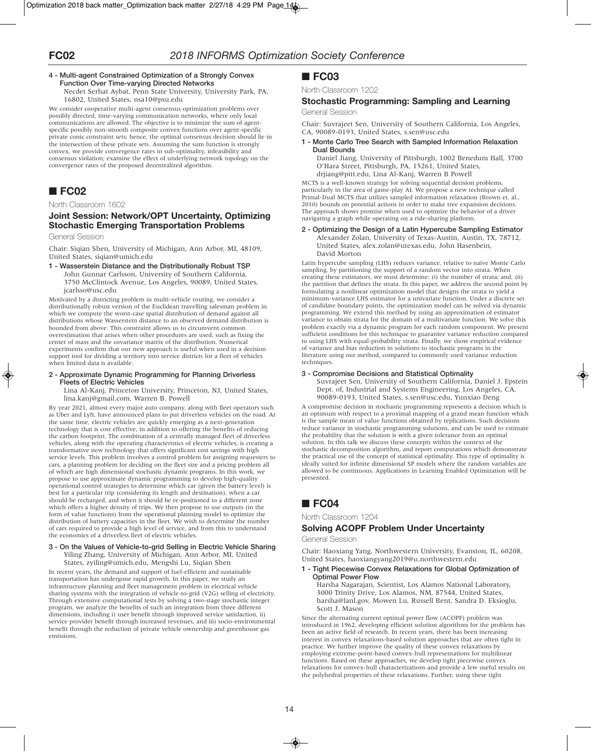**4 - Multi-agent Constrained Optimization of a Strongly Convex Function Over Time-varying Directed Networks**

Necdet Serhat Aybat, Penn State University, University Park, PA, 16802, United States, nsa10@psu.edu

We consider cooperative multi-agent consensus optimization problems over possibly directed, time-varying communication networks, where only local communications are allowed. The objective is to minimize the sum of agent-specific possibly non-smooth composite convex functions over agent-specific private conic constraint sets; hence, the optimal consensus decision should lie in the intersection of these private sets. Assuming the sum function is strongly convex, we provide convergence rates in sub-optimality, infeasibility and consensus violation; examine the effect of underlying network topology on the convergence rates of the proposed decentralized algorithm.

## ■ FC02

North Classroom 1602

### Joint Session: Network/OPT Uncertainty, Optimizing Stochastic Emerging Transportation Problems

General Session

Chair: Siqian Shen, University of Michigan, Ann Arbor, MI, 48109, United States, siqian@umich.edu

**1 - Wasserstein Distance and the Distributionally Robust TSP**

John Gunnar Carlsson, University of Southern California, 3750 McClintock Avenue, Los Angeles, 90089, United States, jcarlsso@usc.edu

Motivated by a districting problem in multi-vehicle routing, we consider a distributionally robust version of the Euclidean travelling salesman problem in which we compute the worst-case spatial distribution of demand against all distributions whose Wasserstein distance to an observed demand distribution is bounded from above. This constraint allows us to circumvent common overestimation that arises when other procedures are used, such as fixing the center of mass and the covariance matrix of the distribution. Numerical experiments confirm that our new approach is useful when used in a decision support tool for dividing a territory into service districts for a fleet of vehicles when limited data is available.

**2 - Approximate Dynamic Programming for Planning Driverless Fleets of Electric Vehicles**

Lina Al-Kanj, Princeton University, Princeton, NJ, United States, lina.kanj@gmail.com, Warren B. Powell

By year 2021, almost every major auto company, along with fleet operators such as Uber and Lyft, have announced plans to put driverless vehicles on the road. At the same time, electric vehicles are quickly emerging as a next-generation technology that is cost effective, in addition to offering the benefits of reducing the carbon footprint. The combination of a centrally managed fleet of driverless vehicles, along with the operating characteristics of electric vehicles, is creating a transformative new technology that offers significant cost savings with high service levels. This problem involves a control problem for assigning requesters to cars, a planning problem for deciding on the fleet size and a pricing problem all of which are high dimensional stochastic dynamic programs. In this work, we propose to use approximate dynamic programming to develop high-quality operational control strategies to determine which car (given the battery level) is best for a particular trip (considering its length and destination), when a car should be recharged, and when it should be re-positioned to a different zone which offers a higher density of trips. We then propose to use outputs (in the form of value functions) from the operational planning model to optimize the distribution of battery capacities in the fleet. We wish to determine the number of cars required to provide a high level of service, and from this to understand the economics of a driverless fleet of electric vehicles.

**3 - On the Values of Vehicle-to-grid Selling in Electric Vehicle Sharing**

Yiling Zhang, University of Michigan, Ann Arbor, MI, United States, zyiling@umich.edu, Mengshi Lu, Siqian Shen

In recent years, the demand and support of fuel-efficient and sustainable transportation has undergone rapid growth. In this paper, we study an infrastructure planning and fleet management problem in electrical vehicle sharing systems with the integration of vehicle-to-grid (V2G) selling of electricity. Through extensive computational tests by solving a two-stage stochastic integer program, we analyze the benefits of such an integration from three different dimensions, including i) user benefit through improved service satisfaction, ii) service provider benefit through increased revenues, and iii) socio-environmental benefit through the reduction of private vehicle ownership and greenhouse gas emissions.

## ■ FC03

North Classroom 1202

### Stochastic Programming: Sampling and Learning

General Session

Chair: Suvrajeet Sen, University of Southern California, Los Angeles, CA, 90089-0193, United States, s.sen@usc.edu

**1 - Monte Carlo Tree Search with Sampled Information Relaxation Dual Bounds**

Daniel Jiang, University of Pittsburgh, 1002 Benedum Hall, 3700 O'Hara Street, Pittsburgh, PA, 15261, United States, drjiang@pitt.edu, Lina Al-Kanj, Warren B Powell

MCTS is a well-known strategy for solving sequential decision problems, particularly in the area of game-play AI. We propose a new technique called Primal-Dual MCTS that utilizes sampled information relaxation (Brown et. al., 2010) bounds on potential actions in order to make tree expansion decisions. The approach shows promise when used to optimize the behavior of a driver navigating a graph while operating on a ride-sharing platform.

**2 - Optimizing the Design of a Latin Hypercube Sampling Estimator**

Alexander Zolan, University of Texas-Austin, Austin, TX, 78712, United States, alex.zolan@utexas.edu, John Hasenbein, David Morton

Latin hypercube sampling (LHS) reduces variance, relative to naive Monte Carlo sampling, by partitioning the support of a random vector into strata. When creating these estimators, we must determine: (i) the number of strata; and, (ii) the partition that defines the strata. In this paper, we address the second point by formulating a nonlinear optimization model that designs the strata to yield a minimum-variance LHS estimator for a univariate function. Under a discrete set of candidate boundary points, the optimization model can be solved via dynamic programming. We extend this method by using an approximation of estimator variance to obtain strata for the domain of a multivariate function. We solve this problem exactly via a dynamic program for each random component. We present sufficient conditions for this technique to guarantee variance reduction compared to using LHS with equal-probability strata. Finally, we show empirical evidence of variance and bias reduction in solutions to stochastic programs in the literature using our method, compared to commonly used variance reduction techniques.

**3 - Compromise Decisions and Statistical Optimality**

Suvrajeet Sen, University of Southern California, Daniel J. Epstein Dept. of, Industrial and Systems Engineering, Los Angeles, CA, 90089-0193, United States, s.sen@usc.edu, Yunxiao Deng

A compromise decision in stochastic programming represents a decision which is an optimum with respect to a proximal mapping of a grand mean function which is the sample mean of value functions obtained by replications. Such decisions reduce variance in stochastic programming solutions, and can be used to estimate the probability that the solution is with a given tolerance from an optimal solution. In this talk we discuss these concepts within the context of the stochastic decomposition algorithm, and report computations which demonstrate the practical use of the concept of statistical optimality. This type of optimality is ideally suited for infinite dimensional SP models where the random variables are allowed to be continuous. Applications in Learning Enabled Optimization will be presented.

## ■ FC04

North Classroom 1204

### Solving ACOPF Problem Under Uncertainty

General Session

Chair: Haoxiang Yang, Northwestern University, Evanston, IL, 60208, United States, haoxiangyang2019@u.northwestern.edu

**1 - Tight Piecewise Convex Relaxations for Global Optimization of Optimal Power Flow**

Harsha Nagarajan, Scientist, Los Alamos National Laboratory, 3000 Trinity Drive, Los Alamos, NM, 87544, United States, harsha@lanl.gov, Mowen Lu, Russell Bent, Sandra D. Eksioglu, Scott J. Mason

Since the alternating current optimal power flow (ACOPF) problem was introduced in 1962, developing efficient solution algorithms for the problem has been an active field of research. In recent years, there has been increasing interest in convex relaxations-based solution approaches that are often tight in practice. We further improve the quality of these convex relaxations by employing extreme-point-based convex-hull representations for multilinear functions. Based on these approaches, we develop tight piecewise convex relaxations for convex-hull characterizations and provide a few useful results on the polyhedral properties of these relaxations. Further, using these tight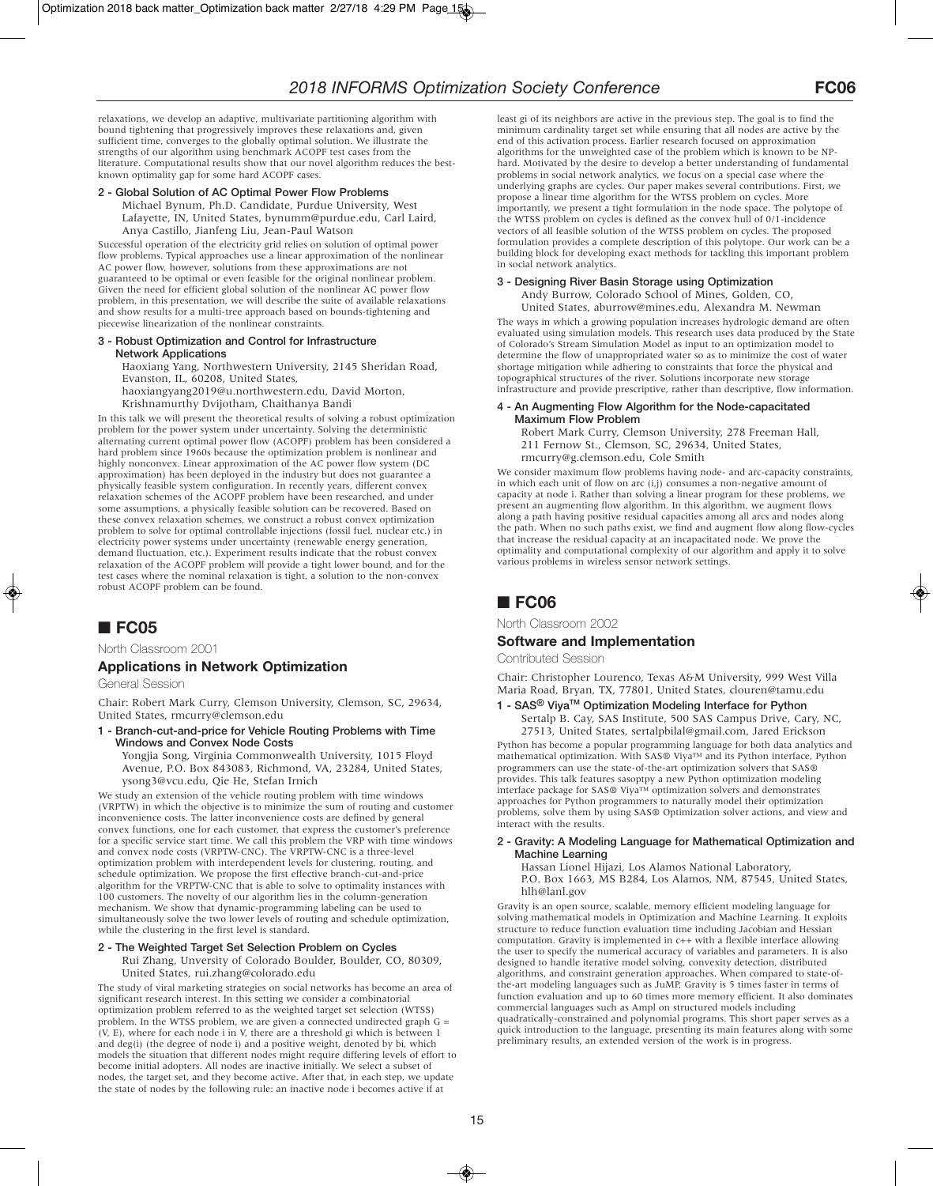relaxations, we develop an adaptive, multivariate partitioning algorithm with bound tightening that progressively improves these relaxations and, given sufficient time, converges to the globally optimal solution. We illustrate the strengths of our algorithm using benchmark ACOPF test cases from the literature. Computational results show that our novel algorithm reduces the best-known optimality gap for some hard ACOPF cases.

**2 - Global Solution of AC Optimal Power Flow Problems**

Michael Bynum, Ph.D. Candidate, Purdue University, West Lafayette, IN, United States, bynumm@purdue.edu, Carl Laird, Anya Castillo, Jianfeng Liu, Jean-Paul Watson

Successful operation of the electricity grid relies on solution of optimal power flow problems. Typical approaches use a linear approximation of the nonlinear AC power flow, however, solutions from these approximations are not guaranteed to be optimal or even feasible for the original nonlinear problem. Given the need for efficient global solution of the nonlinear AC power flow problem, in this presentation, we will describe the suite of available relaxations and show results for a multi-tree approach based on bounds-tightening and piecewise linearization of the nonlinear constraints.

**3 - Robust Optimization and Control for Infrastructure Network Applications**

Haoxiang Yang, Northwestern University, 2145 Sheridan Road, Evanston, IL, 60208, United States, haoxiangyang2019@u.northwestern.edu, David Morton, Krishnamurthy Dvijotham, Chaithanya Bandi

In this talk we will present the theoretical results of solving a robust optimization problem for the power system under uncertainty. Solving the deterministic alternating current optimal power flow (ACOPF) problem has been considered a hard problem since 1960s because the optimization problem is nonlinear and highly nonconvex. Linear approximation of the AC power flow system (DC approximation) has been deployed in the industry but does not guarantee a physically feasible system configuration. In recently years, different convex relaxation schemes of the ACOPF problem have been researched, and under some assumptions, a physically feasible solution can be recovered. Based on these convex relaxation schemes, we construct a robust convex optimization problem to solve for optimal controllable injections (fossil fuel, nuclear etc.) in electricity power systems under uncertainty (renewable energy generation, demand fluctuation, etc.). Experiment results indicate that the robust convex relaxation of the ACOPF problem will provide a tight lower bound, and for the test cases where the nominal relaxation is tight, a solution to the non-convex robust ACOPF problem can be found.

## ■ FC05

North Classroom 2001

### Applications in Network Optimization

General Session

Chair: Robert Mark Curry, Clemson University, Clemson, SC, 29634, United States, rmcurry@clemson.edu

**1 - Branch-cut-and-price for Vehicle Routing Problems with Time Windows and Convex Node Costs**

Yongjia Song, Virginia Commonwealth University, 1015 Floyd Avenue, P.O. Box 843083, Richmond, VA, 23284, United States, ysong3@vcu.edu, Qie He, Stefan Irnich

We study an extension of the vehicle routing problem with time windows (VRPTW) in which the objective is to minimize the sum of routing and customer inconvenience costs. The latter inconvenience costs are defined by general convex functions, one for each customer, that express the customer's preference for a specific service start time. We call this problem the VRP with time windows and convex node costs (VRPTW-CNC). The VRPTW-CNC is a three-level optimization problem with interdependent levels for clustering, routing, and schedule optimization. We propose the first effective branch-cut-and-price algorithm for the VRPTW-CNC that is able to solve to optimality instances with 100 customers. The novelty of our algorithm lies in the column-generation mechanism. We show that dynamic-programming labeling can be used to simultaneously solve the two lower levels of routing and schedule optimization, while the clustering in the first level is standard.

**2 - The Weighted Target Set Selection Problem on Cycles**

Rui Zhang, Unversity of Colorado Boulder, Boulder, CO, 80309, United States, rui.zhang@colorado.edu

The study of viral marketing strategies on social networks has become an area of significant research interest. In this setting we consider a combinatorial optimization problem referred to as the weighted target set selection (WTSS) problem. In the WTSS problem, we are given a connected undirected graph $G = (V, E)$, where for each node i in V, there are a threshold gi which is between 1 and deg(i) (the degree of node i) and a positive weight, denoted by bi, which models the situation that different nodes might require differing levels of effort to become initial adopters. All nodes are inactive initially. We select a subset of nodes, the target set, and they become active. After that, in each step, we update the state of nodes by the following rule: an inactive node i becomes active if at least gi of its neighbors are active in the previous step. The goal is to find the minimum cardinality target set while ensuring that all nodes are active by the end of this activation process. Earlier research focused on approximation algorithms for the unweighted case of the problem which is known to be NP-hard. Motivated by the desire to develop a better understanding of fundamental problems in social network analytics, we focus on a special case where the underlying graphs are cycles. Our paper makes several contributions. First, we propose a linear time algorithm for the WTSS problem on cycles. More importantly, we present a tight formulation in the node space. The polytope of the WTSS problem on cycles is defined as the convex hull of 0/1-incidence vectors of all feasible solution of the WTSS problem on cycles. The proposed formulation provides a complete description of this polytope. Our work can be a building block for developing exact methods for tackling this important problem in social network analytics.

**3 - Designing River Basin Storage using Optimization**

Andy Burrow, Colorado School of Mines, Golden, CO, United States, aburrow@mines.edu, Alexandra M. Newman

The ways in which a growing population increases hydrologic demand are often evaluated using simulation models. This research uses data produced by the State of Colorado's Stream Simulation Model as input to an optimization model to determine the flow of unappropriated water so as to minimize the cost of water shortage mitigation while adhering to constraints that force the physical and topographical structures of the river. Solutions incorporate new storage infrastructure and provide prescriptive, rather than descriptive, flow information.

**4 - An Augmenting Flow Algorithm for the Node-capacitated Maximum Flow Problem**

Robert Mark Curry, Clemson University, 278 Freeman Hall, 211 Fernow St., Clemson, SC, 29634, United States, rmcurry@g.clemson.edu, Cole Smith

We consider maximum flow problems having node- and arc-capacity constraints, in which each unit of flow on arc (i,j) consumes a non-negative amount of capacity at node i. Rather than solving a linear program for these problems, we present an augmenting flow algorithm. In this algorithm, we augment flows along a path having positive residual capacities among all arcs and nodes along the path. When no such paths exist, we find and augment flow along flow-cycles that increase the residual capacity at an incapacitated node. We prove the optimality and computational complexity of our algorithm and apply it to solve various problems in wireless sensor network settings.

## ■ FC06

North Classroom 2002

### Software and Implementation

Contributed Session

Chair: Christopher Lourenco, Texas A&M University, 999 West Villa Maria Road, Bryan, TX, 77801, United States, clouren@tamu.edu

**1 - SAS® Viya™ Optimization Modeling Interface for Python**

Sertalp B. Cay, SAS Institute, 500 SAS Campus Drive, Cary, NC, 27513, United States, sertalpbilal@gmail.com, Jared Erickson

Python has become a popular programming language for both data analytics and mathematical optimization. With SAS® Viya™ and its Python interface, Python programmers can use the state-of-the-art optimization solvers that SAS® provides. This talk features sasoptpy a new Python optimization modeling interface package for SAS® Viya™ optimization solvers and demonstrates approaches for Python programmers to naturally model their optimization problems, solve them by using SAS® Optimization solver actions, and view and interact with the results.

**2 - Gravity: A Modeling Language for Mathematical Optimization and Machine Learning**

Hassan Lionel Hijazi, Los Alamos National Laboratory, P.O. Box 1663, MS B284, Los Alamos, NM, 87545, United States, hlh@lanl.gov

Gravity is an open source, scalable, memory efficient modeling language for solving mathematical models in Optimization and Machine Learning. It exploits structure to reduce function evaluation time including Jacobian and Hessian computation. Gravity is implemented in c++ with a flexible interface allowing the user to specify the numerical accuracy of variables and parameters. It is also designed to handle iterative model solving, convexity detection, distributed algorithms, and constraint generation approaches. When compared to state-of-the-art modeling languages such as JuMP, Gravity is 5 times faster in terms of function evaluation and up to 60 times more memory efficient. It also dominates commercial languages such as Ampl on structured models including quadratically-constrained and polynomial programs. This short paper serves as a quick introduction to the language, presenting its main features along with some preliminary results, an extended version of the work is in progress.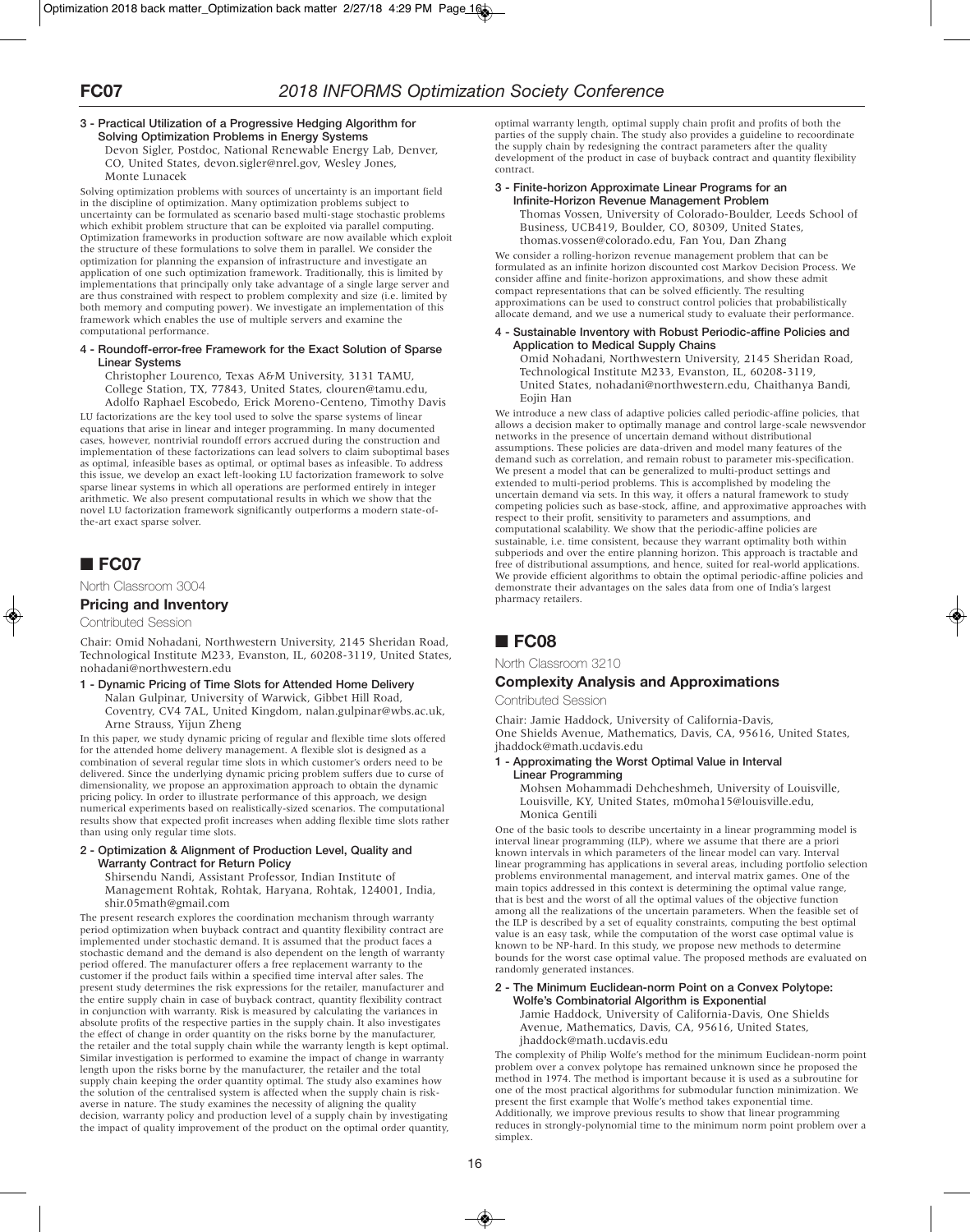**3 - Practical Utilization of a Progressive Hedging Algorithm for Solving Optimization Problems in Energy Systems**

Devon Sigler, Postdoc, National Renewable Energy Lab, Denver, CO, United States, devon.sigler@nrel.gov, Wesley Jones, Monte Lunacek

Solving optimization problems with sources of uncertainty is an important field in the discipline of optimization. Many optimization problems subject to uncertainty can be formulated as scenario based multi-stage stochastic problems which exhibit problem structure that can be exploited via parallel computing. Optimization frameworks in production software are now available which exploit the structure of these formulations to solve them in parallel. We consider the optimization for planning the expansion of infrastructure and investigate an application of one such optimization framework. Traditionally, this is limited by implementations that principally only take advantage of a single large server and are thus constrained with respect to problem complexity and size (i.e. limited by both memory and computing power). We investigate an implementation of this framework which enables the use of multiple servers and examine the computational performance.

**4 - Roundoff-error-free Framework for the Exact Solution of Sparse Linear Systems**

Christopher Lourenco, Texas A&M University, 3131 TAMU, College Station, TX, 77843, United States, clouren@tamu.edu, Adolfo Raphael Escobedo, Erick Moreno-Centeno, Timothy Davis

LU factorizations are the key tool used to solve the sparse systems of linear equations that arise in linear and integer programming. In many documented cases, however, nontrivial roundoff errors accrued during the construction and implementation of these factorizations can lead solvers to claim suboptimal bases as optimal, infeasible bases as optimal, or optimal bases as infeasible. To address this issue, we develop an exact left-looking LU factorization framework to solve sparse linear systems in which all operations are performed entirely in integer arithmetic. We also present computational results in which we show that the novel LU factorization framework significantly outperforms a modern state-of-the-art exact sparse solver.

## ■ FC07

North Classroom 3004

### Pricing and Inventory

Contributed Session

Chair: Omid Nohadani, Northwestern University, 2145 Sheridan Road, Technological Institute M233, Evanston, IL, 60208-3119, United States, nohadani@northwestern.edu

**1 - Dynamic Pricing of Time Slots for Attended Home Delivery**

Nalan Gulpinar, University of Warwick, Gibbet Hill Road, Coventry, CV4 7AL, United Kingdom, nalan.gulpinar@wbs.ac.uk, Arne Strauss, Yijun Zheng

In this paper, we study dynamic pricing of regular and flexible time slots offered for the attended home delivery management. A flexible slot is designed as a combination of several regular time slots in which customer's orders need to be delivered. Since the underlying dynamic pricing problem suffers due to curse of dimensionality, we propose an approximation approach to obtain the dynamic pricing policy. In order to illustrate performance of this approach, we design numerical experiments based on realistically-sized scenarios. The computational results show that expected profit increases when adding flexible time slots rather than using only regular time slots.

**2 - Optimization & Alignment of Production Level, Quality and Warranty Contract for Return Policy**

Shirsendu Nandi, Assistant Professor, Indian Institute of Management Rohtak, Rohtak, Haryana, Rohtak, 124001, India, shir.05math@gmail.com

The present research explores the coordination mechanism through warranty period optimization when buyback contract and quantity flexibility contract are implemented under stochastic demand. It is assumed that the product faces a stochastic demand and the demand is also dependent on the length of warranty period offered. The manufacturer offers a free replacement warranty to the customer if the product fails within a specified time interval after sales. The present study determines the risk expressions for the retailer, manufacturer and the entire supply chain in case of buyback contract, quantity flexibility contract in conjunction with warranty. Risk is measured by calculating the variances in absolute profits of the respective parties in the supply chain. It also investigates the effect of change in order quantity on the risks borne by the manufacturer, the retailer and the total supply chain while the warranty length is kept optimal. Similar investigation is performed to examine the impact of change in warranty length upon the risks borne by the manufacturer, the retailer and the total supply chain keeping the order quantity optimal. The study also examines how the solution of the centralised system is affected when the supply chain is risk-averse in nature. The study examines the necessity of aligning the quality decision, warranty policy and production level of a supply chain by investigating the impact of quality improvement of the product on the optimal order quantity, optimal warranty length, optimal supply chain profit and profits of both the parties of the supply chain. The study also provides a guideline to recoordinate the supply chain by redesigning the contract parameters after the quality development of the product in case of buyback contract and quantity flexibility contract.

**3 - Finite-horizon Approximate Linear Programs for an Infinite-Horizon Revenue Management Problem**

Thomas Vossen, University of Colorado-Boulder, Leeds School of Business, UCB419, Boulder, CO, 80309, United States, thomas.vossen@colorado.edu, Fan You, Dan Zhang

We consider a rolling-horizon revenue management problem that can be formulated as an infinite horizon discounted cost Markov Decision Process. We consider affine and finite-horizon approximations, and show these admit compact representations that can be solved efficiently. The resulting approximations can be used to construct control policies that probabilistically allocate demand, and we use a numerical study to evaluate their performance.

**4 - Sustainable Inventory with Robust Periodic-affine Policies and Application to Medical Supply Chains**

Omid Nohadani, Northwestern University, 2145 Sheridan Road, Technological Institute M233, Evanston, IL, 60208-3119, United States, nohadani@northwestern.edu, Chaithanya Bandi, Eojin Han

We introduce a new class of adaptive policies called periodic-affine policies, that allows a decision maker to optimally manage and control large-scale newsvendor networks in the presence of uncertain demand without distributional assumptions. These policies are data-driven and model many features of the demand such as correlation, and remain robust to parameter mis-specification. We present a model that can be generalized to multi-product settings and extended to multi-period problems. This is accomplished by modeling the uncertain demand via sets. In this way, it offers a natural framework to study competing policies such as base-stock, affine, and approximative approaches with respect to their profit, sensitivity to parameters and assumptions, and computational scalability. We show that the periodic-affine policies are sustainable, i.e. time consistent, because they warrant optimality both within subperiods and over the entire planning horizon. This approach is tractable and free of distributional assumptions, and hence, suited for real-world applications. We provide efficient algorithms to obtain the optimal periodic-affine policies and demonstrate their advantages on the sales data from one of India's largest pharmacy retailers.

## ■ FC08

North Classroom 3210

### Complexity Analysis and Approximations

Contributed Session

Chair: Jamie Haddock, University of California-Davis, One Shields Avenue, Mathematics, Davis, CA, 95616, United States, jhaddock@math.ucdavis.edu

**1 - Approximating the Worst Optimal Value in Interval Linear Programming**

Mohsen Mohammadi Dehcheshmeh, University of Louisville, Louisville, KY, United States, m0moha15@louisville.edu, Monica Gentili

One of the basic tools to describe uncertainty in a linear programming model is interval linear programming (ILP), where we assume that there are a priori known intervals in which parameters of the linear model can vary. Interval linear programming has applications in several areas, including portfolio selection problems environmental management, and interval matrix games. One of the main topics addressed in this context is determining the optimal value range, that is best and the worst of all the optimal values of the objective function among all the realizations of the uncertain parameters. When the feasible set of the ILP is described by a set of equality constraints, computing the best optimal value is an easy task, while the computation of the worst case optimal value is known to be NP-hard. In this study, we propose new methods to determine bounds for the worst case optimal value. The proposed methods are evaluated on randomly generated instances.

**2 - The Minimum Euclidean-norm Point on a Convex Polytope: Wolfe's Combinatorial Algorithm is Exponential**

Jamie Haddock, University of California-Davis, One Shields Avenue, Mathematics, Davis, CA, 95616, United States, jhaddock@math.ucdavis.edu

The complexity of Philip Wolfe's method for the minimum Euclidean-norm point problem over a convex polytope has remained unknown since he proposed the method in 1974. The method is important because it is used as a subroutine for one of the most practical algorithms for submodular function minimization. We present the first example that Wolfe's method takes exponential time. Additionally, we improve previous results to show that linear programming reduces in strongly-polynomial time to the minimum norm point problem over a simplex.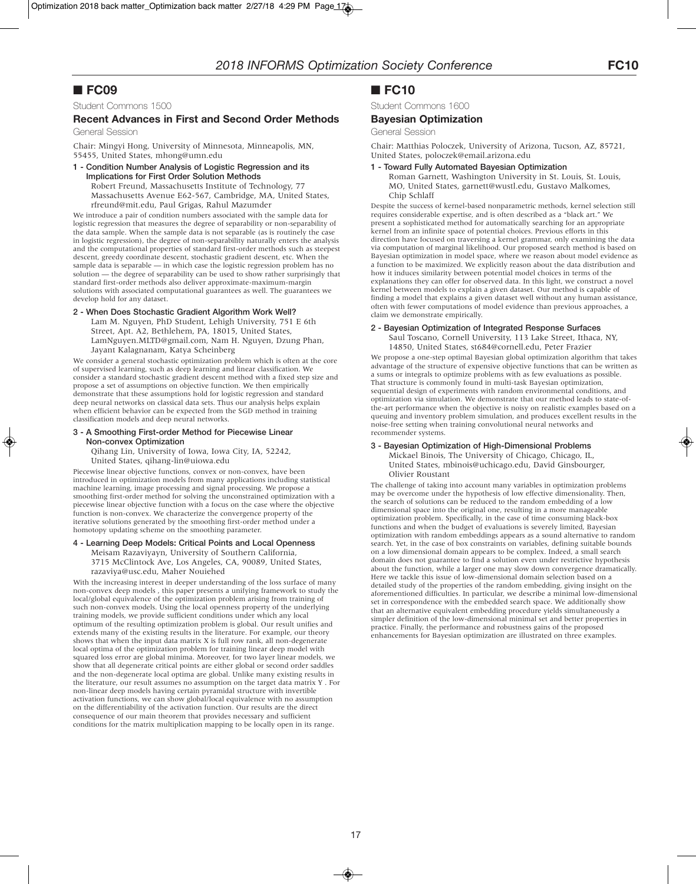## ■ FC09

Student Commons 1500

### Recent Advances in First and Second Order Methods

General Session

Chair: Mingyi Hong, University of Minnesota, Minneapolis, MN, 55455, United States, mhong@umn.edu

**1 - Condition Number Analysis of Logistic Regression and its Implications for First Order Solution Methods**

Robert Freund, Massachusetts Institute of Technology, 77 Massachusetts Avenue E62-567, Cambridge, MA, United States, rfreund@mit.edu, Paul Grigas, Rahul Mazumder

We introduce a pair of condition numbers associated with the sample data for logistic regression that measures the degree of separability or non-separability of the data sample. When the sample data is not separable (as is routinely the case in logistic regression), the degree of non-separability naturally enters the analysis and the computational properties of standard first-order methods such as steepest descent, greedy coordinate descent, stochastic gradient descent, etc. When the sample data is separable — in which case the logistic regression problem has no solution — the degree of separability can be used to show rather surprisingly that standard first-order methods also deliver approximate-maximum-margin solutions with associated computational guarantees as well. The guarantees we develop hold for any dataset.

**2 - When Does Stochastic Gradient Algorithm Work Well?**

Lam M. Nguyen, PhD Student, Lehigh University, 751 E 6th Street, Apt. A2, Bethlehem, PA, 18015, United States, LamNguyen.MLTD@gmail.com, Nam H. Nguyen, Dzung Phan, Jayant Kalagnanam, Katya Scheinberg

We consider a general stochastic optimization problem which is often at the core of supervised learning, such as deep learning and linear classification. We consider a standard stochastic gradient descent method with a fixed step size and propose a set of assumptions on objective function. We then empirically demonstrate that these assumptions hold for logistic regression and standard deep neural networks on classical data sets. Thus our analysis helps explain when efficient behavior can be expected from the SGD method in training classification models and deep neural networks.

**3 - A Smoothing First-order Method for Piecewise Linear Non-convex Optimization**

Qihang Lin, University of Iowa, Iowa City, IA, 52242, United States, qihang-lin@uiowa.edu

Piecewise linear objective functions, convex or non-convex, have been introduced in optimization models from many applications including statistical machine learning, image processing and signal processing. We propose a smoothing first-order method for solving the unconstrained optimization with a piecewise linear objective function with a focus on the case where the objective function is non-convex. We characterize the convergence property of the iterative solutions generated by the smoothing first-order method under a homotopy updating scheme on the smoothing parameter.

**4 - Learning Deep Models: Critical Points and Local Openness**

Meisam Razaviyayn, University of Southern California, 3715 McClintock Ave, Los Angeles, CA, 90089, United States, razaviya@usc.edu, Maher Nouiehed

With the increasing interest in deeper understanding of the loss surface of many non-convex deep models , this paper presents a unifying framework to study the local/global equivalence of the optimization problem arising from training of such non-convex models. Using the local openness property of the underlying training models, we provide sufficient conditions under which any local optimum of the resulting optimization problem is global. Our result unifies and extends many of the existing results in the literature. For example, our theory shows that when the input data matrix X is full row rank, all non-degenerate local optima of the optimization problem for training linear deep model with squared loss error are global minima. Moreover, for two layer linear models, we show that all degenerate critical points are either global or second order saddles and the non-degenerate local optima are global. Unlike many existing results in the literature, our result assumes no assumption on the target data matrix Y . For non-linear deep models having certain pyramidal structure with invertible activation functions, we can show global/local equivalence with no assumption on the differentiability of the activation function. Our results are the direct consequence of our main theorem that provides necessary and sufficient conditions for the matrix multiplication mapping to be locally open in its range.

## ■ FC10

Student Commons 1600

### Bayesian Optimization

General Session

Chair: Matthias Poloczek, University of Arizona, Tucson, AZ, 85721, United States, poloczek@email.arizona.edu

**1 - Toward Fully Automated Bayesian Optimization**

Roman Garnett, Washington University in St. Louis, St. Louis, MO, United States, garnett@wustl.edu, Gustavo Malkomes, Chip Schlaff

Despite the success of kernel-based nonparametric methods, kernel selection still requires considerable expertise, and is often described as a "black art." We present a sophisticated method for automatically searching for an appropriate kernel from an infinite space of potential choices. Previous efforts in this direction have focused on traversing a kernel grammar, only examining the data via computation of marginal likelihood. Our proposed search method is based on Bayesian optimization in model space, where we reason about model evidence as a function to be maximized. We explicitly reason about the data distribution and how it induces similarity between potential model choices in terms of the explanations they can offer for observed data. In this light, we construct a novel kernel between models to explain a given dataset. Our method is capable of finding a model that explains a given dataset well without any human assistance, often with fewer computations of model evidence than previous approaches, a claim we demonstrate empirically.

**2 - Bayesian Optimization of Integrated Response Surfaces**

Saul Toscano, Cornell University, 113 Lake Street, Ithaca, NY, 14850, United States, st684@cornell.edu, Peter Frazier

We propose a one-step optimal Bayesian global optimization algorithm that takes advantage of the structure of expensive objective functions that can be written as a sums or integrals to optimize problems with as few evaluations as possible. That structure is commonly found in multi-task Bayesian optimization, sequential design of experiments with random environmental conditions, and optimization via simulation. We demonstrate that our method leads to state-of-the-art performance when the objective is noisy on realistic examples based on a queuing and inventory problem simulation, and produces excellent results in the noise-free setting when training convolutional neural networks and recommender systems.

**3 - Bayesian Optimization of High-Dimensional Problems**

Mickael Binois, The University of Chicago, Chicago, IL, United States, mbinois@uchicago.edu, David Ginsbourger, Olivier Roustant

The challenge of taking into account many variables in optimization problems may be overcome under the hypothesis of low effective dimensionality. Then, the search of solutions can be reduced to the random embedding of a low dimensional space into the original one, resulting in a more manageable optimization problem. Specifically, in the case of time consuming black-box functions and when the budget of evaluations is severely limited, Bayesian optimization with random embeddings appears as a sound alternative to random search. Yet, in the case of box constraints on variables, defining suitable bounds on a low dimensional domain appears to be complex. Indeed, a small search domain does not guarantee to find a solution even under restrictive hypothesis about the function, while a larger one may slow down convergence dramatically. Here we tackle this issue of low-dimensional domain selection based on a detailed study of the properties of the random embedding, giving insight on the aforementioned difficulties. In particular, we describe a minimal low-dimensional set in correspondence with the embedded search space. We additionally show that an alternative equivalent embedding procedure yields simultaneously a simpler definition of the low-dimensional minimal set and better properties in practice. Finally, the performance and robustness gains of the proposed enhancements for Bayesian optimization are illustrated on three examples.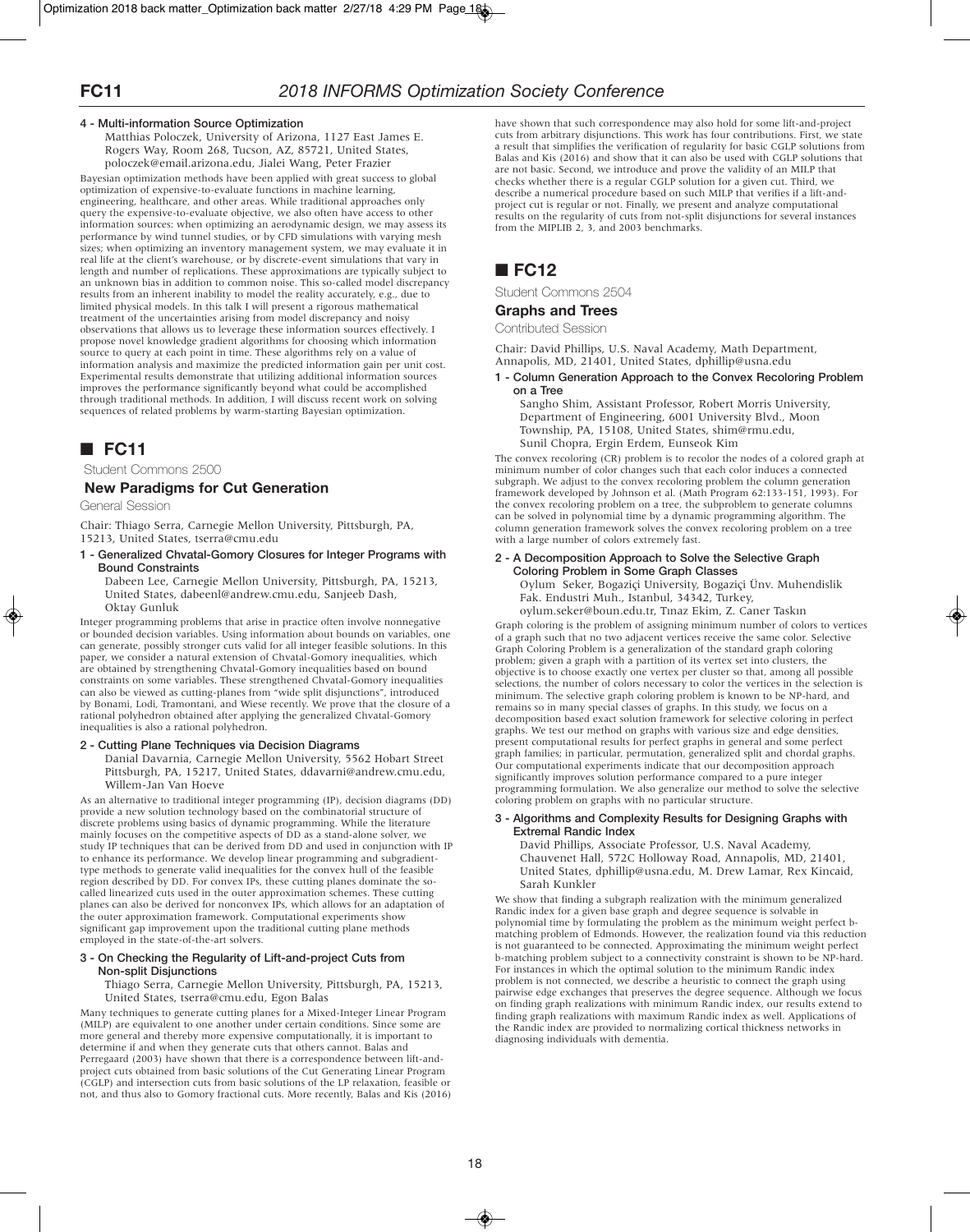#### 4 - Multi-information Source Optimization

Matthias Poloczek, University of Arizona, 1127 East James E. Rogers Way, Room 268, Tucson, AZ, 85721, United States, poloczek@email.arizona.edu, Jialei Wang, Peter Frazier

Bayesian optimization methods have been applied with great success to global optimization of expensive-to-evaluate functions in machine learning, engineering, healthcare, and other areas. While traditional approaches only query the expensive-to-evaluate objective, we also often have access to other information sources: when optimizing an aerodynamic design, we may assess its performance by wind tunnel studies, or by CFD simulations with varying mesh sizes; when optimizing an inventory management system, we may evaluate it in real life at the client's warehouse, or by discrete-event simulations that vary in length and number of replications. These approximations are typically subject to an unknown bias in addition to common noise. This so-called model discrepancy results from an inherent inability to model the reality accurately, e.g., due to limited physical models. In this talk I will present a rigorous mathematical treatment of the uncertainties arising from model discrepancy and noisy observations that allows us to leverage these information sources effectively. I propose novel knowledge gradient algorithms for choosing which information source to query at each point in time. These algorithms rely on a value of information analysis and maximize the predicted information gain per unit cost. Experimental results demonstrate that utilizing additional information sources improves the performance significantly beyond what could be accomplished through traditional methods. In addition, I will discuss recent work on solving sequences of related problems by warm-starting Bayesian optimization.

## ■ FC11

Student Commons 2500

### New Paradigms for Cut Generation

General Session

Chair: Thiago Serra, Carnegie Mellon University, Pittsburgh, PA, 15213, United States, tserra@cmu.edu

#### 1 - Generalized Chvatal-Gomory Closures for Integer Programs with Bound Constraints

Dabeen Lee, Carnegie Mellon University, Pittsburgh, PA, 15213, United States, dabeenl@andrew.cmu.edu, Sanjeeb Dash, Oktay Gunluk

Integer programming problems that arise in practice often involve nonnegative or bounded decision variables. Using information about bounds on variables, one can generate, possibly stronger cuts valid for all integer feasible solutions. In this paper, we consider a natural extension of Chvatal-Gomory inequalities, which are obtained by strengthening Chvatal-Gomory inequalities based on bound constraints on some variables. These strengthened Chvatal-Gomory inequalities can also be viewed as cutting-planes from "wide split disjunctions", introduced by Bonami, Lodi, Tramontani, and Wiese recently. We prove that the closure of a rational polyhedron obtained after applying the generalized Chvatal-Gomory inequalities is also a rational polyhedron.

#### 2 - Cutting Plane Techniques via Decision Diagrams

Danial Davarnia, Carnegie Mellon University, 5562 Hobart Street Pittsburgh, PA, 15217, United States, ddavarni@andrew.cmu.edu, Willem-Jan Van Hoeve

As an alternative to traditional integer programming (IP), decision diagrams (DD) provide a new solution technology based on the combinatorial structure of discrete problems using basics of dynamic programming. While the literature mainly focuses on the competitive aspects of DD as a stand-alone solver, we study IP techniques that can be derived from DD and used in conjunction with IP to enhance its performance. We develop linear programming and subgradient-type methods to generate valid inequalities for the convex hull of the feasible region described by DD. For convex IPs, these cutting planes dominate the so-called linearized cuts used in the outer approximation schemes. These cutting planes can also be derived for nonconvex IPs, which allows for an adaptation of the outer approximation framework. Computational experiments show significant gap improvement upon the traditional cutting plane methods employed in the state-of-the-art solvers.

#### 3 - On Checking the Regularity of Lift-and-project Cuts from Non-split Disjunctions

Thiago Serra, Carnegie Mellon University, Pittsburgh, PA, 15213, United States, tserra@cmu.edu, Egon Balas

Many techniques to generate cutting planes for a Mixed-Integer Linear Program (MILP) are equivalent to one another under certain conditions. Since some are more general and thereby more expensive computationally, it is important to determine if and when they generate cuts that others cannot. Balas and Perregaard (2003) have shown that there is a correspondence between lift-and-project cuts obtained from basic solutions of the Cut Generating Linear Program (CGLP) and intersection cuts from basic solutions of the LP relaxation, feasible or not, and thus also to Gomory fractional cuts. More recently, Balas and Kis (2016) have shown that such correspondence may also hold for some lift-and-project cuts from arbitrary disjunctions. This work has four contributions. First, we state a result that simplifies the verification of regularity for basic CGLP solutions from Balas and Kis (2016) and show that it can also be used with CGLP solutions that are not basic. Second, we introduce and prove the validity of an MILP that checks whether there is a regular CGLP solution for a given cut. Third, we describe a numerical procedure based on such MILP that verifies if a lift-and-project cut is regular or not. Finally, we present and analyze computational results on the regularity of cuts from not-split disjunctions for several instances from the MIPLIB 2, 3, and 2003 benchmarks.

## ■ FC12

Student Commons 2504

### Graphs and Trees

Contributed Session

Chair: David Phillips, U.S. Naval Academy, Math Department, Annapolis, MD, 21401, United States, dphillip@usna.edu

#### 1 - Column Generation Approach to the Convex Recoloring Problem on a Tree

Sangho Shim, Assistant Professor, Robert Morris University, Department of Engineering, 6001 University Blvd., Moon Township, PA, 15108, United States, shim@rmu.edu, Sunil Chopra, Ergin Erdem, Eunseok Kim

The convex recoloring (CR) problem is to recolor the nodes of a colored graph at minimum number of color changes such that each color induces a connected subgraph. We adjust to the convex recoloring problem the column generation framework developed by Johnson et al. (Math Program 62:133-151, 1993). For the convex recoloring problem on a tree, the subproblem to generate columns can be solved in polynomial time by a dynamic programming algorithm. The column generation framework solves the convex recoloring problem on a tree with a large number of colors extremely fast.

#### 2 - A Decomposition Approach to Solve the Selective Graph Coloring Problem in Some Graph Classes

Oylum Seker, Bogaziçi University, Bogaziçi Ünv. Muhendislik Fak. Endustri Muh., Istanbul, 34342, Turkey, oylum.seker@boun.edu.tr, Tınaz Ekim, Z. Caner Taskın

Graph coloring is the problem of assigning minimum number of colors to vertices of a graph such that no two adjacent vertices receive the same color. Selective Graph Coloring Problem is a generalization of the standard graph coloring problem; given a graph with a partition of its vertex set into clusters, the objective is to choose exactly one vertex per cluster so that, among all possible selections, the number of colors necessary to color the vertices in the selection is minimum. The selective graph coloring problem is known to be NP-hard, and remains so in many special classes of graphs. In this study, we focus on a decomposition based exact solution framework for selective coloring in perfect graphs. We test our method on graphs with various size and edge densities, present computational results for perfect graphs in general and some perfect graph families; in particular, permutation, generalized split and chordal graphs. Our computational experiments indicate that our decomposition approach significantly improves solution performance compared to a pure integer programming formulation. We also generalize our method to solve the selective coloring problem on graphs with no particular structure.

#### 3 - Algorithms and Complexity Results for Designing Graphs with Extremal Randic Index

David Phillips, Associate Professor, U.S. Naval Academy, Chauvenet Hall, 572C Holloway Road, Annapolis, MD, 21401, United States, dphillip@usna.edu, M. Drew Lamar, Rex Kincaid, Sarah Kunkler

We show that finding a subgraph realization with the minimum generalized Randic index for a given base graph and degree sequence is solvable in polynomial time by formulating the problem as the minimum weight perfect b-matching problem of Edmonds. However, the realization found via this reduction is not guaranteed to be connected. Approximating the minimum weight perfect b-matching problem subject to a connectivity constraint is shown to be NP-hard. For instances in which the optimal solution to the minimum Randic index problem is not connected, we describe a heuristic to connect the graph using pairwise edge exchanges that preserves the degree sequence. Although we focus on finding graph realizations with minimum Randic index, our results extend to finding graph realizations with maximum Randic index as well. Applications of the Randic index are provided to normalizing cortical thickness networks in diagnosing individuals with dementia.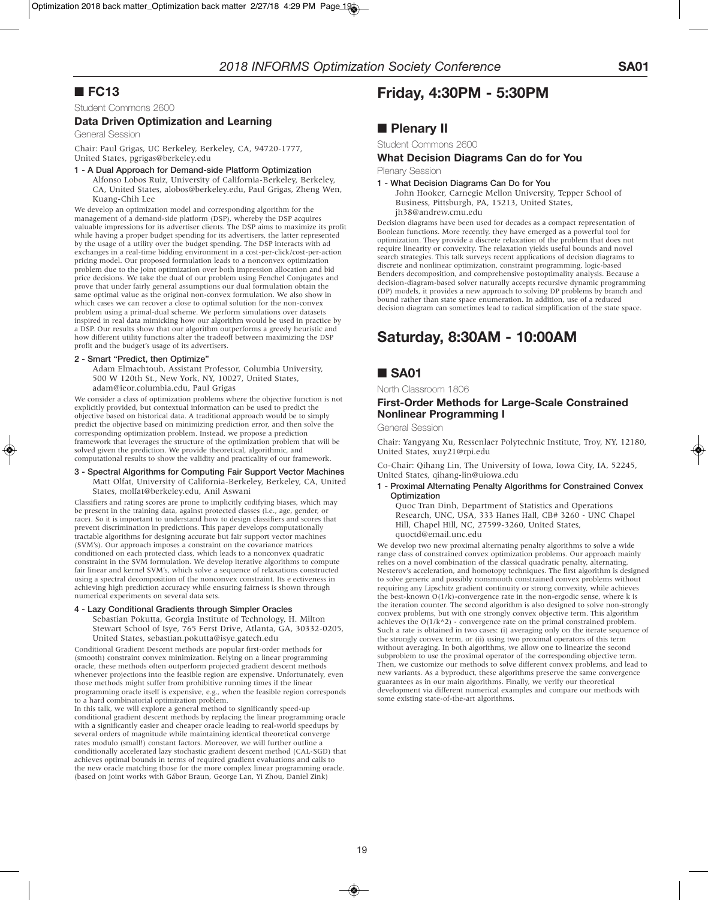## ■ FC13

Student Commons 2600

### Data Driven Optimization and Learning

General Session

Chair: Paul Grigas, UC Berkeley, Berkeley, CA, 94720-1777, United States, pgrigas@berkeley.edu

**1 - A Dual Approach for Demand-side Platform Optimization**

Alfonso Lobos Ruiz, University of California-Berkeley, Berkeley, CA, United States, alobos@berkeley.edu, Paul Grigas, Zheng Wen, Kuang-Chih Lee

We develop an optimization model and corresponding algorithm for the management of a demand-side platform (DSP), whereby the DSP acquires valuable impressions for its advertiser clients. The DSP aims to maximize its profit while having a proper budget spending for its advertisers, the latter represented by the usage of a utility over the budget spending. The DSP interacts with ad exchanges in a real-time bidding environment in a cost-per-click/cost-per-action pricing model. Our proposed formulation leads to a nonconvex optimization problem due to the joint optimization over both impression allocation and bid price decisions. We take the dual of our problem using Fenchel Conjugates and prove that under fairly general assumptions our dual formulation obtain the same optimal value as the original non-convex formulation. We also show in which cases we can recover a close to optimal solution for the non-convex problem using a primal-dual scheme. We perform simulations over datasets inspired in real data mimicking how our algorithm would be used in practice by a DSP. Our results show that our algorithm outperforms a greedy heuristic and how different utility functions alter the tradeoff between maximizing the DSP profit and the budget's usage of its advertisers.

**2 - Smart "Predict, then Optimize"**

Adam Elmachtoub, Assistant Professor, Columbia University, 500 W 120th St., New York, NY, 10027, United States, adam@ieor.columbia.edu, Paul Grigas

We consider a class of optimization problems where the objective function is not explicitly provided, but contextual information can be used to predict the objective based on historical data. A traditional approach would be to simply predict the objective based on minimizing prediction error, and then solve the corresponding optimization problem. Instead, we propose a prediction framework that leverages the structure of the optimization problem that will be solved given the prediction. We provide theoretical, algorithmic, and computational results to show the validity and practicality of our framework.

**3 - Spectral Algorithms for Computing Fair Support Vector Machines**

Matt Olfat, University of California-Berkeley, Berkeley, CA, United States, molfat@berkeley.edu, Anil Aswani

Classifiers and rating scores are prone to implicitly codifying biases, which may be present in the training data, against protected classes (i.e., age, gender, or race). So it is important to understand how to design classifiers and scores that prevent discrimination in predictions. This paper develops computationally tractable algorithms for designing accurate but fair support vector machines (SVM's). Our approach imposes a constraint on the covariance matrices conditioned on each protected class, which leads to a nonconvex quadratic constraint in the SVM formulation. We develop iterative algorithms to compute fair linear and kernel SVM's, which solve a sequence of relaxations constructed using a spectral decomposition of the nonconvex constraint. Its e ectiveness in achieving high prediction accuracy while ensuring fairness is shown through numerical experiments on several data sets.

**4 - Lazy Conditional Gradients through Simpler Oracles**

Sebastian Pokutta, Georgia Institute of Technology, H. Milton Stewart School of Isye, 765 Ferst Drive, Atlanta, GA, 30332-0205, United States, sebastian.pokutta@isye.gatech.edu

Conditional Gradient Descent methods are popular first-order methods for (smooth) constraint convex minimization. Relying on a linear programming oracle, these methods often outperform projected gradient descent methods whenever projections into the feasible region are expensive. Unfortunately, even those methods might suffer from prohibitive running times if the linear programming oracle itself is expensive, e.g., when the feasible region corresponds to a hard combinatorial optimization problem.

In this talk, we will explore a general method to significantly speed-up conditional gradient descent methods by replacing the linear programming oracle with a significantly easier and cheaper oracle leading to real-world speedups by several orders of magnitude while maintaining identical theoretical converge rates modulo (small!) constant factors. Moreover, we will further outline a conditionally accelerated lazy stochastic gradient descent method (CAL-SGD) that achieves optimal bounds in terms of required gradient evaluations and calls to the new oracle matching those for the more complex linear programming oracle. (based on joint works with Gábor Braun, George Lan, Yi Zhou, Daniel Zink)

# Friday, 4:30PM - 5:30PM

## ■ Plenary II

Student Commons 2600

### What Decision Diagrams Can do for You

Plenary Session

**1 - What Decision Diagrams Can Do for You**

John Hooker, Carnegie Mellon University, Tepper School of Business, Pittsburgh, PA, 15213, United States, jh38@andrew.cmu.edu

Decision diagrams have been used for decades as a compact representation of Boolean functions. More recently, they have emerged as a powerful tool for optimization. They provide a discrete relaxation of the problem that does not require linearity or convexity. The relaxation yields useful bounds and novel search strategies. This talk surveys recent applications of decision diagrams to discrete and nonlinear optimization, constraint programming, logic-based Benders decomposition, and comprehensive postoptimality analysis. Because a decision-diagram-based solver naturally accepts recursive dynamic programming (DP) models, it provides a new approach to solving DP problems by branch and bound rather than state space enumeration. In addition, use of a reduced decision diagram can sometimes lead to radical simplification of the state space.

# Saturday, 8:30AM - 10:00AM

## ■ SA01

North Classroom 1806

### First-Order Methods for Large-Scale Constrained Nonlinear Programming I

General Session

Chair: Yangyang Xu, Ressenlaer Polytechnic Institute, Troy, NY, 12180, United States, xuy21@rpi.edu

Co-Chair: Qihang Lin, The University of Iowa, Iowa City, IA, 52245, United States, qihang-lin@uiowa.edu

**1 - Proximal Alternating Penalty Algorithms for Constrained Convex Optimization**

Quoc Tran Dinh, Department of Statistics and Operations Research, UNC, USA, 333 Hanes Hall, CB# 3260 - UNC Chapel Hill, Chapel Hill, NC, 27599-3260, United States, quoctd@email.unc.edu

We develop two new proximal alternating penalty algorithms to solve a wide range class of constrained convex optimization problems. Our approach mainly relies on a novel combination of the classical quadratic penalty, alternating, Nesterov's acceleration, and homotopy techniques. The first algorithm is designed to solve generic and possibly nonsmooth constrained convex problems without requiring any Lipschitz gradient continuity or strong convexity, while achieves the best-known $O(1/k)$-convergence rate in the non-ergodic sense, where k is the iteration counter. The second algorithm is also designed to solve non-strongly convex problems, but with one strongly convex objective term. This algorithm achieves the $O(1/k^2)$ - convergence rate on the primal constrained problem. Such a rate is obtained in two cases: (i) averaging only on the iterate sequence of the strongly convex term, or (ii) using two proximal operators of this term without averaging. In both algorithms, we allow one to linearize the second subproblem to use the proximal operator of the corresponding objective term. Then, we customize our methods to solve different convex problems, and lead to new variants. As a byproduct, these algorithms preserve the same convergence guarantees as in our main algorithms. Finally, we verify our theoretical development via different numerical examples and compare our methods with some existing state-of-the-art algorithms.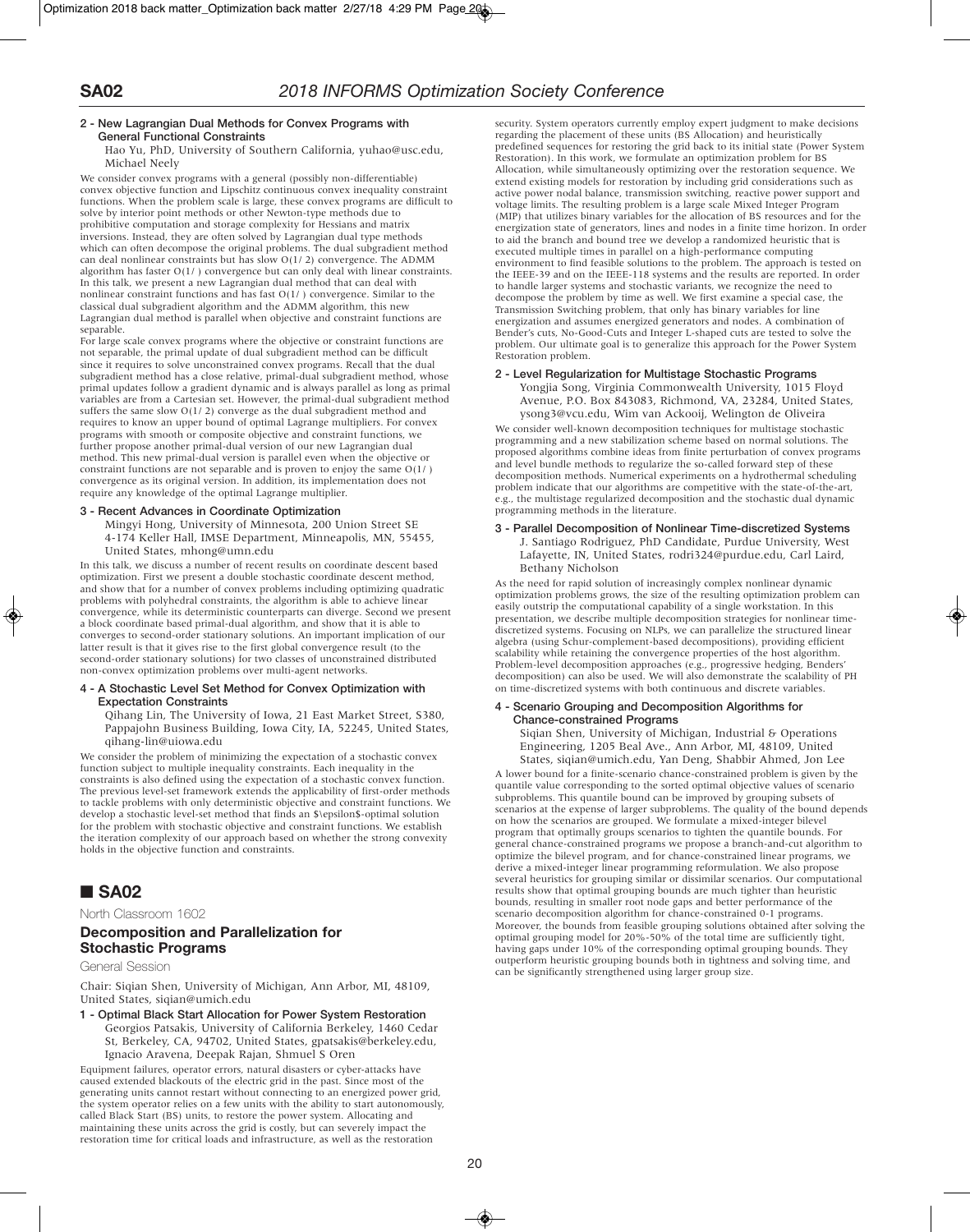**2 - New Lagrangian Dual Methods for Convex Programs with General Functional Constraints**

Hao Yu, PhD, University of Southern California, yuhao@usc.edu, Michael Neely

We consider convex programs with a general (possibly non-differentiable) convex objective function and Lipschitz continuous convex inequality constraint functions. When the problem scale is large, these convex programs are difficult to solve by interior point methods or other Newton-type methods due to prohibitive computation and storage complexity for Hessians and matrix inversions. Instead, they are often solved by Lagrangian dual type methods which can often decompose the original problems. The dual subgradient method can deal nonlinear constraints but has slow O(1/ 2) convergence. The ADMM algorithm has faster O(1/ ) convergence but can only deal with linear constraints. In this talk, we present a new Lagrangian dual method that can deal with nonlinear constraint functions and has fast O(1/ ) convergence. Similar to the classical dual subgradient algorithm and the ADMM algorithm, this new Lagrangian dual method is parallel when objective and constraint functions are separable.

For large scale convex programs where the objective or constraint functions are not separable, the primal update of dual subgradient method can be difficult since it requires to solve unconstrained convex programs. Recall that the dual subgradient method has a close relative, primal-dual subgradient method, whose primal updates follow a gradient dynamic and is always parallel as long as primal variables are from a Cartesian set. However, the primal-dual subgradient method suffers the same slow O(1/ 2) converge as the dual subgradient method and requires to know an upper bound of optimal Lagrange multipliers. For convex programs with smooth or composite objective and constraint functions, we further propose another primal-dual version of our new Lagrangian dual method. This new primal-dual version is parallel even when the objective or constraint functions are not separable and is proven to enjoy the same O(1/ ) convergence as its original version. In addition, its implementation does not require any knowledge of the optimal Lagrange multiplier.

**3 - Recent Advances in Coordinate Optimization**

Mingyi Hong, University of Minnesota, 200 Union Street SE 4-174 Keller Hall, IMSE Department, Minneapolis, MN, 55455, United States, mhong@umn.edu

In this talk, we discuss a number of recent results on coordinate descent based optimization. First we present a double stochastic coordinate descent method, and show that for a number of convex problems including optimizing quadratic problems with polyhedral constraints, the algorithm is able to achieve linear convergence, while its deterministic counterparts can diverge. Second we present a block coordinate based primal-dual algorithm, and show that it is able to converges to second-order stationary solutions. An important implication of our latter result is that it gives rise to the first global convergence result (to the second-order stationary solutions) for two classes of unconstrained distributed non-convex optimization problems over multi-agent networks.

**4 - A Stochastic Level Set Method for Convex Optimization with Expectation Constraints**

Qihang Lin, The University of Iowa, 21 East Market Street, S380, Pappajohn Business Building, Iowa City, IA, 52245, United States, qihang-lin@uiowa.edu

We consider the problem of minimizing the expectation of a stochastic convex function subject to multiple inequality constraints. Each inequality in the constraints is also defined using the expectation of a stochastic convex function. The previous level-set framework extends the applicability of first-order methods to tackle problems with only deterministic objective and constraint functions. We develop a stochastic level-set method that finds an $\epsilon$-optimal solution for the problem with stochastic objective and constraint functions. We establish the iteration complexity of our approach based on whether the strong convexity holds in the objective function and constraints.

## ■ SA02

North Classroom 1602

### Decomposition and Parallelization for Stochastic Programs

General Session

Chair: Siqian Shen, University of Michigan, Ann Arbor, MI, 48109, United States, siqian@umich.edu

**1 - Optimal Black Start Allocation for Power System Restoration**

Georgios Patsakis, University of California Berkeley, 1460 Cedar St, Berkeley, CA, 94702, United States, gpatsakis@berkeley.edu, Ignacio Aravena, Deepak Rajan, Shmuel S Oren

Equipment failures, operator errors, natural disasters or cyber-attacks have caused extended blackouts of the electric grid in the past. Since most of the generating units cannot restart without connecting to an energized power grid, the system operator relies on a few units with the ability to start autonomously, called Black Start (BS) units, to restore the power system. Allocating and maintaining these units across the grid is costly, but can severely impact the restoration time for critical loads and infrastructure, as well as the restoration security. System operators currently employ expert judgment to make decisions regarding the placement of these units (BS Allocation) and heuristically predefined sequences for restoring the grid back to its initial state (Power System Restoration). In this work, we formulate an optimization problem for BS Allocation, while simultaneously optimizing over the restoration sequence. We extend existing models for restoration by including grid considerations such as active power nodal balance, transmission switching, reactive power support and voltage limits. The resulting problem is a large scale Mixed Integer Program (MIP) that utilizes binary variables for the allocation of BS resources and for the energization state of generators, lines and nodes in a finite time horizon. In order to aid the branch and bound tree we develop a randomized heuristic that is executed multiple times in parallel on a high-performance computing environment to find feasible solutions to the problem. The approach is tested on the IEEE-39 and on the IEEE-118 systems and the results are reported. In order to handle larger systems and stochastic variants, we recognize the need to decompose the problem by time as well. We first examine a special case, the Transmission Switching problem, that only has binary variables for line energization and assumes energized generators and nodes. A combination of Bender's cuts, No-Good-Cuts and Integer L-shaped cuts are tested to solve the problem. Our ultimate goal is to generalize this approach for the Power System Restoration problem.

**2 - Level Regularization for Multistage Stochastic Programs**

Yongjia Song, Virginia Commonwealth University, 1015 Floyd Avenue, P.O. Box 843083, Richmond, VA, 23284, United States, ysong3@vcu.edu, Wim van Ackooij, Welington de Oliveira

We consider well-known decomposition techniques for multistage stochastic programming and a new stabilization scheme based on normal solutions. The proposed algorithms combine ideas from finite perturbation of convex programs and level bundle methods to regularize the so-called forward step of these decomposition methods. Numerical experiments on a hydrothermal scheduling problem indicate that our algorithms are competitive with the state-of-the-art, e.g., the multistage regularized decomposition and the stochastic dual dynamic programming methods in the literature.

**3 - Parallel Decomposition of Nonlinear Time-discretized Systems**

J. Santiago Rodriguez, PhD Candidate, Purdue University, West Lafayette, IN, United States, rodri324@purdue.edu, Carl Laird, Bethany Nicholson

As the need for rapid solution of increasingly complex nonlinear dynamic optimization problems grows, the size of the resulting optimization problem can easily outstrip the computational capability of a single workstation. In this presentation, we describe multiple decomposition strategies for nonlinear time-discretized systems. Focusing on NLPs, we can parallelize the structured linear algebra (using Schur-complement-based decompositions), providing efficient scalability while retaining the convergence properties of the host algorithm. Problem-level decomposition approaches (e.g., progressive hedging, Benders' decomposition) can also be used. We will also demonstrate the scalability of PH on time-discretized systems with both continuous and discrete variables.

**4 - Scenario Grouping and Decomposition Algorithms for Chance-constrained Programs**

Siqian Shen, University of Michigan, Industrial & Operations Engineering, 1205 Beal Ave., Ann Arbor, MI, 48109, United States, siqian@umich.edu, Yan Deng, Shabbir Ahmed, Jon Lee

A lower bound for a finite-scenario chance-constrained problem is given by the quantile value corresponding to the sorted optimal objective values of scenario subproblems. This quantile bound can be improved by grouping subsets of scenarios at the expense of larger subproblems. The quality of the bound depends on how the scenarios are grouped. We formulate a mixed-integer bilevel program that optimally groups scenarios to tighten the quantile bounds. For general chance-constrained programs we propose a branch-and-cut algorithm to optimize the bilevel program, and for chance-constrained linear programs, we derive a mixed-integer linear programming reformulation. We also propose several heuristics for grouping similar or dissimilar scenarios. Our computational results show that optimal grouping bounds are much tighter than heuristic bounds, resulting in smaller root node gaps and better performance of the scenario decomposition algorithm for chance-constrained 0-1 programs. Moreover, the bounds from feasible grouping solutions obtained after solving the optimal grouping model for 20%-50% of the total time are sufficiently tight, having gaps under 10% of the corresponding optimal grouping bounds. They outperform heuristic grouping bounds both in tightness and solving time, and can be significantly strengthened using larger group size.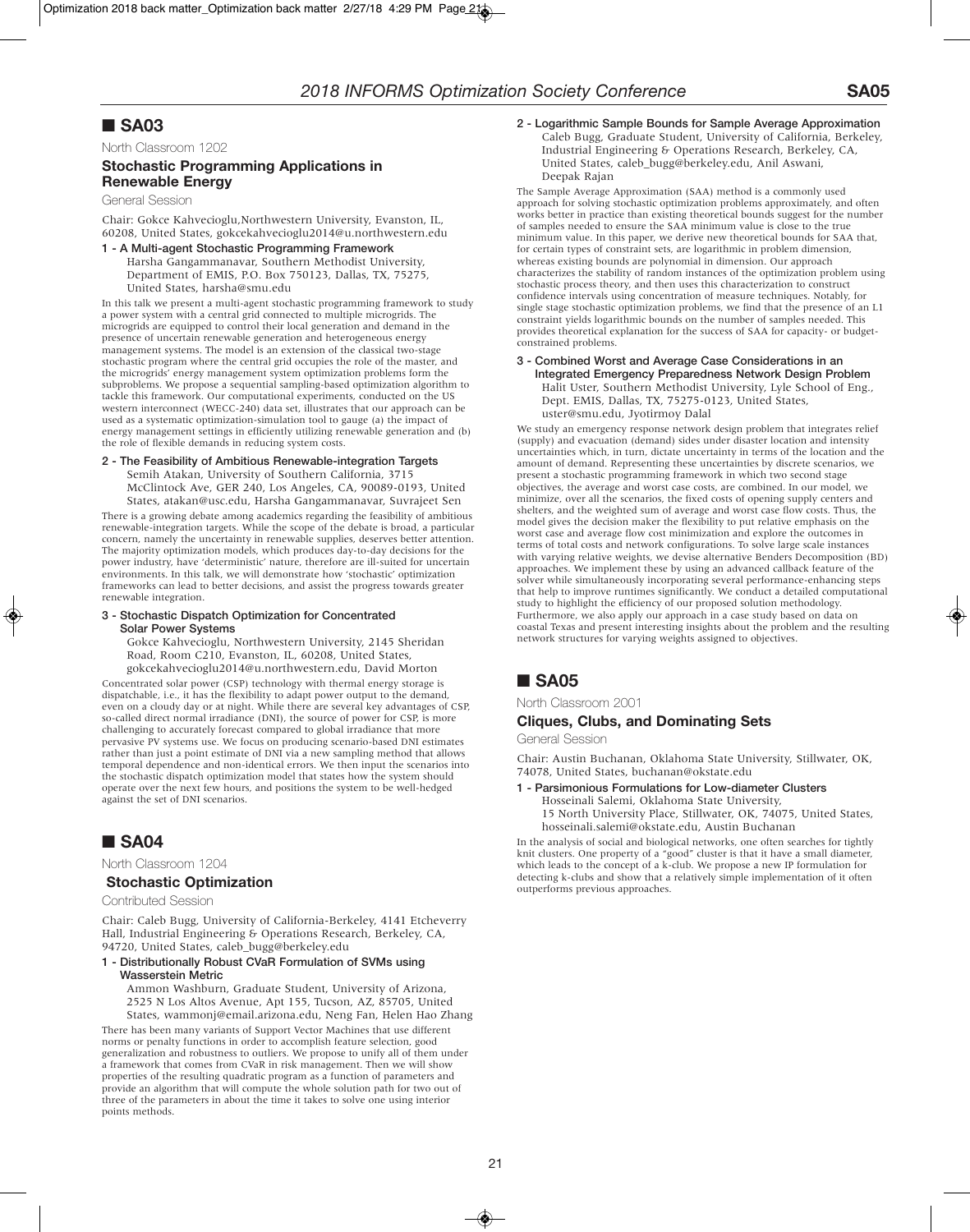## ■ SA03

North Classroom 1202

### Stochastic Programming Applications in Renewable Energy

General Session

Chair: Gokce Kahvecioglu,Northwestern University, Evanston, IL, 60208, United States, gokcekahvecioglu2014@u.northwestern.edu

**1 - A Multi-agent Stochastic Programming Framework**

Harsha Gangammanavar, Southern Methodist University, Department of EMIS, P.O. Box 750123, Dallas, TX, 75275, United States, harsha@smu.edu

In this talk we present a multi-agent stochastic programming framework to study a power system with a central grid connected to multiple microgrids. The microgrids are equipped to control their local generation and demand in the presence of uncertain renewable generation and heterogeneous energy management systems. The model is an extension of the classical two-stage stochastic program where the central grid occupies the role of the master, and the microgrids' energy management system optimization problems form the subproblems. We propose a sequential sampling-based optimization algorithm to tackle this framework. Our computational experiments, conducted on the US western interconnect (WECC-240) data set, illustrates that our approach can be used as a systematic optimization-simulation tool to gauge (a) the impact of energy management settings in efficiently utilizing renewable generation and (b) the role of flexible demands in reducing system costs.

**2 - The Feasibility of Ambitious Renewable-integration Targets**

Semih Atakan, University of Southern California, 3715 McClintock Ave, GER 240, Los Angeles, CA, 90089-0193, United States, atakan@usc.edu, Harsha Gangammanavar, Suvrajeet Sen

There is a growing debate among academics regarding the feasibility of ambitious renewable-integration targets. While the scope of the debate is broad, a particular concern, namely the uncertainty in renewable supplies, deserves better attention. The majority optimization models, which produces day-to-day decisions for the power industry, have 'deterministic' nature, therefore are ill-suited for uncertain environments. In this talk, we will demonstrate how 'stochastic' optimization frameworks can lead to better decisions, and assist the progress towards greater renewable integration.

**3 - Stochastic Dispatch Optimization for Concentrated Solar Power Systems**

Gokce Kahvecioglu, Northwestern University, 2145 Sheridan Road, Room C210, Evanston, IL, 60208, United States, gokcekahvecioglu2014@u.northwestern.edu, David Morton

Concentrated solar power (CSP) technology with thermal energy storage is dispatchable, i.e., it has the flexibility to adapt power output to the demand, even on a cloudy day or at night. While there are several key advantages of CSP, so-called direct normal irradiance (DNI), the source of power for CSP, is more challenging to accurately forecast compared to global irradiance that more pervasive PV systems use. We focus on producing scenario-based DNI estimates rather than just a point estimate of DNI via a new sampling method that allows temporal dependence and non-identical errors. We then input the scenarios into the stochastic dispatch optimization model that states how the system should operate over the next few hours, and positions the system to be well-hedged against the set of DNI scenarios.

## ■ SA04

North Classroom 1204

### Stochastic Optimization

Contributed Session

Chair: Caleb Bugg, University of California-Berkeley, 4141 Etcheverry Hall, Industrial Engineering & Operations Research, Berkeley, CA, 94720, United States, caleb_bugg@berkeley.edu

**1 - Distributionally Robust CVaR Formulation of SVMs using Wasserstein Metric**

Ammon Washburn, Graduate Student, University of Arizona, 2525 N Los Altos Avenue, Apt 155, Tucson, AZ, 85705, United States, wammonj@email.arizona.edu, Neng Fan, Helen Hao Zhang

There has been many variants of Support Vector Machines that use different norms or penalty functions in order to accomplish feature selection, good generalization and robustness to outliers. We propose to unify all of them under a framework that comes from CVaR in risk management. Then we will show properties of the resulting quadratic program as a function of parameters and provide an algorithm that will compute the whole solution path for two out of three of the parameters in about the time it takes to solve one using interior points methods.

**2 - Logarithmic Sample Bounds for Sample Average Approximation**

Caleb Bugg, Graduate Student, University of California, Berkeley, Industrial Engineering & Operations Research, Berkeley, CA, United States, caleb_bugg@berkeley.edu, Anil Aswani, Deepak Rajan

The Sample Average Approximation (SAA) method is a commonly used approach for solving stochastic optimization problems approximately, and often works better in practice than existing theoretical bounds suggest for the number of samples needed to ensure the SAA minimum value is close to the true minimum value. In this paper, we derive new theoretical bounds for SAA that, for certain types of constraint sets, are logarithmic in problem dimension, whereas existing bounds are polynomial in dimension. Our approach characterizes the stability of random instances of the optimization problem using stochastic process theory, and then uses this characterization to construct confidence intervals using concentration of measure techniques. Notably, for single stage stochastic optimization problems, we find that the presence of an L1 constraint yields logarithmic bounds on the number of samples needed. This provides theoretical explanation for the success of SAA for capacity- or budget-constrained problems.

**3 - Combined Worst and Average Case Considerations in an Integrated Emergency Preparedness Network Design Problem**

Halit Uster, Southern Methodist University, Lyle School of Eng., Dept. EMIS, Dallas, TX, 75275-0123, United States, uster@smu.edu, Jyotirmoy Dalal

We study an emergency response network design problem that integrates relief (supply) and evacuation (demand) sides under disaster location and intensity uncertainties which, in turn, dictate uncertainty in terms of the location and the amount of demand. Representing these uncertainties by discrete scenarios, we present a stochastic programming framework in which two second stage objectives, the average and worst case costs, are combined. In our model, we minimize, over all the scenarios, the fixed costs of opening supply centers and shelters, and the weighted sum of average and worst case flow costs. Thus, the model gives the decision maker the flexibility to put relative emphasis on the worst case and average flow cost minimization and explore the outcomes in terms of total costs and network configurations. To solve large scale instances with varying relative weights, we devise alternative Benders Decomposition (BD) approaches. We implement these by using an advanced callback feature of the solver while simultaneously incorporating several performance-enhancing steps that help to improve runtimes significantly. We conduct a detailed computational study to highlight the efficiency of our proposed solution methodology. Furthermore, we also apply our approach in a case study based on data on coastal Texas and present interesting insights about the problem and the resulting network structures for varying weights assigned to objectives.

## ■ SA05

North Classroom 2001

### Cliques, Clubs, and Dominating Sets

General Session

Chair: Austin Buchanan, Oklahoma State University, Stillwater, OK, 74078, United States, buchanan@okstate.edu

**1 - Parsimonious Formulations for Low-diameter Clusters**

Hosseinali Salemi, Oklahoma State University, 15 North University Place, Stillwater, OK, 74075, United States, hosseinali.salemi@okstate.edu, Austin Buchanan

In the analysis of social and biological networks, one often searches for tightly knit clusters. One property of a "good" cluster is that it have a small diameter, which leads to the concept of a k-club. We propose a new IP formulation for detecting k-clubs and show that a relatively simple implementation of it often outperforms previous approaches.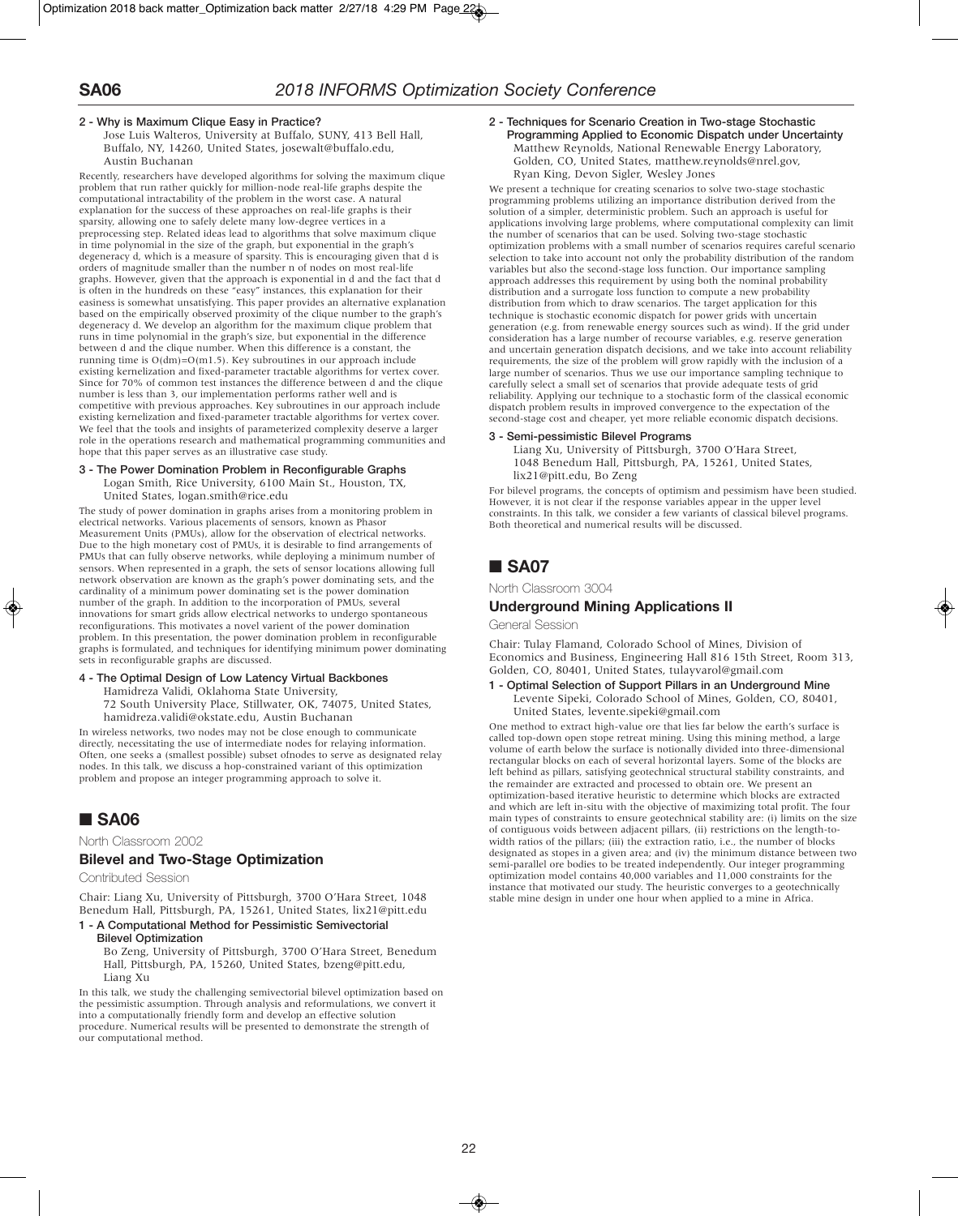#### 2 - Why is Maximum Clique Easy in Practice?

Jose Luis Walteros, University at Buffalo, SUNY, 413 Bell Hall, Buffalo, NY, 14260, United States, josewalt@buffalo.edu, Austin Buchanan

Recently, researchers have developed algorithms for solving the maximum clique problem that run rather quickly for million-node real-life graphs despite the computational intractability of the problem in the worst case. A natural explanation for the success of these approaches on real-life graphs is their sparsity, allowing one to safely delete many low-degree vertices in a preprocessing step. Related ideas lead to algorithms that solve maximum clique in time polynomial in the size of the graph, but exponential in the graph's degeneracy d, which is a measure of sparsity. This is encouraging given that d is orders of magnitude smaller than the number n of nodes on most real-life graphs. However, given that the approach is exponential in d and the fact that d is often in the hundreds on these "easy" instances, this explanation for their easiness is somewhat unsatisfying. This paper provides an alternative explanation based on the empirically observed proximity of the clique number to the graph's degeneracy d. We develop an algorithm for the maximum clique problem that runs in time polynomial in the graph's size, but exponential in the difference between d and the clique number. When this difference is a constant, the running time is $O(dm)=O(m1.5)$. Key subroutines in our approach include existing kernelization and fixed-parameter tractable algorithms for vertex cover. Since for 70% of common test instances the difference between d and the clique number is less than 3, our implementation performs rather well and is competitive with previous approaches. Key subroutines in our approach include existing kernelization and fixed-parameter tractable algorithms for vertex cover. We feel that the tools and insights of parameterized complexity deserve a larger role in the operations research and mathematical programming communities and hope that this paper serves as an illustrative case study.

#### 3 - The Power Domination Problem in Reconfigurable Graphs

Logan Smith, Rice University, 6100 Main St., Houston, TX, United States, logan.smith@rice.edu

The study of power domination in graphs arises from a monitoring problem in electrical networks. Various placements of sensors, known as Phasor Measurement Units (PMUs), allow for the observation of electrical networks. Due to the high monetary cost of PMUs, it is desirable to find arrangements of PMUs that can fully observe networks, while deploying a minimum number of sensors. When represented in a graph, the sets of sensor locations allowing full network observation are known as the graph's power dominating sets, and the cardinality of a minimum power dominating set is the power domination number of the graph. In addition to the incorporation of PMUs, several innovations for smart grids allow electrical networks to undergo spontaneous reconfigurations. This motivates a novel varient of the power domination problem. In this presentation, the power domination problem in reconfigurable graphs is formulated, and techniques for identifying minimum power dominating sets in reconfigurable graphs are discussed.

#### 4 - The Optimal Design of Low Latency Virtual Backbones

Hamidreza Validi, Oklahoma State University, 72 South University Place, Stillwater, OK, 74075, United States, hamidreza.validi@okstate.edu, Austin Buchanan

In wireless networks, two nodes may not be close enough to communicate directly, necessitating the use of intermediate nodes for relaying information. Often, one seeks a (smallest possible) subset ofnodes to serve as designated relay nodes. In this talk, we discuss a hop-constrained variant of this optimization problem and propose an integer programming approach to solve it.

## ■ SA06

North Classroom 2002

### Bilevel and Two-Stage Optimization

Contributed Session

Chair: Liang Xu, University of Pittsburgh, 3700 O'Hara Street, 1048 Benedum Hall, Pittsburgh, PA, 15261, United States, lix21@pitt.edu

#### 1 - A Computational Method for Pessimistic Semivectorial Bilevel Optimization

Bo Zeng, University of Pittsburgh, 3700 O'Hara Street, Benedum Hall, Pittsburgh, PA, 15260, United States, bzeng@pitt.edu, Liang Xu

In this talk, we study the challenging semivectorial bilevel optimization based on the pessimistic assumption. Through analysis and reformulations, we convert it into a computationally friendly form and develop an effective solution procedure. Numerical results will be presented to demonstrate the strength of our computational method.

#### 2 - Techniques for Scenario Creation in Two-stage Stochastic Programming Applied to Economic Dispatch under Uncertainty

Matthew Reynolds, National Renewable Energy Laboratory, Golden, CO, United States, matthew.reynolds@nrel.gov, Ryan King, Devon Sigler, Wesley Jones

We present a technique for creating scenarios to solve two-stage stochastic programming problems utilizing an importance distribution derived from the solution of a simpler, deterministic problem. Such an approach is useful for applications involving large problems, where computational complexity can limit the number of scenarios that can be used. Solving two-stage stochastic optimization problems with a small number of scenarios requires careful scenario selection to take into account not only the probability distribution of the random variables but also the second-stage loss function. Our importance sampling approach addresses this requirement by using both the nominal probability distribution and a surrogate loss function to compute a new probability distribution from which to draw scenarios. The target application for this technique is stochastic economic dispatch for power grids with uncertain generation (e.g. from renewable energy sources such as wind). If the grid under consideration has a large number of recourse variables, e.g. reserve generation and uncertain generation dispatch decisions, and we take into account reliability requirements, the size of the problem will grow rapidly with the inclusion of a large number of scenarios. Thus we use our importance sampling technique to carefully select a small set of scenarios that provide adequate tests of grid reliability. Applying our technique to a stochastic form of the classical economic dispatch problem results in improved convergence to the expectation of the second-stage cost and cheaper, yet more reliable economic dispatch decisions.

#### 3 - Semi-pessimistic Bilevel Programs

Liang Xu, University of Pittsburgh, 3700 O'Hara Street, 1048 Benedum Hall, Pittsburgh, PA, 15261, United States, lix21@pitt.edu, Bo Zeng

For bilevel programs, the concepts of optimism and pessimism have been studied. However, it is not clear if the response variables appear in the upper level constraints. In this talk, we consider a few variants of classical bilevel programs. Both theoretical and numerical results will be discussed.

## ■ SA07

North Classroom 3004

### Underground Mining Applications II

General Session

Chair: Tulay Flamand, Colorado School of Mines, Division of Economics and Business, Engineering Hall 816 15th Street, Room 313, Golden, CO, 80401, United States, tulayvarol@gmail.com

#### 1 - Optimal Selection of Support Pillars in an Underground Mine

Levente Sipeki, Colorado School of Mines, Golden, CO, 80401, United States, levente.sipeki@gmail.com

One method to extract high-value ore that lies far below the earth's surface is called top-down open stope retreat mining. Using this mining method, a large volume of earth below the surface is notionally divided into three-dimensional rectangular blocks on each of several horizontal layers. Some of the blocks are left behind as pillars, satisfying geotechnical structural stability constraints, and the remainder are extracted and processed to obtain ore. We present an optimization-based iterative heuristic to determine which blocks are extracted and which are left in-situ with the objective of maximizing total profit. The four main types of constraints to ensure geotechnical stability are: (i) limits on the size of contiguous voids between adjacent pillars, (ii) restrictions on the length-to-width ratios of the pillars; (iii) the extraction ratio, i.e., the number of blocks designated as stopes in a given area; and (iv) the minimum distance between two semi-parallel ore bodies to be treated independently. Our integer programming optimization model contains 40,000 variables and 11,000 constraints for the instance that motivated our study. The heuristic converges to a geotechnically stable mine design in under one hour when applied to a mine in Africa.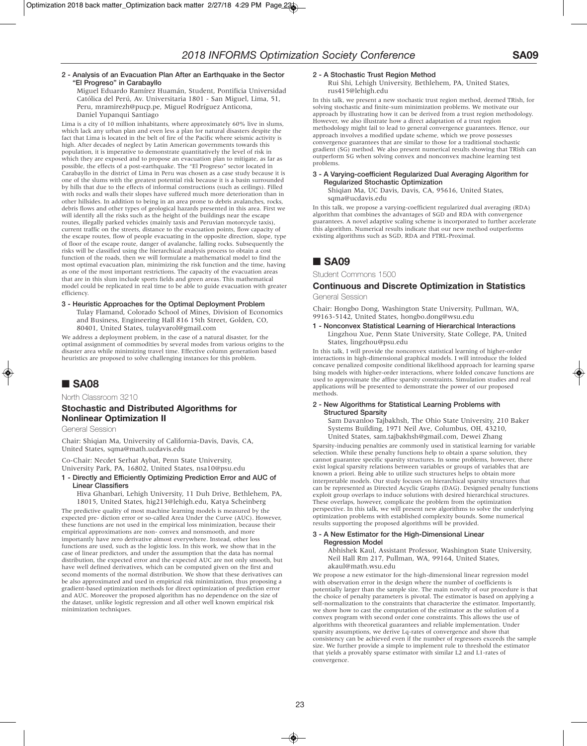#### 2 - Analysis of an Evacuation Plan After an Earthquake in the Sector "El Progreso" in Carabayllo

Miguel Eduardo Ramírez Huamán, Student, Pontificia Universidad Católica del Perú, Av. Universitaria 1801 - San Miguel, Lima, 51, Peru, mramirezh@pucp.pe, Miguel Rodríguez Anticona, Daniel Yupanqui Santiago

Lima is a city of 10 million inhabitants, where approximately 60% live in slums, which lack any urban plan and even less a plan for natural disasters despite the fact that Lima is located in the belt of fire of the Pacific where seismic activity is high. After decades of neglect by Latin American governments towards this population, it is imperative to demonstrate quantitatively the level of risk in which they are exposed and to propose an evacuation plan to mitigate, as far as possible, the effects of a post-earthquake. The "El Progreso" sector located in Carabayllo in the district of Lima in Peru was chosen as a case study because it is one of the slums with the greatest potential risk because it is a basin surrounded by hills that due to the effects of informal constructions (such as ceilings). Filled with rocks and walls their slopes have suffered much more deterioration than in other hillsides. In addition to being in an area prone to debris avalanches, rocks, debris flows and other types of geological hazards presented in this area. First we will identify all the risks such as the height of the buildings near the escape routes, illegally parked vehicles (mainly taxis and Peruvian motorcycle taxis), current traffic on the streets, distance to the evacuation points, flow capacity of the escape routes, flow of people evacuating in the opposite direction, slope, type of floor of the escape route, danger of avalanche, falling rocks. Subsequently the risks will be classified using the hierarchical analysis process to obtain a cost function of the roads, then we will formulate a mathematical model to find the most optimal evacuation plan, minimizing the risk function and the time, having as one of the most important restrictions. The capacity of the evacuation areas that are in this slum include sports fields and green areas. This mathematical model could be replicated in real time to be able to guide evacuation with greater efficiency.

#### 3 - Heuristic Approaches for the Optimal Deployment Problem

Tulay Flamand, Colorado School of Mines, Division of Economics and Business, Engineering Hall 816 15th Street, Golden, CO, 80401, United States, tulayvarol@gmail.com

We address a deployment problem, in the case of a natural disaster, for the optimal assignment of commodities by several modes from various origins to the disaster area while minimizing travel time. Effective column generation based heuristics are proposed to solve challenging instances for this problem.

## ■ SA08

North Classroom 3210

### Stochastic and Distributed Algorithms for Nonlinear Optimization II

General Session

Chair: Shiqian Ma, University of California-Davis, Davis, CA, United States, sqma@math.ucdavis.edu

Co-Chair: Necdet Serhat Aybat, Penn State University, University Park, PA, 16802, United States, nsa10@psu.edu

#### 1 - Directly and Efficiently Optimizing Prediction Error and AUC of Linear Classifiers

Hiva Ghanbari, Lehigh University, 11 Duh Drive, Bethlehem, PA, 18015, United States, hig213@lehigh.edu, Katya Scheinberg

The predictive quality of most machine learning models is measured by the expected pre- diction error or so-called Area Under the Curve (AUC). However, these functions are not used in the empirical loss minimization, because their empirical approximations are non- convex and nonsmooth, and more importantly have zero derivative almost everywhere. Instead, other loss functions are used, such as the logistic loss. In this work, we show that in the case of linear predictors, and under the assumption that the data has normal distribution, the expected error and the expected AUC are not only smooth, but have well defined derivatives, which can be computed given on the first and second moments of the normal distribution. We show that these derivatives can be also approximated and used in empirical risk minimization, thus proposing a gradient-based optimization methods for direct optimization of prediction error and AUC. Moreover the proposed algorithm has no dependence on the size of the dataset, unlike logistic regression and all other well known empirical risk minimization techniques.

#### 2 - A Stochastic Trust Region Method

Rui Shi, Lehigh University, Bethlehem, PA, United States, rus415@lehigh.edu

In this talk, we present a new stochastic trust region method, deemed TRish, for solving stochastic and finite-sum minimization problems. We motivate our approach by illustrating how it can be derived from a trust region methodology. However, we also illustrate how a direct adaptation of a trust region methodology might fail to lead to general convergence guarantees. Hence, our approach involves a modified update scheme, which we prove possesses convergence guarantees that are similar to those for a traditional stochastic gradient (SG) method. We also present numerical results showing that TRish can outperform SG when solving convex and nonconvex machine learning test problems.

#### 3 - A Varying-coefficient Regularized Dual Averaging Algorithm for Regularized Stochastic Optimization

Shiqian Ma, UC Davis, Davis, CA, 95616, United States, sqma@ucdavis.edu

In this talk, we propose a varying-coefficient regularized dual averaging (RDA) algorithm that combines the advantages of SGD and RDA with convergence guarantees. A novel adaptive scaling scheme is incorporated to further accelerate this algorithm. Numerical results indicate that our new method outperforms existing algorithms such as SGD, RDA and FTRL-Proximal.

## ■ SA09

Student Commons 1500

### Continuous and Discrete Optimization in Statistics

General Session

Chair: Hongbo Dong, Washington State University, Pullman, WA, 99163-5142, United States, hongbo.dong@wsu.edu

#### 1 - Nonconvex Statistical Learning of Hierarchical Interactions

Lingzhou Xue, Penn State University, State College, PA, United States, lingzhou@psu.edu

In this talk, I will provide the nonconvex statistical learning of higher-order interactions in high-dimensional graphical models. I will introduce the folded concave penalized composite conditional likelihood approach for learning sparse Ising models with higher-order interactions, where folded concave functions are used to approximate the affine sparsity constraints. Simulation studies and real applications will be presented to demonstrate the power of our proposed methods.

#### 2 - New Algorithms for Statistical Learning Problems with Structured Sparsity

Sam Davanloo Tajbakhsh, The Ohio State University, 210 Baker Systems Building, 1971 Neil Ave, Columbus, OH, 43210, United States, sam.tajbakhsh@gmail.com, Dewei Zhang

Sparsity-inducing penalties are commonly used in statistical learning for variable selection. While these penalty functions help to obtain a sparse solution, they cannot guarantee specific sparsity structures. In some problems, however, there exist logical sparsity relations between variables or groups of variables that are known a priori. Being able to utilize such structures helps to obtain more interpretable models. Our study focuses on hierarchical sparsity structures that can be represented as Directed Acyclic Graphs (DAG). Designed penalty functions exploit group overlaps to induce solutions with desired hierarchical structures. These overlaps, however, complicate the problem from the optimization perspective. In this talk, we will present new algorithms to solve the underlying optimization problems with established complexity bounds. Some numerical results supporting the proposed algorithms will be provided.

#### 3 - A New Estimator for the High-Dimensional Linear Regression Model

Abhishek Kaul, Assistant Professor, Washington State University, Neil Hall Rm 217, Pullman, WA, 99164, United States, akaul@math.wsu.edu

We propose a new estimator for the high-dimensional linear regression model with observation error in the design where the number of coefficients is potentially larger than the sample size. The main novelty of our procedure is that the choice of penalty parameters is pivotal. The estimator is based on applying a self-normalization to the constraints that characterize the estimator. Importantly, we show how to cast the computation of the estimator as the solution of a convex program with second order cone constraints. This allows the use of algorithms with theoretical guarantees and reliable implementation. Under sparsity assumptions, we derive Lq-rates of convergence and show that consistency can be achieved even if the number of regressors exceeds the sample size. We further provide a simple to implement rule to threshold the estimator that yields a provably sparse estimator with similar L2 and L1-rates of convergence.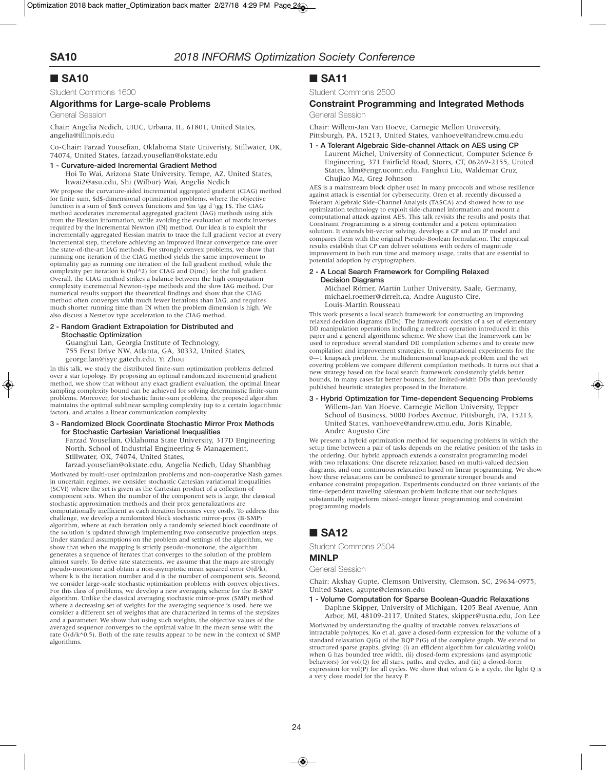## ■ SA10

Student Commons 1600

### Algorithms for Large-scale Problems

General Session

Chair: Angelia Nedich, UIUC, Urbana, IL, 61801, United States, angelia@illinois.edu

Co-Chair: Farzad Yousefian, Oklahoma State Univeristy, Stillwater, OK, 74074, United States, farzad.yousefian@okstate.edu

**1 - Curvature-aided Incremental Gradient Method**

Hoi To Wai, Arizona State University, Tempe, AZ, United States, hwai2@asu.edu, Shi (Wilbur) Wai, Angelia Nedich

We propose the curvature-aided incremental aggregated gradient (CIAG) method for finite sum, $d$-dimensional optimization problems, where the objective function is a sum of $m$ convex functions and $m \gg d \gg 1$. The CIAG method accelerates incremental aggregated gradient (IAG) methods using aids from the Hessian information, while avoiding the evaluation of matrix inverses required by the incremental Newton (IN) method. Our idea is to exploit the incrementally aggregated Hessian matrix to trace the full gradient vector at every incremental step, therefore achieving an improved linear convergence rate over the state-of-the-art IAG methods. For strongly convex problems, we show that running one iteration of the CIAG method yields the same improvement to optimality gap as running one iteration of the full gradient method, while the complexity per iteration is $O(d^2)$ for CIAG and $O(md)$ for the full gradient. Overall, the CIAG method strikes a balance between the high computation complexity incremental Newton-type methods and the slow IAG method. Our numerical results support the theoretical findings and show that the CIAG method often converges with much fewer iterations than IAG, and requires much shorter running time than IN when the problem dimension is high. We also discuss a Nesterov type acceleration to the CIAG method.

**2 - Random Gradient Extrapolation for Distributed and Stochastic Optimization**

Guanghui Lan, Georgia Institute of Technology, 755 Ferst Drive NW, Atlanta, GA, 30332, United States, george.lan@isye.gatech.edu, Yi Zhou

In this talk, we study the distributed finite-sum optimization problems defined over a star topology. By proposing an optimal randomized incremental gradient method, we show that without any exact gradient evaluation, the optimal linear sampling complexity bound can be achieved for solving deterministic finite-sum problems. Moreover, for stochastic finite-sum problems, the proposed algorithm maintains the optimal sublinear sampling complexity (up to a certain logarithmic factor), and attains a linear communication complexity.

**3 - Randomized Block Coordinate Stochastic Mirror Prox Methods for Stochastic Cartesian Variational Inequalities**

Farzad Yousefian, Oklahoma State University, 317D Engineering North, School of Industrial Engineering & Management, Stillwater, OK, 74074, United States, farzad.yousefian@okstate.edu, Angelia Nedich, Uday Shanbhag

Motivated by multi-user optimization problems and non-cooperative Nash games in uncertain regimes, we consider stochastic Cartesian variational inequalities (SCVI) where the set is given as the Cartesian product of a collection of component sets. When the number of the component sets is large, the classical stochastic approximation methods and their prox generalizations are computationally inefficient as each iteration becomes very costly. To address this challenge, we develop a randomized block stochastic mirror-prox (B-SMP) algorithm, where at each iteration only a randomly selected block coordinate of the solution is updated through implementing two consecutive projection steps. Under standard assumptions on the problem and settings of the algorithm, we show that when the mapping is strictly pseudo-monotone, the algorithm generates a sequence of iterates that converges to the solution of the problem almost surely. To derive rate statements, we assume that the maps are strongly pseudo-monotone and obtain a non-asymptotic mean squared error $O(d/k)$, where k is the iteration number and d is the number of component sets. Second, we consider large-scale stochastic optimization problems with convex objectives. For this class of problems, we develop a new averaging scheme for the B-SMP algorithm. Unlike the classical averaging stochastic mirror-prox (SMP) method where a decreasing set of weights for the averaging sequence is used, here we consider a different set of weights that are characterized in terms of the stepsizes and a parameter. We show that using such weights, the objective values of the averaged sequence converges to the optimal value in the mean sense with the rate $O(d/k^{0.5})$. Both of the rate results appear to be new in the context of SMP algorithms.

## ■ SA11

Student Commons 2500

### Constraint Programming and Integrated Methods

General Session

Chair: Willem-Jan Van Hoeve, Carnegie Mellon University, Pittsburgh, PA, 15213, United States, vanhoeve@andrew.cmu.edu

**1 - A Tolerant Algebraic Side-channel Attack on AES using CP**

Laurent Michel, University of Connecticut, Computer Science & Engineering, 371 Fairfield Road, Storrs, CT, 06269-2155, United States, ldm@engr.uconn.edu, Fanghui Liu, Waldemar Cruz, Chujiao Ma, Greg Johnson

AES is a mainstream block cipher used in many protocols and whose resilience against attack is essential for cybersecurity. Oren et al. recently discussed a Tolerant Algebraic Side-Channel Analysis (TASCA) and showed how to use optimization technology to exploit side-channel information and mount a computational attack against AES. This talk revisits the results and posits that Constraint Programming is a strong contender and a potent optimization solution. It extends bit-vector solving, develops a CP and an IP model and compares them with the original Pseudo-Boolean formulation. The empirical results establish that CP can deliver solutions with orders of magnitude improvement in both run time and memory usage, traits that are essential to potential adoption by cryptographers.

**2 - A Local Search Framework for Compiling Relaxed Decision Diagrams**

Michael Römer, Martin Luther University, Saale, Germany, michael.roemer@cirrelt.ca, Andre Augusto Cire, Louis-Martin Rousseau

This work presents a local search framework for constructing an improving relaxed decision diagrams (DDs). The framework consists of a set of elementary DD manipulation operations including a redirect operation introduced in this paper and a general algorithmic scheme. We show that the framework can be used to reproduce several standard DD compilation schemes and to create new compilation and improvement strategies. In computational experiments for the 0—1 knapsack problem, the multidimensional knapsack problem and the set covering problem we compare different compilation methods. It turns out that a new strategy based on the local search framework consistently yields better bounds, in many cases far better bounds, for limited-width DDs than previously published heuristic strategies proposed in the literature.

**3 - Hybrid Optimization for Time-dependent Sequencing Problems**

Willem-Jan Van Hoeve, Carnegie Mellon University, Tepper School of Business, 5000 Forbes Avenue, Pittsburgh, PA, 15213, United States, vanhoeve@andrew.cmu.edu, Joris Kinable, Andre Augusto Cire

We present a hybrid optimization method for sequencing problems in which the setup time between a pair of tasks depends on the relative position of the tasks in the ordering. Our hybrid approach extends a constraint programming model with two relaxations: One discrete relaxation based on multi-valued decision diagrams, and one continuous relaxation based on linear programming. We show how these relaxations can be combined to generate stronger bounds and enhance constraint propagation. Experiments conducted on three variants of the time-dependent traveling salesman problem indicate that our techniques substantially outperform mixed-integer linear programming and constraint programming models.

## ■ SA12

Student Commons 2504

### MINLP

General Session

Chair: Akshay Gupte, Clemson University, Clemson, SC, 29634-0975, United States, agupte@clemson.edu

**1 - Volume Computation for Sparse Boolean-Quadric Relaxations**

Daphne Skipper, University of Michigan, 1205 Beal Avenue, Ann Arbor, MI, 48109-2117, United States, skipper@usna.edu, Jon Lee

Motivated by understanding the quality of tractable convex relaxations of intractable polytopes, Ko et al. gave a closed-form expression for the volume of a standard relaxation Q(G) of the BQP P(G) of the complete graph. We extend to structured sparse graphs, giving: (i) an efficient algorithm for calculating vol(Q) when G has bounded tree width, (ii) closed-form expressions (and asymptotic behaviors) for vol(Q) for all stars, paths, and cycles, and (iii) a closed-form expression for vol(P) for all cycles. We show that when G is a cycle, the light Q is a very close model for the heavy P.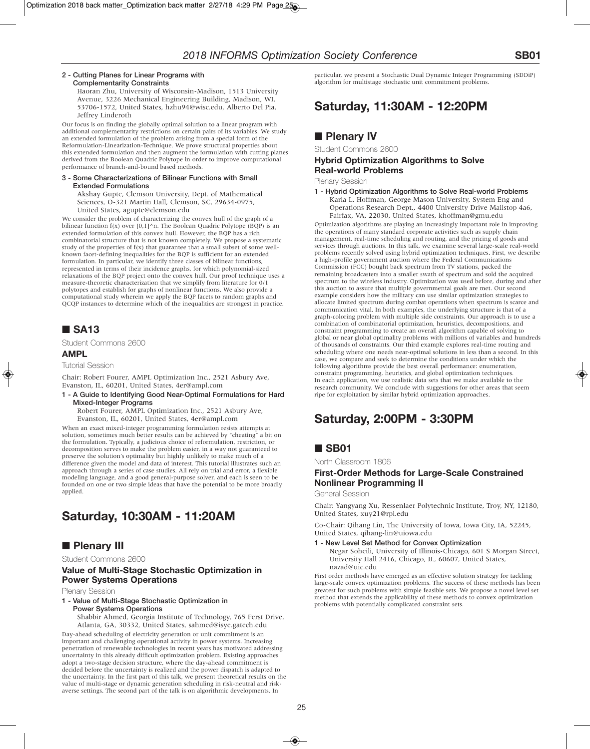**2 - Cutting Planes for Linear Programs with Complementarity Constraints**

Haoran Zhu, University of Wisconsin-Madison, 1513 University Avenue, 3226 Mechanical Engineering Building, Madison, WI, 53706-1572, United States, hzhu94@wisc.edu, Alberto Del Pia, Jeffrey Linderoth

Our focus is on finding the globally optimal solution to a linear program with additional complementarity restrictions on certain pairs of its variables. We study an extended formulation of the problem arising from a special form of the Reformulation-Linearization-Technique. We prove structural properties about this extended formulation and then augment the formulation with cutting planes derived from the Boolean Quadric Polytope in order to improve computational performance of branch-and-bound based methods.

**3 - Some Characterizations of Bilinear Functions with Small Extended Formulations**

Akshay Gupte, Clemson University, Dept. of Mathematical Sciences, O-321 Martin Hall, Clemson, SC, 29634-0975, United States, agupte@clemson.edu

We consider the problem of characterizing the convex hull of the graph of a bilinear function f(x) over [0,1]^n. The Boolean Quadric Polytope (BQP) is an extended formulation of this convex hull. However, the BQP has a rich combinatorial structure that is not known completely. We propose a systematic study of the properties of f(x) that guarantee that a small subset of some well-known facet-defining inequalities for the BQP is sufficient for an extended formulation. In particular, we identify three classes of bilinear functions, represented in terms of their incidence graphs, for which polynomial-sized relaxations of the BQP project onto the convex hull. Our proof technique uses a measure-theoretic characterization that we simplify from literature for 0/1 polytopes and establish for graphs of nonlinear functions. We also provide a computational study wherein we apply the BQP facets to random graphs and QCQP instances to determine which of the inequalities are strongest in practice.

## ■ SA13

Student Commons 2600

### AMPL

Tutorial Session

Chair: Robert Fourer, AMPL Optimization Inc., 2521 Asbury Ave, Evanston, IL, 60201, United States, 4er@ampl.com

**1 - A Guide to Identifying Good Near-Optimal Formulations for Hard Mixed-Integer Programs**

Robert Fourer, AMPL Optimization Inc., 2521 Asbury Ave, Evanston, IL, 60201, United States, 4er@ampl.com

When an exact mixed-integer programming formulation resists attempts at solution, sometimes much better results can be achieved by "cheating" a bit on the formulation. Typically, a judicious choice of reformulation, restriction, or decomposition serves to make the problem easier, in a way not guaranteed to preserve the solution's optimality but highly unlikely to make much of a difference given the model and data of interest. This tutorial illustrates such an approach through a series of case studies. All rely on trial and error, a flexible modeling language, and a good general-purpose solver, and each is seen to be founded on one or two simple ideas that have the potential to be more broadly applied.

# Saturday, 10:30AM - 11:20AM

## ■ Plenary III

Student Commons 2600

### Value of Multi-Stage Stochastic Optimization in Power Systems Operations

Plenary Session

**1 - Value of Multi-Stage Stochastic Optimization in Power Systems Operations**

Shabbir Ahmed, Georgia Institute of Technology, 765 Ferst Drive, Atlanta, GA, 30332, United States, sahmed@isye.gatech.edu

Day-ahead scheduling of electricity generation or unit commitment is an important and challenging operational activity in power systems. Increasing penetration of renewable technologies in recent years has motivated addressing uncertainty in this already difficult optimization problem. Existing approaches adopt a two-stage decision structure, where the day-ahead commitment is decided before the uncertainty is realized and the power dispatch is adapted to the uncertainty. In the first part of this talk, we present theoretical results on the value of multi-stage or dynamic generation scheduling in risk-neutral and risk-averse settings. The second part of the talk is on algorithmic developments. In particular, we present a Stochastic Dual Dynamic Integer Programming (SDDiP) algorithm for multistage stochastic unit commitment problems.

# Saturday, 11:30AM - 12:20PM

## ■ Plenary IV

Student Commons 2600

### Hybrid Optimization Algorithms to Solve Real-world Problems

Plenary Session

**1 - Hybrid Optimization Algorithms to Solve Real-world Problems**

Karla L. Hoffman, George Mason University, System Eng and Operations Research Dept., 4400 University Drive Mailstop 4a6, Fairfax, VA, 22030, United States, khoffman@gmu.edu

Optimization algorithms are playing an increasingly important role in improving the operations of many standard corporate activities such as supply chain management, real-time scheduling and routing, and the pricing of goods and services through auctions. In this talk, we examine several large-scale real-world problems recently solved using hybrid optimization techniques. First, we describe a high-profile government auction where the Federal Communications Commission (FCC) bought back spectrum from TV stations, packed the remaining broadcasters into a smaller swath of spectrum and sold the acquired spectrum to the wireless industry. Optimization was used before, during and after this auction to assure that multiple governmental goals are met. Our second example considers how the military can use similar optimization strategies to allocate limited spectrum during combat operations when spectrum is scarce and communication vital. In both examples, the underlying structure is that of a graph-coloring problem with multiple side constraints. Our approach is to use a combination of combinatorial optimization, heuristics, decompositions, and constraint programming to create an overall algorithm capable of solving to global or near global optimality problems with millions of variables and hundreds of thousands of constraints. Our third example explores real-time routing and scheduling where one needs near-optimal solutions in less than a second. In this case, we compare and seek to determine the conditions under which the following algorithms provide the best overall performance: enumeration, constraint programming, heuristics, and global optimization techniques. In each application, we use realistic data sets that we make available to the research community. We conclude with suggestions for other areas that seem ripe for exploitation by similar hybrid optimization approaches.

# Saturday, 2:00PM - 3:30PM

## ■ SB01

North Classroom 1806

### First-Order Methods for Large-Scale Constrained Nonlinear Programming II

General Session

Chair: Yangyang Xu, Ressenlaer Polytechnic Institute, Troy, NY, 12180, United States, xuy21@rpi.edu

Co-Chair: Qihang Lin, The University of Iowa, Iowa City, IA, 52245, United States, qihang-lin@uiowa.edu

**1 - New Level Set Method for Convex Optimization**

Negar Soheili, University of Illinois-Chicago, 601 S Morgan Street, University Hall 2416, Chicago, IL, 60607, United States, nazad@uic.edu

First order methods have emerged as an effective solution strategy for tackling large-scale convex optimization problems. The success of these methods has been greatest for such problems with simple feasible sets. We propose a novel level set method that extends the applicability of these methods to convex optimization problems with potentially complicated constraint sets.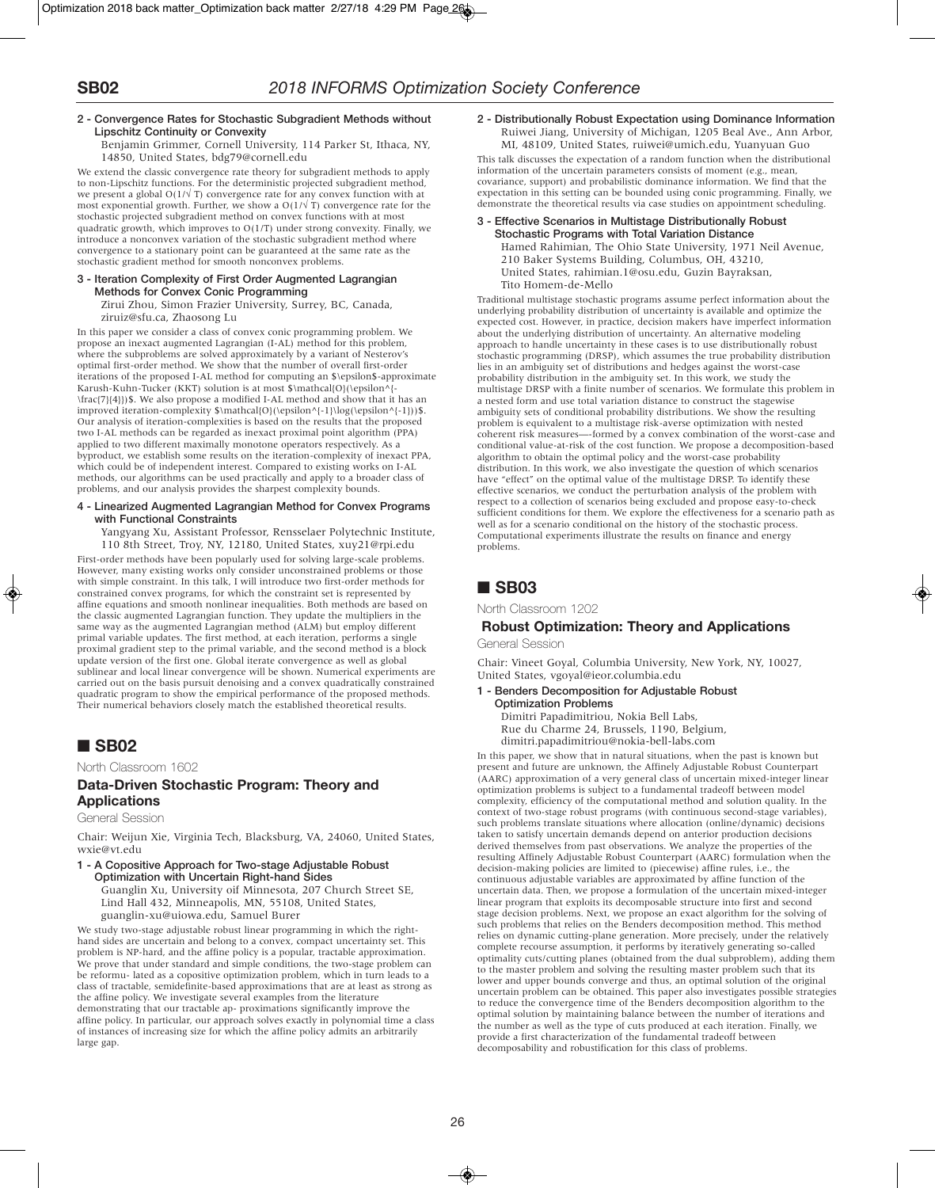**2 - Convergence Rates for Stochastic Subgradient Methods without Lipschitz Continuity or Convexity**

Benjamin Grimmer, Cornell University, 114 Parker St, Ithaca, NY, 14850, United States, bdg79@cornell.edu

We extend the classic convergence rate theory for subgradient methods to apply to non-Lipschitz functions. For the deterministic projected subgradient method, we present a global $O(1/\sqrt{T})$ convergence rate for any convex function with at most exponential growth. Further, we show a $O(1/\sqrt{T})$ convergence rate for the stochastic projected subgradient method on convex functions with at most quadratic growth, which improves to $O(1/T)$ under strong convexity. Finally, we introduce a nonconvex variation of the stochastic subgradient method where convergence to a stationary point can be guaranteed at the same rate as the stochastic gradient method for smooth nonconvex problems.

**3 - Iteration Complexity of First Order Augmented Lagrangian Methods for Convex Conic Programming**

Zirui Zhou, Simon Frazier University, Surrey, BC, Canada, ziruiz@sfu.ca, Zhaosong Lu

In this paper we consider a class of convex conic programming problem. We propose an inexact augmented Lagrangian (I-AL) method for this problem, where the subproblems are solved approximately by a variant of Nesterov's optimal first-order method. We show that the number of overall first-order iterations of the proposed I-AL method for computing an $\epsilon$-approximate Karush-Kuhn-Tucker (KKT) solution is at most $\mathcal{O}(\epsilon^{-\frac{7}{4}})$. We also propose a modified I-AL method and show that it has an improved iteration-complexity $\mathcal{O}(\epsilon^{-1}\log(\epsilon^{-1}))$. Our analysis of iteration-complexities is based on the results that the proposed two I-AL methods can be regarded as inexact proximal point algorithm (PPA) applied to two different maximally monotone operators respectively. As a byproduct, we establish some results on the iteration-complexity of inexact PPA, which could be of independent interest. Compared to existing works on I-AL methods, our algorithms can be used practically and apply to a broader class of problems, and our analysis provides the sharpest complexity bounds.

**4 - Linearized Augmented Lagrangian Method for Convex Programs with Functional Constraints**

Yangyang Xu, Assistant Professor, Rensselaer Polytechnic Institute, 110 8th Street, Troy, NY, 12180, United States, xuy21@rpi.edu

First-order methods have been popularly used for solving large-scale problems. However, many existing works only consider unconstrained problems or those with simple constraint. In this talk, I will introduce two first-order methods for constrained convex programs, for which the constraint set is represented by affine equations and smooth nonlinear inequalities. Both methods are based on the classic augmented Lagrangian function. They update the multipliers in the same way as the augmented Lagrangian method (ALM) but employ different primal variable updates. The first method, at each iteration, performs a single proximal gradient step to the primal variable, and the second method is a block update version of the first one. Global iterate convergence as well as global sublinear and local linear convergence will be shown. Numerical experiments are carried out on the basis pursuit denoising and a convex quadratically constrained quadratic program to show the empirical performance of the proposed methods. Their numerical behaviors closely match the established theoretical results.

## ■ SB02

North Classroom 1602

### Data-Driven Stochastic Program: Theory and Applications

General Session

Chair: Weijun Xie, Virginia Tech, Blacksburg, VA, 24060, United States, wxie@vt.edu

**1 - A Copositive Approach for Two-stage Adjustable Robust Optimization with Uncertain Right-hand Sides**

Guanglin Xu, University oif Minnesota, 207 Church Street SE, Lind Hall 432, Minneapolis, MN, 55108, United States, guanglin-xu@uiowa.edu, Samuel Burer

We study two-stage adjustable robust linear programming in which the right-hand sides are uncertain and belong to a convex, compact uncertainty set. This problem is NP-hard, and the affine policy is a popular, tractable approximation. We prove that under standard and simple conditions, the two-stage problem can be reformu- lated as a copositive optimization problem, which in turn leads to a class of tractable, semidefinite-based approximations that are at least as strong as the affine policy. We investigate several examples from the literature demonstrating that our tractable ap- proximations significantly improve the affine policy. In particular, our approach solves exactly in polynomial time a class of instances of increasing size for which the affine policy admits an arbitrarily large gap.

**2 - Distributionally Robust Expectation using Dominance Information**

Ruiwei Jiang, University of Michigan, 1205 Beal Ave., Ann Arbor, MI, 48109, United States, ruiwei@umich.edu, Yuanyuan Guo

This talk discusses the expectation of a random function when the distributional information of the uncertain parameters consists of moment (e.g., mean, covariance, support) and probabilistic dominance information. We find that the expectation in this setting can be bounded using conic programming. Finally, we demonstrate the theoretical results via case studies on appointment scheduling.

**3 - Effective Scenarios in Multistage Distributionally Robust Stochastic Programs with Total Variation Distance**

Hamed Rahimian, The Ohio State University, 1971 Neil Avenue, 210 Baker Systems Building, Columbus, OH, 43210, United States, rahimian.1@osu.edu, Guzin Bayraksan, Tito Homem-de-Mello

Traditional multistage stochastic programs assume perfect information about the underlying probability distribution of uncertainty is available and optimize the expected cost. However, in practice, decision makers have imperfect information about the underlying distribution of uncertainty. An alternative modeling approach to handle uncertainty in these cases is to use distributionally robust stochastic programming (DRSP), which assumes the true probability distribution lies in an ambiguity set of distributions and hedges against the worst-case probability distribution in the ambiguity set. In this work, we study the multistage DRSP with a finite number of scenarios. We formulate this problem in a nested form and use total variation distance to construct the stagewise ambiguity sets of conditional probability distributions. We show the resulting problem is equivalent to a multistage risk-averse optimization with nested coherent risk measures—formed by a convex combination of the worst-case and conditional value-at-risk of the cost function. We propose a decomposition-based algorithm to obtain the optimal policy and the worst-case probability distribution. In this work, we also investigate the question of which scenarios have "effect" on the optimal value of the multistage DRSP. To identify these effective scenarios, we conduct the perturbation analysis of the problem with respect to a collection of scenarios being excluded and propose easy-to-check sufficient conditions for them. We explore the effectiveness for a scenario path as well as for a scenario conditional on the history of the stochastic process. Computational experiments illustrate the results on finance and energy problems.

## ■ SB03

North Classroom 1202

### Robust Optimization: Theory and Applications

General Session

Chair: Vineet Goyal, Columbia University, New York, NY, 10027, United States, vgoyal@ieor.columbia.edu

**1 - Benders Decomposition for Adjustable Robust Optimization Problems**

Dimitri Papadimitriou, Nokia Bell Labs, Rue du Charme 24, Brussels, 1190, Belgium, dimitri.papadimitriou@nokia-bell-labs.com

In this paper, we show that in natural situations, when the past is known but present and future are unknown, the Affinely Adjustable Robust Counterpart (AARC) approximation of a very general class of uncertain mixed-integer linear optimization problems is subject to a fundamental tradeoff between model complexity, efficiency of the computational method and solution quality. In the context of two-stage robust programs (with continuous second-stage variables), such problems translate situations where allocation (online/dynamic) decisions taken to satisfy uncertain demands depend on anterior production decisions derived themselves from past observations. We analyze the properties of the resulting Affinely Adjustable Robust Counterpart (AARC) formulation when the decision-making policies are limited to (piecewise) affine rules, i.e., the continuous adjustable variables are approximated by affine function of the uncertain data. Then, we propose a formulation of the uncertain mixed-integer linear program that exploits its decomposable structure into first and second stage decision problems. Next, we propose an exact algorithm for the solving of such problems that relies on the Benders decomposition method. This method relies on dynamic cutting-plane generation. More precisely, under the relatively complete recourse assumption, it performs by iteratively generating so-called optimality cuts/cutting planes (obtained from the dual subproblem), adding them to the master problem and solving the resulting master problem such that its lower and upper bounds converge and thus, an optimal solution of the original uncertain problem can be obtained. This paper also investigates possible strategies to reduce the convergence time of the Benders decomposition algorithm to the optimal solution by maintaining balance between the number of iterations and the number as well as the type of cuts produced at each iteration. Finally, we provide a first characterization of the fundamental tradeoff between decomposability and robustification for this class of problems.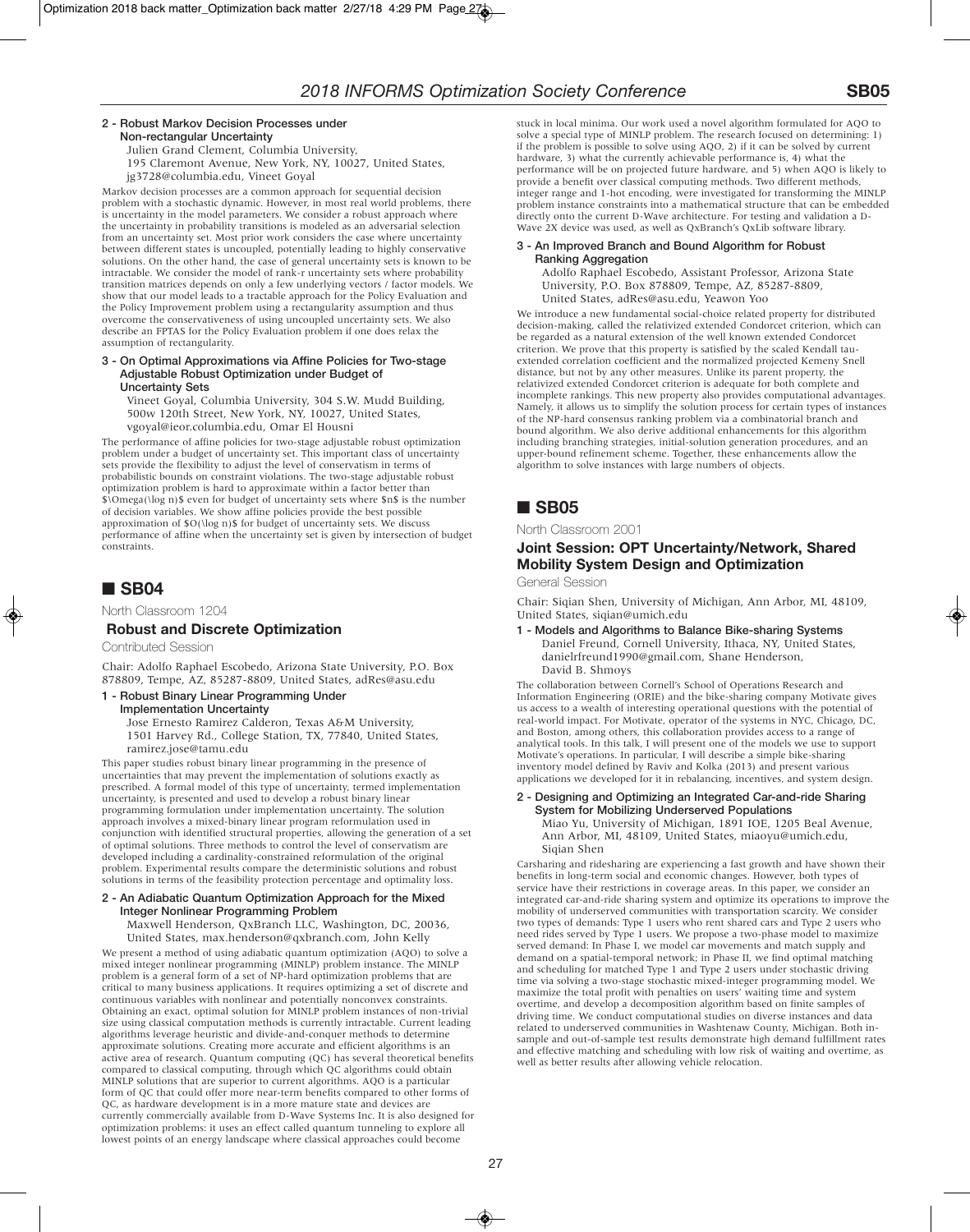**2 - Robust Markov Decision Processes under Non-rectangular Uncertainty**

Julien Grand Clement, Columbia University, 195 Claremont Avenue, New York, NY, 10027, United States, jg3728@columbia.edu, Vineet Goyal

Markov decision processes are a common approach for sequential decision problem with a stochastic dynamic. However, in most real world problems, there is uncertainty in the model parameters. We consider a robust approach where the uncertainty in probability transitions is modeled as an adversarial selection from an uncertainty set. Most prior work considers the case where uncertainty between different states is uncoupled, potentially leading to highly conservative solutions. On the other hand, the case of general uncertainty sets is known to be intractable. We consider the model of rank-r uncertainty sets where probability transition matrices depends on only a few underlying vectors / factor models. We show that our model leads to a tractable approach for the Policy Evaluation and the Policy Improvement problem using a rectangularity assumption and thus overcome the conservativeness of using uncoupled uncertainty sets. We also describe an FPTAS for the Policy Evaluation problem if one does relax the assumption of rectangularity.

**3 - On Optimal Approximations via Affine Policies for Two-stage Adjustable Robust Optimization under Budget of Uncertainty Sets**

Vineet Goyal, Columbia University, 304 S.W. Mudd Building, 500w 120th Street, New York, NY, 10027, United States, vgoyal@ieor.columbia.edu, Omar El Housni

The performance of affine policies for two-stage adjustable robust optimization problem under a budget of uncertainty set. This important class of uncertainty sets provide the flexibility to adjust the level of conservatism in terms of probabilistic bounds on constraint violations. The two-stage adjustable robust optimization problem is hard to approximate within a factor better than $\Omega(\log n)$ even for budget of uncertainty sets where $n$ is the number of decision variables. We show affine policies provide the best possible approximation of $O(\log n)$ for budget of uncertainty sets. We discuss performance of affine when the uncertainty set is given by intersection of budget constraints.

## ■ SB04

North Classroom 1204

### Robust and Discrete Optimization

Contributed Session

Chair: Adolfo Raphael Escobedo, Arizona State University, P.O. Box 878809, Tempe, AZ, 85287-8809, United States, adRes@asu.edu

**1 - Robust Binary Linear Programming Under Implementation Uncertainty**

Jose Ernesto Ramirez Calderon, Texas A&M University, 1501 Harvey Rd., College Station, TX, 77840, United States, ramirez.jose@tamu.edu

This paper studies robust binary linear programming in the presence of uncertainties that may prevent the implementation of solutions exactly as prescribed. A formal model of this type of uncertainty, termed implementation uncertainty, is presented and used to develop a robust binary linear programming formulation under implementation uncertainty. The solution approach involves a mixed-binary linear program reformulation used in conjunction with identified structural properties, allowing the generation of a set of optimal solutions. Three methods to control the level of conservatism are developed including a cardinality-constrained reformulation of the original problem. Experimental results compare the deterministic solutions and robust solutions in terms of the feasibility protection percentage and optimality loss.

**2 - An Adiabatic Quantum Optimization Approach for the Mixed Integer Nonlinear Programming Problem**

Maxwell Henderson, QxBranch LLC, Washington, DC, 20036, United States, max.henderson@qxbranch.com, John Kelly

We present a method of using adiabatic quantum optimization (AQO) to solve a mixed integer nonlinear programming (MINLP) problem instance. The MINLP problem is a general form of a set of NP-hard optimization problems that are critical to many business applications. It requires optimizing a set of discrete and continuous variables with nonlinear and potentially nonconvex constraints. Obtaining an exact, optimal solution for MINLP problem instances of non-trivial size using classical computation methods is currently intractable. Current leading algorithms leverage heuristic and divide-and-conquer methods to determine approximate solutions. Creating more accurate and efficient algorithms is an active area of research. Quantum computing (QC) has several theoretical benefits compared to classical computing, through which QC algorithms could obtain MINLP solutions that are superior to current algorithms. AQO is a particular form of QC that could offer more near-term benefits compared to other forms of QC, as hardware development is in a more mature state and devices are currently commercially available from D-Wave Systems Inc. It is also designed for optimization problems: it uses an effect called quantum tunneling to explore all lowest points of an energy landscape where classical approaches could become stuck in local minima. Our work used a novel algorithm formulated for AQO to solve a special type of MINLP problem. The research focused on determining: 1) if the problem is possible to solve using AQO, 2) if it can be solved by current hardware, 3) what the currently achievable performance is, 4) what the performance will be on projected future hardware, and 5) when AQO is likely to provide a benefit over classical computing methods. Two different methods, integer range and 1-hot encoding, were investigated for transforming the MINLP problem instance constraints into a mathematical structure that can be embedded directly onto the current D-Wave architecture. For testing and validation a D-Wave 2X device was used, as well as QxBranch's QxLib software library.

**3 - An Improved Branch and Bound Algorithm for Robust Ranking Aggregation**

Adolfo Raphael Escobedo, Assistant Professor, Arizona State University, P.O. Box 878809, Tempe, AZ, 85287-8809, United States, adRes@asu.edu, Yeawon Yoo

We introduce a new fundamental social-choice related property for distributed decision-making, called the relativized extended Condorcet criterion, which can be regarded as a natural extension of the well known extended Condorcet criterion. We prove that this property is satisfied by the scaled Kendall tau-extended correlation coefficient and the normalized projected Kemeny Snell distance, but not by any other measures. Unlike its parent property, the relativized extended Condorcet criterion is adequate for both complete and incomplete rankings. This new property also provides computational advantages. Namely, it allows us to simplify the solution process for certain types of instances of the NP-hard consensus ranking problem via a combinatorial branch and bound algorithm. We also derive additional enhancements for this algorithm including branching strategies, initial-solution generation procedures, and an upper-bound refinement scheme. Together, these enhancements allow the algorithm to solve instances with large numbers of objects.

## ■ SB05

North Classroom 2001

### Joint Session: OPT Uncertainty/Network, Shared Mobility System Design and Optimization

General Session

Chair: Siqian Shen, University of Michigan, Ann Arbor, MI, 48109, United States, siqian@umich.edu

**1 - Models and Algorithms to Balance Bike-sharing Systems**

Daniel Freund, Cornell University, Ithaca, NY, United States, danielrfreund1990@gmail.com, Shane Henderson, David B. Shmoys

The collaboration between Cornell's School of Operations Research and Information Engineering (ORIE) and the bike-sharing company Motivate gives us access to a wealth of interesting operational questions with the potential of real-world impact. For Motivate, operator of the systems in NYC, Chicago, DC, and Boston, among others, this collaboration provides access to a range of analytical tools. In this talk, I will present one of the models we use to support Motivate's operations. In particular, I will describe a simple bike-sharing inventory model defined by Raviv and Kolka (2013) and present various applications we developed for it in rebalancing, incentives, and system design.

**2 - Designing and Optimizing an Integrated Car-and-ride Sharing System for Mobilizing Underserved Populations**

Miao Yu, University of Michigan, 1891 IOE, 1205 Beal Avenue, Ann Arbor, MI, 48109, United States, miaoyu@umich.edu, Siqian Shen

Carsharing and ridesharing are experiencing a fast growth and have shown their benefits in long-term social and economic changes. However, both types of service have their restrictions in coverage areas. In this paper, we consider an integrated car-and-ride sharing system and optimize its operations to improve the mobility of underserved communities with transportation scarcity. We consider two types of demands: Type 1 users who rent shared cars and Type 2 users who need rides served by Type 1 users. We propose a two-phase model to maximize served demand: In Phase I, we model car movements and match supply and demand on a spatial-temporal network; in Phase II, we find optimal matching and scheduling for matched Type 1 and Type 2 users under stochastic driving time via solving a two-stage stochastic mixed-integer programming model. We maximize the total profit with penalties on users' waiting time and system overtime, and develop a decomposition algorithm based on finite samples of driving time. We conduct computational studies on diverse instances and data related to underserved communities in Washtenaw County, Michigan. Both in-sample and out-of-sample test results demonstrate high demand fulfillment rates and effective matching and scheduling with low risk of waiting and overtime, as well as better results after allowing vehicle relocation.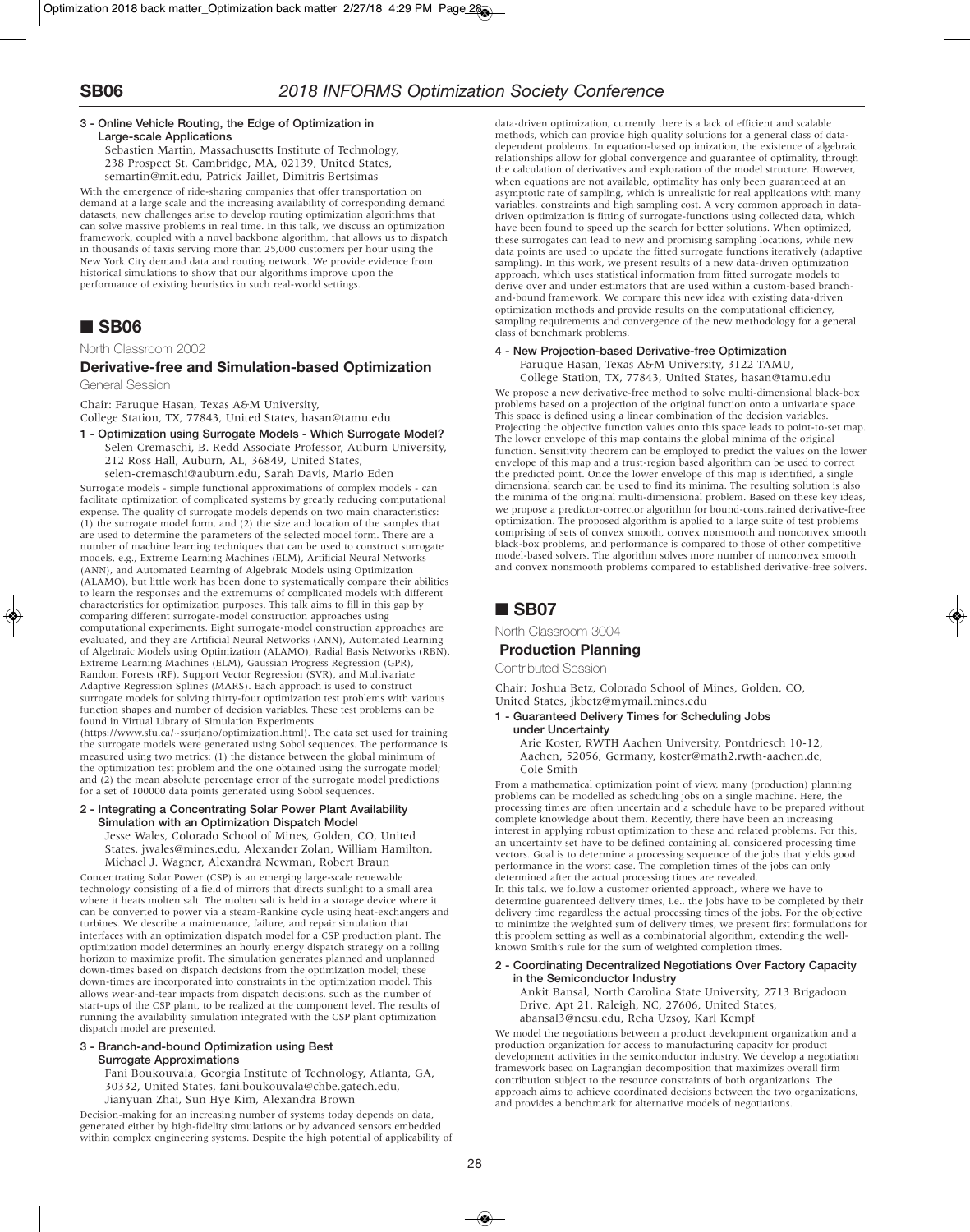### 3 - Online Vehicle Routing, the Edge of Optimization in Large-scale Applications

Sebastien Martin, Massachusetts Institute of Technology, 238 Prospect St, Cambridge, MA, 02139, United States, semartin@mit.edu, Patrick Jaillet, Dimitris Bertsimas

With the emergence of ride-sharing companies that offer transportation on demand at a large scale and the increasing availability of corresponding demand datasets, new challenges arise to develop routing optimization algorithms that can solve massive problems in real time. In this talk, we discuss an optimization framework, coupled with a novel backbone algorithm, that allows us to dispatch in thousands of taxis serving more than 25,000 customers per hour using the New York City demand data and routing network. We provide evidence from historical simulations to show that our algorithms improve upon the performance of existing heuristics in such real-world settings.

## ■ SB06

North Classroom 2002

### Derivative-free and Simulation-based Optimization

General Session

Chair: Faruque Hasan, Texas A&M University, College Station, TX, 77843, United States, hasan@tamu.edu

### 1 - Optimization using Surrogate Models - Which Surrogate Model?

Selen Cremaschi, B. Redd Associate Professor, Auburn University, 212 Ross Hall, Auburn, AL, 36849, United States, selen-cremaschi@auburn.edu, Sarah Davis, Mario Eden

Surrogate models - simple functional approximations of complex models - can facilitate optimization of complicated systems by greatly reducing computational expense. The quality of surrogate models depends on two main characteristics: (1) the surrogate model form, and (2) the size and location of the samples that are used to determine the parameters of the selected model form. There are a number of machine learning techniques that can be used to construct surrogate models, e.g., Extreme Learning Machines (ELM), Artificial Neural Networks (ANN), and Automated Learning of Algebraic Models using Optimization (ALAMO), but little work has been done to systematically compare their abilities to learn the responses and the extremums of complicated models with different characteristics for optimization purposes. This talk aims to fill in this gap by comparing different surrogate-model construction approaches using computational experiments. Eight surrogate-model construction approaches are evaluated, and they are Artificial Neural Networks (ANN), Automated Learning of Algebraic Models using Optimization (ALAMO), Radial Basis Networks (RBN), Extreme Learning Machines (ELM), Gaussian Progress Regression (GPR), Random Forests (RF), Support Vector Regression (SVR), and Multivariate Adaptive Regression Splines (MARS). Each approach is used to construct surrogate models for solving thirty-four optimization test problems with various function shapes and number of decision variables. These test problems can be found in Virtual Library of Simulation Experiments (https://www.sfu.ca/~ssurjano/optimization.html). The data set used for training the surrogate models were generated using Sobol sequences. The performance is measured using two metrics: (1) the distance between the global minimum of the optimization test problem and the one obtained using the surrogate model; and (2) the mean absolute percentage error of the surrogate model predictions for a set of 100000 data points generated using Sobol sequences.

### 2 - Integrating a Concentrating Solar Power Plant Availability Simulation with an Optimization Dispatch Model

Jesse Wales, Colorado School of Mines, Golden, CO, United States, jwales@mines.edu, Alexander Zolan, William Hamilton, Michael J. Wagner, Alexandra Newman, Robert Braun

Concentrating Solar Power (CSP) is an emerging large-scale renewable technology consisting of a field of mirrors that directs sunlight to a small area where it heats molten salt. The molten salt is held in a storage device where it can be converted to power via a steam-Rankine cycle using heat-exchangers and turbines. We describe a maintenance, failure, and repair simulation that interfaces with an optimization dispatch model for a CSP production plant. The optimization model determines an hourly energy dispatch strategy on a rolling horizon to maximize profit. The simulation generates planned and unplanned down-times based on dispatch decisions from the optimization model; these down-times are incorporated into constraints in the optimization model. This allows wear-and-tear impacts from dispatch decisions, such as the number of start-ups of the CSP plant, to be realized at the component level. The results of running the availability simulation integrated with the CSP plant optimization dispatch model are presented.

### 3 - Branch-and-bound Optimization using Best Surrogate Approximations

Fani Boukouvala, Georgia Institute of Technology, Atlanta, GA, 30332, United States, fani.boukouvala@chbe.gatech.edu, Jianyuan Zhai, Sun Hye Kim, Alexandra Brown

Decision-making for an increasing number of systems today depends on data, generated either by high-fidelity simulations or by advanced sensors embedded within complex engineering systems. Despite the high potential of applicability of data-driven optimization, currently there is a lack of efficient and scalable methods, which can provide high quality solutions for a general class of data-dependent problems. In equation-based optimization, the existence of algebraic relationships allow for global convergence and guarantee of optimality, through the calculation of derivatives and exploration of the model structure. However, when equations are not available, optimality has only been guaranteed at an asymptotic rate of sampling, which is unrealistic for real applications with many variables, constraints and high sampling cost. A very common approach in data-driven optimization is fitting of surrogate-functions using collected data, which have been found to speed up the search for better solutions. When optimized, these surrogates can lead to new and promising sampling locations, while new data points are used to update the fitted surrogate functions iteratively (adaptive sampling). In this work, we present results of a new data-driven optimization approach, which uses statistical information from fitted surrogate models to derive over and under estimators that are used within a custom-based branch-and-bound framework. We compare this new idea with existing data-driven optimization methods and provide results on the computational efficiency, sampling requirements and convergence of the new methodology for a general class of benchmark problems.

### 4 - New Projection-based Derivative-free Optimization

Faruque Hasan, Texas A&M University, 3122 TAMU, College Station, TX, 77843, United States, hasan@tamu.edu

We propose a new derivative-free method to solve multi-dimensional black-box problems based on a projection of the original function onto a univariate space. This space is defined using a linear combination of the decision variables. Projecting the objective function values onto this space leads to point-to-set map. The lower envelope of this map contains the global minima of the original function. Sensitivity theorem can be employed to predict the values on the lower envelope of this map and a trust-region based algorithm can be used to correct the predicted point. Once the lower envelope of this map is identified, a single dimensional search can be used to find its minima. The resulting solution is also the minima of the original multi-dimensional problem. Based on these key ideas, we propose a predictor-corrector algorithm for bound-constrained derivative-free optimization. The proposed algorithm is applied to a large suite of test problems comprising of sets of convex smooth, convex nonsmooth and nonconvex smooth black-box problems, and performance is compared to those of other competitive model-based solvers. The algorithm solves more number of nonconvex smooth and convex nonsmooth problems compared to established derivative-free solvers.

## ■ SB07

North Classroom 3004

### Production Planning

Contributed Session

Chair: Joshua Betz, Colorado School of Mines, Golden, CO, United States, jkbetz@mymail.mines.edu

### 1 - Guaranteed Delivery Times for Scheduling Jobs under Uncertainty

Arie Koster, RWTH Aachen University, Pontdriesch 10-12, Aachen, 52056, Germany, koster@math2.rwth-aachen.de, Cole Smith

From a mathematical optimization point of view, many (production) planning problems can be modelled as scheduling jobs on a single machine. Here, the processing times are often uncertain and a schedule have to be prepared without complete knowledge about them. Recently, there have been an increasing interest in applying robust optimization to these and related problems. For this, an uncertainty set have to be defined containing all considered processing time vectors. Goal is to determine a processing sequence of the jobs that yields good performance in the worst case. The completion times of the jobs can only determined after the actual processing times are revealed.

In this talk, we follow a customer oriented approach, where we have to determine guarenteed delivery times, i.e., the jobs have to be completed by their delivery time regardless the actual processing times of the jobs. For the objective to minimize the weighted sum of delivery times, we present first formulations for this problem setting as well as a combinatorial algorithm, extending the well-known Smith's rule for the sum of weighted completion times.

### 2 - Coordinating Decentralized Negotiations Over Factory Capacity in the Semiconductor Industry

Ankit Bansal, North Carolina State University, 2713 Brigadoon Drive, Apt 21, Raleigh, NC, 27606, United States, abansal3@ncsu.edu, Reha Uzsoy, Karl Kempf

We model the negotiations between a product development organization and a production organization for access to manufacturing capacity for product development activities in the semiconductor industry. We develop a negotiation framework based on Lagrangian decomposition that maximizes overall firm contribution subject to the resource constraints of both organizations. The approach aims to achieve coordinated decisions between the two organizations, and provides a benchmark for alternative models of negotiations.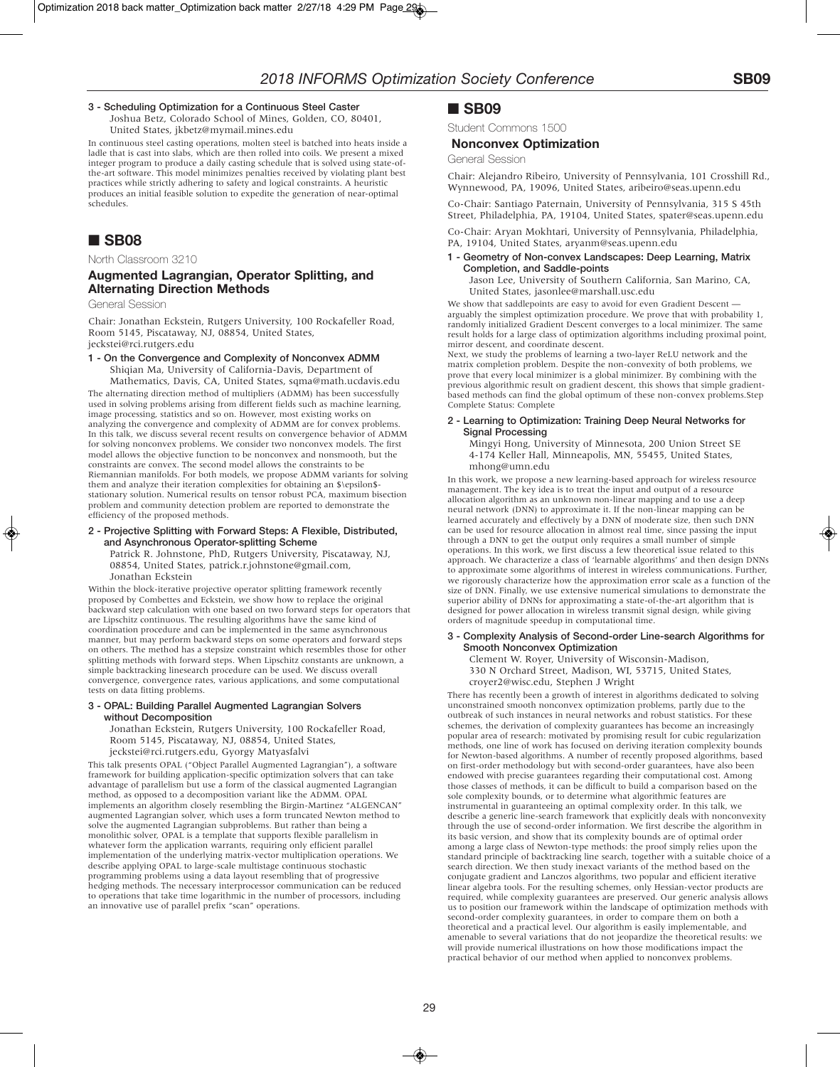**3 - Scheduling Optimization for a Continuous Steel Caster**

Joshua Betz, Colorado School of Mines, Golden, CO, 80401, United States, jkbetz@mymail.mines.edu

In continuous steel casting operations, molten steel is batched into heats inside a ladle that is cast into slabs, which are then rolled into coils. We present a mixed integer program to produce a daily casting schedule that is solved using state-of-the-art software. This model minimizes penalties received by violating plant best practices while strictly adhering to safety and logical constraints. A heuristic produces an initial feasible solution to expedite the generation of near-optimal schedules.

## ■ SB08

North Classroom 3210

### Augmented Lagrangian, Operator Splitting, and Alternating Direction Methods

General Session

Chair: Jonathan Eckstein, Rutgers University, 100 Rockafeller Road, Room 5145, Piscataway, NJ, 08854, United States, jeckstei@rci.rutgers.edu

**1 - On the Convergence and Complexity of Nonconvex ADMM**

Shiqian Ma, University of California-Davis, Department of Mathematics, Davis, CA, United States, sqma@math.ucdavis.edu

The alternating direction method of multipliers (ADMM) has been successfully used in solving problems arising from different fields such as machine learning, image processing, statistics and so on. However, most existing works on analyzing the convergence and complexity of ADMM are for convex problems. In this talk, we discuss several recent results on convergence behavior of ADMM for solving nonconvex problems. We consider two nonconvex models. The first model allows the objective function to be nonconvex and nonsmooth, but the constraints are convex. The second model allows the constraints to be Riemannian manifolds. For both models, we propose ADMM variants for solving them and analyze their iteration complexities for obtaining an $\epsilon$-stationary solution. Numerical results on tensor robust PCA, maximum bisection problem and community detection problem are reported to demonstrate the efficiency of the proposed methods.

**2 - Projective Splitting with Forward Steps: A Flexible, Distributed, and Asynchronous Operator-splitting Scheme**

Patrick R. Johnstone, PhD, Rutgers University, Piscataway, NJ, 08854, United States, patrick.r.johnstone@gmail.com, Jonathan Eckstein

Within the block-iterative projective operator splitting framework recently proposed by Combettes and Eckstein, we show how to replace the original backward step calculation with one based on two forward steps for operators that are Lipschitz continuous. The resulting algorithms have the same kind of coordination procedure and can be implemented in the same asynchronous manner, but may perform backward steps on some operators and forward steps on others. The method has a stepsize constraint which resembles those for other splitting methods with forward steps. When Lipschitz constants are unknown, a simple backtracking linesearch procedure can be used. We discuss overall convergence, convergence rates, various applications, and some computational tests on data fitting problems.

**3 - OPAL: Building Parallel Augmented Lagrangian Solvers without Decomposition**

Jonathan Eckstein, Rutgers University, 100 Rockafeller Road, Room 5145, Piscataway, NJ, 08854, United States, jeckstei@rci.rutgers.edu, Gyorgy Matyasfalvi

This talk presents OPAL ("Object Parallel Augmented Lagrangian"), a software framework for building application-specific optimization solvers that can take advantage of parallelism but use a form of the classical augmented Lagrangian method, as opposed to a decomposition variant like the ADMM. OPAL implements an algorithm closely resembling the Birgin-Martinez "ALGENCAN" augmented Lagrangian solver, which uses a form truncated Newton method to solve the augmented Lagrangian subproblems. But rather than being a monolithic solver, OPAL is a template that supports flexible parallelism in whatever form the application warrants, requiring only efficient parallel implementation of the underlying matrix-vector multiplication operations. We describe applying OPAL to large-scale multistage continuous stochastic programming problems using a data layout resembling that of progressive hedging methods. The necessary interprocessor communication can be reduced to operations that take time logarithmic in the number of processors, including an innovative use of parallel prefix "scan" operations.

## ■ SB09

Student Commons 1500

### Nonconvex Optimization

General Session

Chair: Alejandro Ribeiro, University of Pennsylvania, 101 Crosshill Rd., Wynnewood, PA, 19096, United States, aribeiro@seas.upenn.edu

Co-Chair: Santiago Paternain, University of Pennsylvania, 315 S 45th Street, Philadelphia, PA, 19104, United States, spater@seas.upenn.edu

Co-Chair: Aryan Mokhtari, University of Pennsylvania, Philadelphia, PA, 19104, United States, aryanm@seas.upenn.edu

**1 - Geometry of Non-convex Landscapes: Deep Learning, Matrix Completion, and Saddle-points**

Jason Lee, University of Southern California, San Marino, CA, United States, jasonlee@marshall.usc.edu

We show that saddlepoints are easy to avoid for even Gradient Descent — arguably the simplest optimization procedure. We prove that with probability 1, randomly initialized Gradient Descent converges to a local minimizer. The same result holds for a large class of optimization algorithms including proximal point, mirror descent, and coordinate descent.
Next, we study the problems of learning a two-layer ReLU network and the matrix completion problem. Despite the non-convexity of both problems, we prove that every local minimizer is a global minimizer. By combining with the previous algorithmic result on gradient descent, this shows that simple gradient-based methods can find the global optimum of these non-convex problems.Step Complete Status: Complete

**2 - Learning to Optimization: Training Deep Neural Networks for Signal Processing**

Mingyi Hong, University of Minnesota, 200 Union Street SE 4-174 Keller Hall, Minneapolis, MN, 55455, United States, mhong@umn.edu

In this work, we propose a new learning-based approach for wireless resource management. The key idea is to treat the input and output of a resource allocation algorithm as an unknown non-linear mapping and to use a deep neural network (DNN) to approximate it. If the non-linear mapping can be learned accurately and effectively by a DNN of moderate size, then such DNN can be used for resource allocation in almost real time, since passing the input through a DNN to get the output only requires a small number of simple operations. In this work, we first discuss a few theoretical issue related to this approach. We characterize a class of 'learnable algorithms' and then design DNNs to approximate some algorithms of interest in wireless communications. Further, we rigorously characterize how the approximation error scale as a function of the size of DNN. Finally, we use extensive numerical simulations to demonstrate the superior ability of DNNs for approximating a state-of-the-art algorithm that is designed for power allocation in wireless transmit signal design, while giving orders of magnitude speedup in computational time.

**3 - Complexity Analysis of Second-order Line-search Algorithms for Smooth Nonconvex Optimization**

Clement W. Royer, University of Wisconsin-Madison, 330 N Orchard Street, Madison, WI, 53715, United States, croyer2@wisc.edu, Stephen J Wright

There has recently been a growth of interest in algorithms dedicated to solving unconstrained smooth nonconvex optimization problems, partly due to the outbreak of such instances in neural networks and robust statistics. For these schemes, the derivation of complexity guarantees has become an increasingly popular area of research: motivated by promising result for cubic regularization methods, one line of work has focused on deriving iteration complexity bounds for Newton-based algorithms. A number of recently proposed algorithms, based on first-order methodology but with second-order guarantees, have also been endowed with precise guarantees regarding their computational cost. Among those classes of methods, it can be difficult to build a comparison based on the sole complexity bounds, or to determine what algorithmic features are instrumental in guaranteeing an optimal complexity order. In this talk, we describe a generic line-search framework that explicitly deals with nonconvexity through the use of second-order information. We first describe the algorithm in its basic version, and show that its complexity bounds are of optimal order among a large class of Newton-type methods: the proof simply relies upon the standard principle of backtracking line search, together with a suitable choice of a search direction. We then study inexact variants of the method based on the conjugate gradient and Lanczos algorithms, two popular and efficient iterative linear algebra tools. For the resulting schemes, only Hessian-vector products are required, while complexity guarantees are preserved. Our generic analysis allows us to position our framework within the landscape of optimization methods with second-order complexity guarantees, in order to compare them on both a theoretical and a practical level. Our algorithm is easily implementable, and amenable to several variations that do not jeopardize the theoretical results: we will provide numerical illustrations on how those modifications impact the practical behavior of our method when applied to nonconvex problems.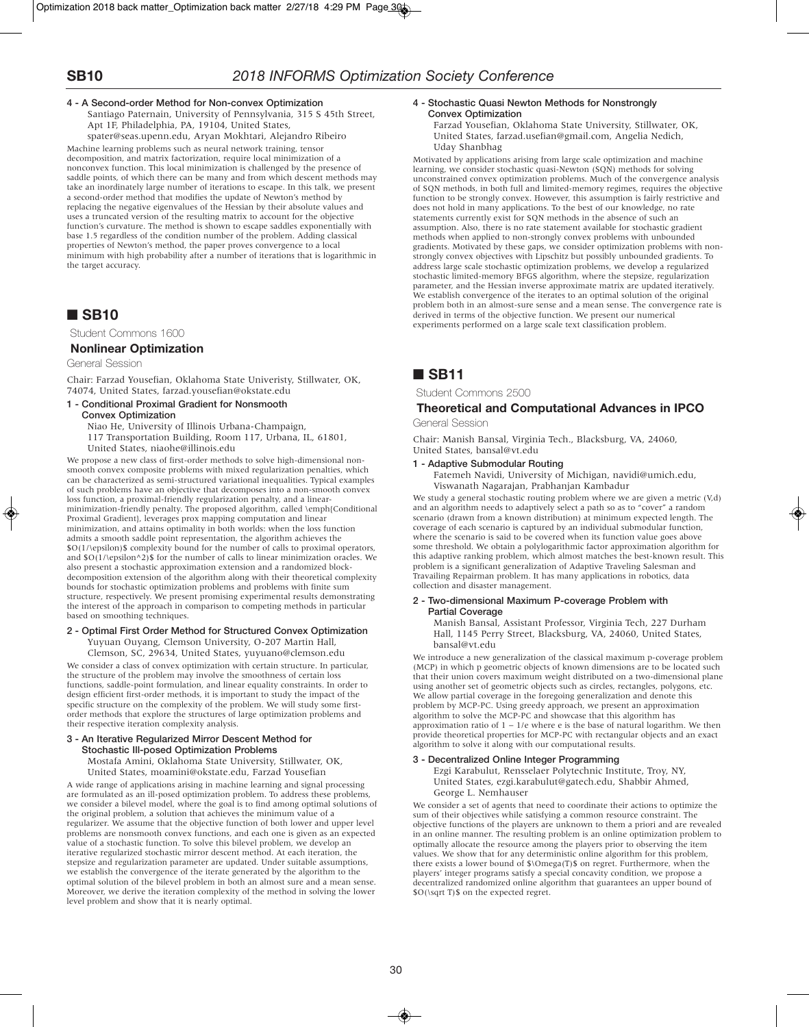**4 - A Second-order Method for Non-convex Optimization**

Santiago Paternain, University of Pennsylvania, 315 S 45th Street, Apt 1F, Philadelphia, PA, 19104, United States, spater@seas.upenn.edu, Aryan Mokhtari, Alejandro Ribeiro

Machine learning problems such as neural network training, tensor decomposition, and matrix factorization, require local minimization of a nonconvex function. This local minimization is challenged by the presence of saddle points, of which there can be many and from which descent methods may take an inordinately large number of iterations to escape. In this talk, we present a second-order method that modifies the update of Newton's method by replacing the negative eigenvalues of the Hessian by their absolute values and uses a truncated version of the resulting matrix to account for the objective function's curvature. The method is shown to escape saddles exponentially with base 1.5 regardless of the condition number of the problem. Adding classical properties of Newton's method, the paper proves convergence to a local minimum with high probability after a number of iterations that is logarithmic in the target accuracy.

## ■ SB10

Student Commons 1600

### Nonlinear Optimization

General Session

Chair: Farzad Yousefian, Oklahoma State Univeristy, Stillwater, OK, 74074, United States, farzad.yousefian@okstate.edu

**1 - Conditional Proximal Gradient for Nonsmooth Convex Optimization**

Niao He, University of Illinois Urbana-Champaign, 117 Transportation Building, Room 117, Urbana, IL, 61801, United States, niaohe@illinois.edu

We propose a new class of first-order methods to solve high-dimensional non-smooth convex composite problems with mixed regularization penalties, which can be characterized as semi-structured variational inequalities. Typical examples of such problems have an objective that decomposes into a non-smooth convex loss function, a proximal-friendly regularization penalty, and a linear-minimization-friendly penalty. The proposed algorithm, called \emph{Conditional Proximal Gradient}, leverages prox mapping computation and linear minimization, and attains optimality in both worlds: when the loss function admits a smooth saddle point representation, the algorithm achieves the $O(1/\epsilon)$ complexity bound for the number of calls to proximal operators, and $O(1/\epsilon^2)$ for the number of calls to linear minimization oracles. We also present a stochastic approximation extension and a randomized block-decomposition extension of the algorithm along with their theoretical complexity bounds for stochastic optimization problems and problems with finite sum structure, respectively. We present promising experimental results demonstrating the interest of the approach in comparison to competing methods in particular based on smoothing techniques.

**2 - Optimal First Order Method for Structured Convex Optimization**

Yuyuan Ouyang, Clemson University, O-207 Martin Hall, Clemson, SC, 29634, United States, yuyuano@clemson.edu

We consider a class of convex optimization with certain structure. In particular, the structure of the problem may involve the smoothness of certain loss functions, saddle-point formulation, and linear equality constraints. In order to design efficient first-order methods, it is important to study the impact of the specific structure on the complexity of the problem. We will study some first-order methods that explore the structures of large optimization problems and their respective iteration complexity analysis.

**3 - An Iterative Regularized Mirror Descent Method for Stochastic Ill-posed Optimization Problems**

Mostafa Amini, Oklahoma State University, Stillwater, OK, United States, moamini@okstate.edu, Farzad Yousefian

A wide range of applications arising in machine learning and signal processing are formulated as an ill-posed optimization problem. To address these problems, we consider a bilevel model, where the goal is to find among optimal solutions of the original problem, a solution that achieves the minimum value of a regularizer. We assume that the objective function of both lower and upper level problems are nonsmooth convex functions, and each one is given as an expected value of a stochastic function. To solve this bilevel problem, we develop an iterative regularized stochastic mirror descent method. At each iteration, the stepsize and regularization parameter are updated. Under suitable assumptions, we establish the convergence of the iterate generated by the algorithm to the optimal solution of the bilevel problem in both an almost sure and a mean sense. Moreover, we derive the iteration complexity of the method in solving the lower level problem and show that it is nearly optimal.

**4 - Stochastic Quasi Newton Methods for Nonstrongly Convex Optimization**

Farzad Yousefian, Oklahoma State University, Stillwater, OK, United States, farzad.usefian@gmail.com, Angelia Nedich, Uday Shanbhag

Motivated by applications arising from large scale optimization and machine learning, we consider stochastic quasi-Newton (SQN) methods for solving unconstrained convex optimization problems. Much of the convergence analysis of SQN methods, in both full and limited-memory regimes, requires the objective function to be strongly convex. However, this assumption is fairly restrictive and does not hold in many applications. To the best of our knowledge, no rate statements currently exist for SQN methods in the absence of such an assumption. Also, there is no rate statement available for stochastic gradient methods when applied to non-strongly convex problems with unbounded gradients. Motivated by these gaps, we consider optimization problems with non-strongly convex objectives with Lipschitz but possibly unbounded gradients. To address large scale stochastic optimization problems, we develop a regularized stochastic limited-memory BFGS algorithm, where the stepsize, regularization parameter, and the Hessian inverse approximate matrix are updated iteratively. We establish convergence of the iterates to an optimal solution of the original problem both in an almost-sure sense and a mean sense. The convergence rate is derived in terms of the objective function. We present our numerical experiments performed on a large scale text classification problem.

## ■ SB11

Student Commons 2500

### Theoretical and Computational Advances in IPCO

General Session

Chair: Manish Bansal, Virginia Tech., Blacksburg, VA, 24060, United States, bansal@vt.edu

**1 - Adaptive Submodular Routing**

Fatemeh Navidi, University of Michigan, navidi@umich.edu, Viswanath Nagarajan, Prabhanjan Kambadur

We study a general stochastic routing problem where we are given a metric (V,d) and an algorithm needs to adaptively select a path so as to "cover" a random scenario (drawn from a known distribution) at minimum expected length. The coverage of each scenario is captured by an individual submodular function, where the scenario is said to be covered when its function value goes above some threshold. We obtain a polylogarithmic factor approximation algorithm for this adaptive ranking problem, which almost matches the best-known result. This problem is a significant generalization of Adaptive Traveling Salesman and Travailing Repairman problem. It has many applications in robotics, data collection and disaster management.

**2 - Two-dimensional Maximum P-coverage Problem with Partial Coverage**

Manish Bansal, Assistant Professor, Virginia Tech, 227 Durham Hall, 1145 Perry Street, Blacksburg, VA, 24060, United States, bansal@vt.edu

We introduce a new generalization of the classical maximum p-coverage problem (MCP) in which p geometric objects of known dimensions are to be located such that their union covers maximum weight distributed on a two-dimensional plane using another set of geometric objects such as circles, rectangles, polygons, etc. We allow partial coverage in the foregoing generalization and denote this problem by MCP-PC. Using greedy approach, we present an approximation algorithm to solve the MCP-PC and showcase that this algorithm has approximation ratio of $1 - 1/e$ where e is the base of natural logarithm. We then provide theoretical properties for MCP-PC with rectangular objects and an exact algorithm to solve it along with our computational results.

**3 - Decentralized Online Integer Programming**

Ezgi Karabulut, Rensselaer Polytechnic Institute, Troy, NY, United States, ezgi.karabulut@gatech.edu, Shabbir Ahmed, George L. Nemhauser

We consider a set of agents that need to coordinate their actions to optimize the sum of their objectives while satisfying a common resource constraint. The objective functions of the players are unknown to them a priori and are revealed in an online manner. The resulting problem is an online optimization problem to optimally allocate the resource among the players prior to observing the item values. We show that for any deterministic online algorithm for this problem, there exists a lower bound of $\Omega(T)$ on regret. Furthermore, when the players' integer programs satisfy a special concavity condition, we propose a decentralized randomized online algorithm that guarantees an upper bound of $O(\sqrt T)$ on the expected regret.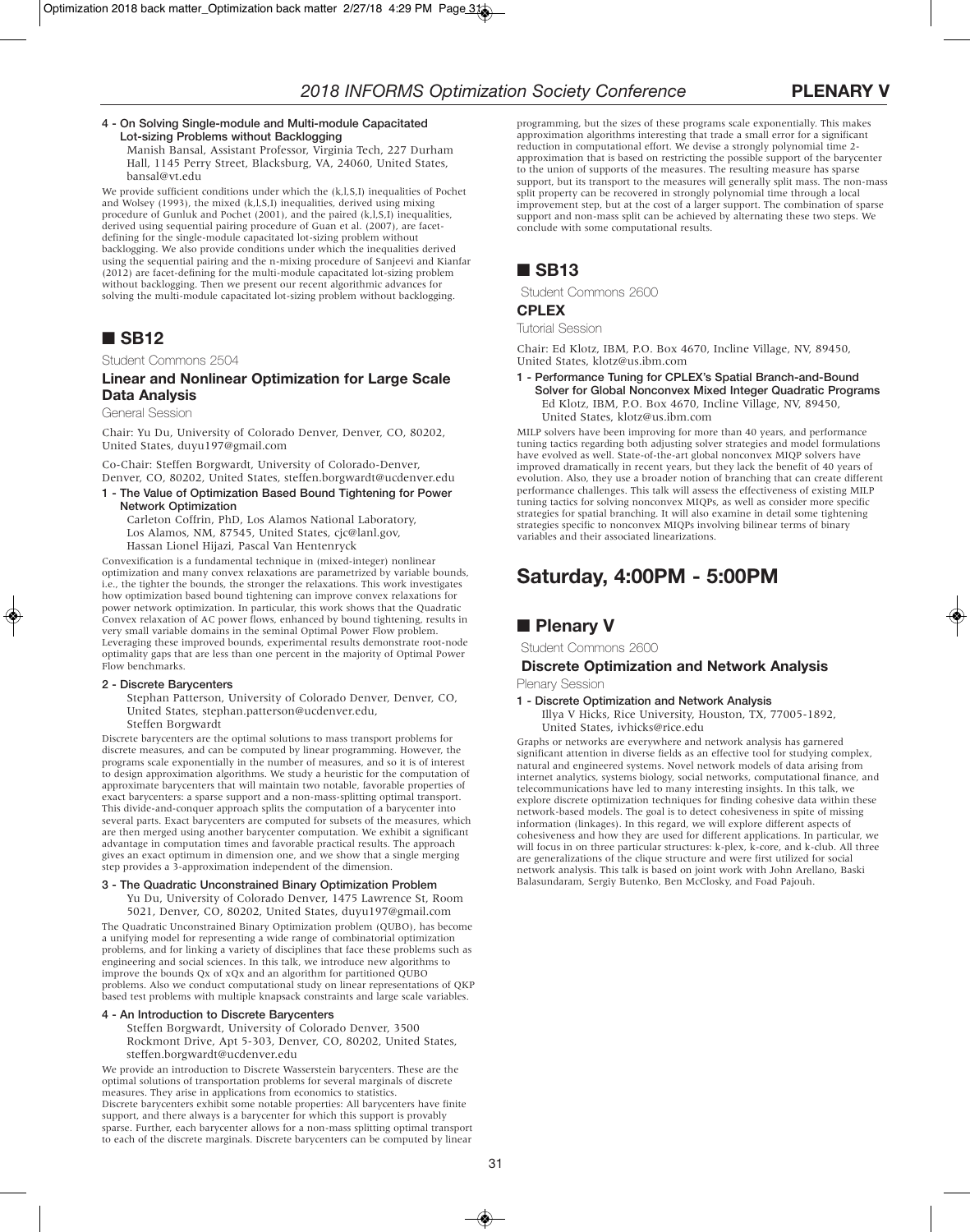### 4 - On Solving Single-module and Multi-module Capacitated Lot-sizing Problems without Backlogging

Manish Bansal, Assistant Professor, Virginia Tech, 227 Durham Hall, 1145 Perry Street, Blacksburg, VA, 24060, United States, bansal@vt.edu

We provide sufficient conditions under which the (k,l,S,I) inequalities of Pochet and Wolsey (1993), the mixed (k,l,S,I) inequalities, derived using mixing procedure of Gunluk and Pochet (2001), and the paired (k,l,S,I) inequalities, derived using sequential pairing procedure of Guan et al. (2007), are facet-defining for the single-module capacitated lot-sizing problem without backlogging. We also provide conditions under which the inequalities derived using the sequential pairing and the n-mixing procedure of Sanjeevi and Kianfar (2012) are facet-defining for the multi-module capacitated lot-sizing problem without backlogging. Then we present our recent algorithmic advances for solving the multi-module capacitated lot-sizing problem without backlogging.

## ■ SB12

Student Commons 2504

### Linear and Nonlinear Optimization for Large Scale Data Analysis

General Session

Chair: Yu Du, University of Colorado Denver, Denver, CO, 80202, United States, duyu197@gmail.com

Co-Chair: Steffen Borgwardt, University of Colorado-Denver, Denver, CO, 80202, United States, steffen.borgwardt@ucdenver.edu

### 1 - The Value of Optimization Based Bound Tightening for Power Network Optimization

Carleton Coffrin, PhD, Los Alamos National Laboratory, Los Alamos, NM, 87545, United States, cjc@lanl.gov, Hassan Lionel Hijazi, Pascal Van Hentenryck

Convexification is a fundamental technique in (mixed-integer) nonlinear optimization and many convex relaxations are parametrized by variable bounds, i.e., the tighter the bounds, the stronger the relaxations. This work investigates how optimization based bound tightening can improve convex relaxations for power network optimization. In particular, this work shows that the Quadratic Convex relaxation of AC power flows, enhanced by bound tightening, results in very small variable domains in the seminal Optimal Power Flow problem. Leveraging these improved bounds, experimental results demonstrate root-node optimality gaps that are less than one percent in the majority of Optimal Power Flow benchmarks.

### 2 - Discrete Barycenters

Stephan Patterson, University of Colorado Denver, Denver, CO, United States, stephan.patterson@ucdenver.edu, Steffen Borgwardt

Discrete barycenters are the optimal solutions to mass transport problems for discrete measures, and can be computed by linear programming. However, the programs scale exponentially in the number of measures, and so it is of interest to design approximation algorithms. We study a heuristic for the computation of approximate barycenters that will maintain two notable, favorable properties of exact barycenters: a sparse support and a non-mass-splitting optimal transport. This divide-and-conquer approach splits the computation of a barycenter into several parts. Exact barycenters are computed for subsets of the measures, which are then merged using another barycenter computation. We exhibit a significant advantage in computation times and favorable practical results. The approach gives an exact optimum in dimension one, and we show that a single merging step provides a 3-approximation independent of the dimension.

### 3 - The Quadratic Unconstrained Binary Optimization Problem

Yu Du, University of Colorado Denver, 1475 Lawrence St, Room 5021, Denver, CO, 80202, United States, duyu197@gmail.com

The Quadratic Unconstrained Binary Optimization problem (QUBO), has become a unifying model for representing a wide range of combinatorial optimization problems, and for linking a variety of disciplines that face these problems such as engineering and social sciences. In this talk, we introduce new algorithms to improve the bounds Qx of xQx and an algorithm for partitioned QUBO problems. Also we conduct computational study on linear representations of QKP based test problems with multiple knapsack constraints and large scale variables.

### 4 - An Introduction to Discrete Barycenters

Steffen Borgwardt, University of Colorado Denver, 3500 Rockmont Drive, Apt 5-303, Denver, CO, 80202, United States, steffen.borgwardt@ucdenver.edu

We provide an introduction to Discrete Wasserstein barycenters. These are the optimal solutions of transportation problems for several marginals of discrete measures. They arise in applications from economics to statistics. Discrete barycenters exhibit some notable properties: All barycenters have finite support, and there always is a barycenter for which this support is provably sparse. Further, each barycenter allows for a non-mass splitting optimal transport to each of the discrete marginals. Discrete barycenters can be computed by linear programming, but the sizes of these programs scale exponentially. This makes approximation algorithms interesting that trade a small error for a significant reduction in computational effort. We devise a strongly polynomial time 2-approximation that is based on restricting the possible support of the barycenter to the union of supports of the measures. The resulting measure has sparse support, but its transport to the measures will generally split mass. The non-mass split property can be recovered in strongly polynomial time through a local improvement step, but at the cost of a larger support. The combination of sparse support and non-mass split can be achieved by alternating these two steps. We conclude with some computational results.

## ■ SB13

Student Commons 2600

### CPLEX

Tutorial Session

Chair: Ed Klotz, IBM, P.O. Box 4670, Incline Village, NV, 89450, United States, klotz@us.ibm.com

### 1 - Performance Tuning for CPLEX's Spatial Branch-and-Bound Solver for Global Nonconvex Mixed Integer Quadratic Programs

Ed Klotz, IBM, P.O. Box 4670, Incline Village, NV, 89450, United States, klotz@us.ibm.com

MILP solvers have been improving for more than 40 years, and performance tuning tactics regarding both adjusting solver strategies and model formulations have evolved as well. State-of-the-art global nonconvex MIQP solvers have improved dramatically in recent years, but they lack the benefit of 40 years of evolution. Also, they use a broader notion of branching that can create different performance challenges. This talk will assess the effectiveness of existing MILP tuning tactics for solving nonconvex MIQPs, as well as consider more specific strategies for spatial branching. It will also examine in detail some tightening strategies specific to nonconvex MIQPs involving bilinear terms of binary variables and their associated linearizations.

# Saturday, 4:00PM - 5:00PM

## ■ Plenary V

Student Commons 2600

### Discrete Optimization and Network Analysis

Plenary Session

### 1 - Discrete Optimization and Network Analysis

Illya V Hicks, Rice University, Houston, TX, 77005-1892, United States, ivhicks@rice.edu

Graphs or networks are everywhere and network analysis has garnered significant attention in diverse fields as an effective tool for studying complex, natural and engineered systems. Novel network models of data arising from internet analytics, systems biology, social networks, computational finance, and telecommunications have led to many interesting insights. In this talk, we explore discrete optimization techniques for finding cohesive data within these network-based models. The goal is to detect cohesiveness in spite of missing information (linkages). In this regard, we will explore different aspects of cohesiveness and how they are used for different applications. In particular, we will focus in on three particular structures: k-plex, k-core, and k-club. All three are generalizations of the clique structure and were first utilized for social network analysis. This talk is based on joint work with John Arellano, Baski Balasundaram, Sergiy Butenko, Ben McClosky, and Foad Pajouh.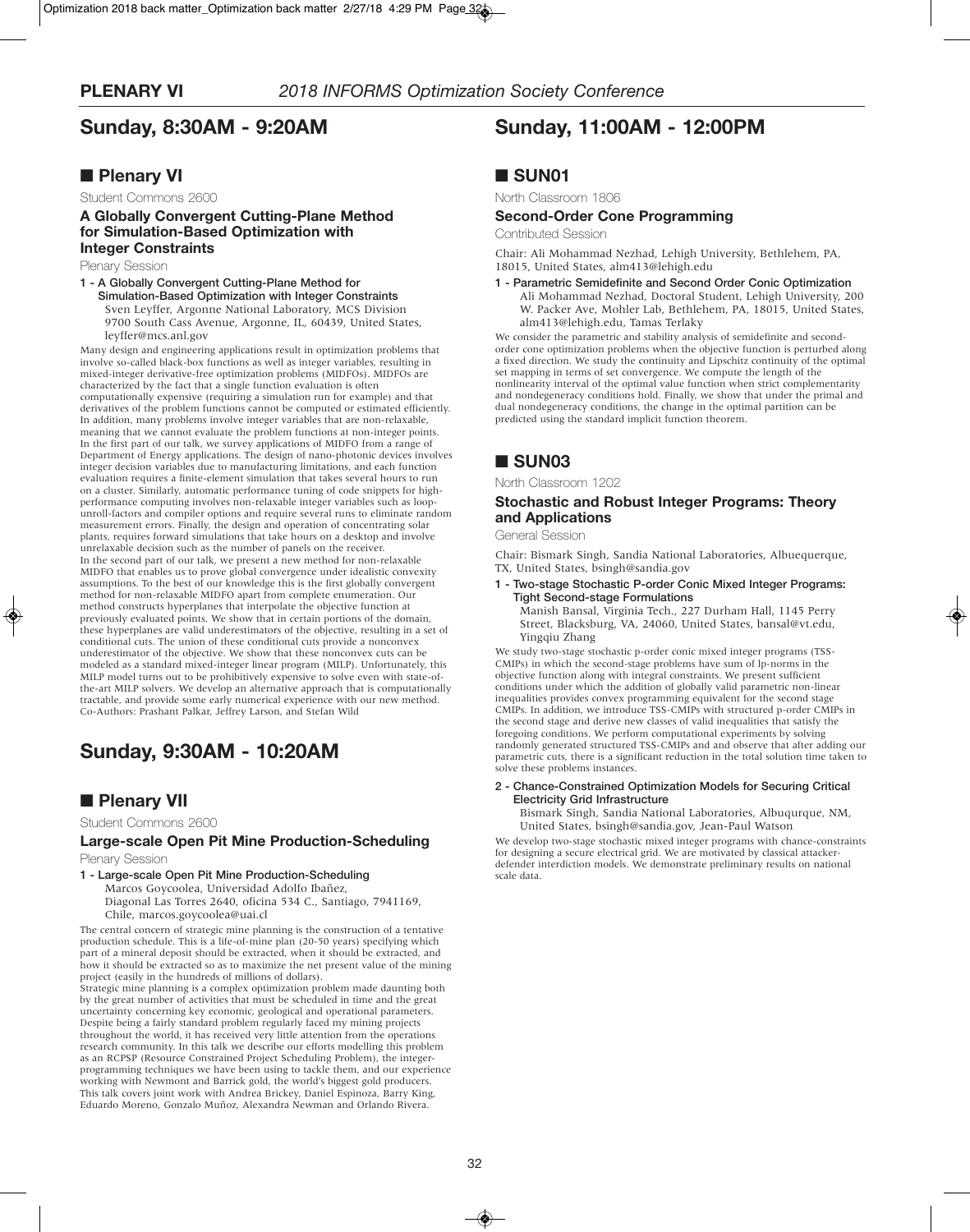## Sunday, 8:30AM - 9:20AM

### ■ Plenary VI

Student Commons 2600

**A Globally Convergent Cutting-Plane Method for Simulation-Based Optimization with Integer Constraints**

Plenary Session

**1 - A Globally Convergent Cutting-Plane Method for Simulation-Based Optimization with Integer Constraints**

Sven Leyffer, Argonne National Laboratory, MCS Division 9700 South Cass Avenue, Argonne, IL, 60439, United States, leyffer@mcs.anl.gov

Many design and engineering applications result in optimization problems that involve so-called black-box functions as well as integer variables, resulting in mixed-integer derivative-free optimization problems (MIDFOs). MIDFOs are characterized by the fact that a single function evaluation is often computationally expensive (requiring a simulation run for example) and that derivatives of the problem functions cannot be computed or estimated efficiently. In addition, many problems involve integer variables that are non-relaxable, meaning that we cannot evaluate the problem functions at non-integer points. In the first part of our talk, we survey applications of MIDFO from a range of Department of Energy applications. The design of nano-photonic devices involves integer decision variables due to manufacturing limitations, and each function evaluation requires a finite-element simulation that takes several hours to run on a cluster. Similarly, automatic performance tuning of code snippets for high-performance computing involves non-relaxable integer variables such as loop-unroll-factors and compiler options and require several runs to eliminate random measurement errors. Finally, the design and operation of concentrating solar plants, requires forward simulations that take hours on a desktop and involve unrelaxable decision such as the number of panels on the receiver.
In the second part of our talk, we present a new method for non-relaxable MIDFO that enables us to prove global convergence under idealistic convexity assumptions. To the best of our knowledge this is the first globally convergent method for non-relaxable MIDFO apart from complete enumeration. Our method constructs hyperplanes that interpolate the objective function at previously evaluated points. We show that in certain portions of the domain, these hyperplanes are valid underestimators of the objective, resulting in a set of conditional cuts. The union of these conditional cuts provide a nonconvex underestimator of the objective. We show that these nonconvex cuts can be modeled as a standard mixed-integer linear program (MILP). Unfortunately, this MILP model turns out to be prohibitively expensive to solve even with state-of-the-art MILP solvers. We develop an alternative approach that is computationally tractable, and provide some early numerical experience with our new method. Co-Authors: Prashant Palkar, Jeffrey Larson, and Stefan Wild

## Sunday, 9:30AM - 10:20AM

### ■ Plenary VII

Student Commons 2600

**Large-scale Open Pit Mine Production-Scheduling**

Plenary Session

**1 - Large-scale Open Pit Mine Production-Scheduling**

Marcos Goycoolea, Universidad Adolfo Ibañez, Diagonal Las Torres 2640, oficina 534 C., Santiago, 7941169, Chile, marcos.goycoolea@uai.cl

The central concern of strategic mine planning is the construction of a tentative production schedule. This is a life-of-mine plan (20-50 years) specifying which part of a mineral deposit should be extracted, when it should be extracted, and how it should be extracted so as to maximize the net present value of the mining project (easily in the hundreds of millions of dollars).
Strategic mine planning is a complex optimization problem made daunting both by the great number of activities that must be scheduled in time and the great uncertainty concerning key economic, geological and operational parameters. Despite being a fairly standard problem regularly faced my mining projects throughout the world, it has received very little attention from the operations research community. In this talk we describe our efforts modelling this problem as an RCPSP (Resource Constrained Project Scheduling Problem), the integer-programming techniques we have been using to tackle them, and our experience working with Newmont and Barrick gold, the world's biggest gold producers. This talk covers joint work with Andrea Brickey, Daniel Espinoza, Barry King, Eduardo Moreno, Gonzalo Muñoz, Alexandra Newman and Orlando Rivera.

## Sunday, 11:00AM - 12:00PM

### ■ SUN01

North Classroom 1806

**Second-Order Cone Programming**

Contributed Session

Chair: Ali Mohammad Nezhad, Lehigh University, Bethlehem, PA, 18015, United States, alm413@lehigh.edu

**1 - Parametric Semidefinite and Second Order Conic Optimization**

Ali Mohammad Nezhad, Doctoral Student, Lehigh University, 200 W. Packer Ave, Mohler Lab, Bethlehem, PA, 18015, United States, alm413@lehigh.edu, Tamas Terlaky

We consider the parametric and stability analysis of semidefinite and second-order cone optimization problems when the objective function is perturbed along a fixed direction. We study the continuity and Lipschitz continuity of the optimal set mapping in terms of set convergence. We compute the length of the nonlinearity interval of the optimal value function when strict complementarity and nondegeneracy conditions hold. Finally, we show that under the primal and dual nondegeneracy conditions, the change in the optimal partition can be predicted using the standard implicit function theorem.

### ■ SUN03

North Classroom 1202

**Stochastic and Robust Integer Programs: Theory and Applications**

General Session

Chair: Bismark Singh, Sandia National Laboratories, Albuequerque, TX, United States, bsingh@sandia.gov

**1 - Two-stage Stochastic P-order Conic Mixed Integer Programs: Tight Second-stage Formulations**

Manish Bansal, Virginia Tech., 227 Durham Hall, 1145 Perry Street, Blacksburg, VA, 24060, United States, bansal@vt.edu, Yingqiu Zhang

We study two-stage stochastic p-order conic mixed integer programs (TSS-CMIPs) in which the second-stage problems have sum of lp-norms in the objective function along with integral constraints. We present sufficient conditions under which the addition of globally valid parametric non-linear inequalities provides convex programming equivalent for the second stage CMIPs. In addition, we introduce TSS-CMIPs with structured p-order CMIPs in the second stage and derive new classes of valid inequalities that satisfy the foregoing conditions. We perform computational experiments by solving randomly generated structured TSS-CMIPs and and observe that after adding our parametric cuts, there is a significant reduction in the total solution time taken to solve these problems instances.

**2 - Chance-Constrained Optimization Models for Securing Critical Electricity Grid Infrastructure**

Bismark Singh, Sandia National Laboratories, Albuqurque, NM, United States, bsingh@sandia.gov, Jean-Paul Watson

We develop two-stage stochastic mixed integer programs with chance-constraints for designing a secure electrical grid. We are motivated by classical attacker-defender interdiction models. We demonstrate preliminary results on national scale data.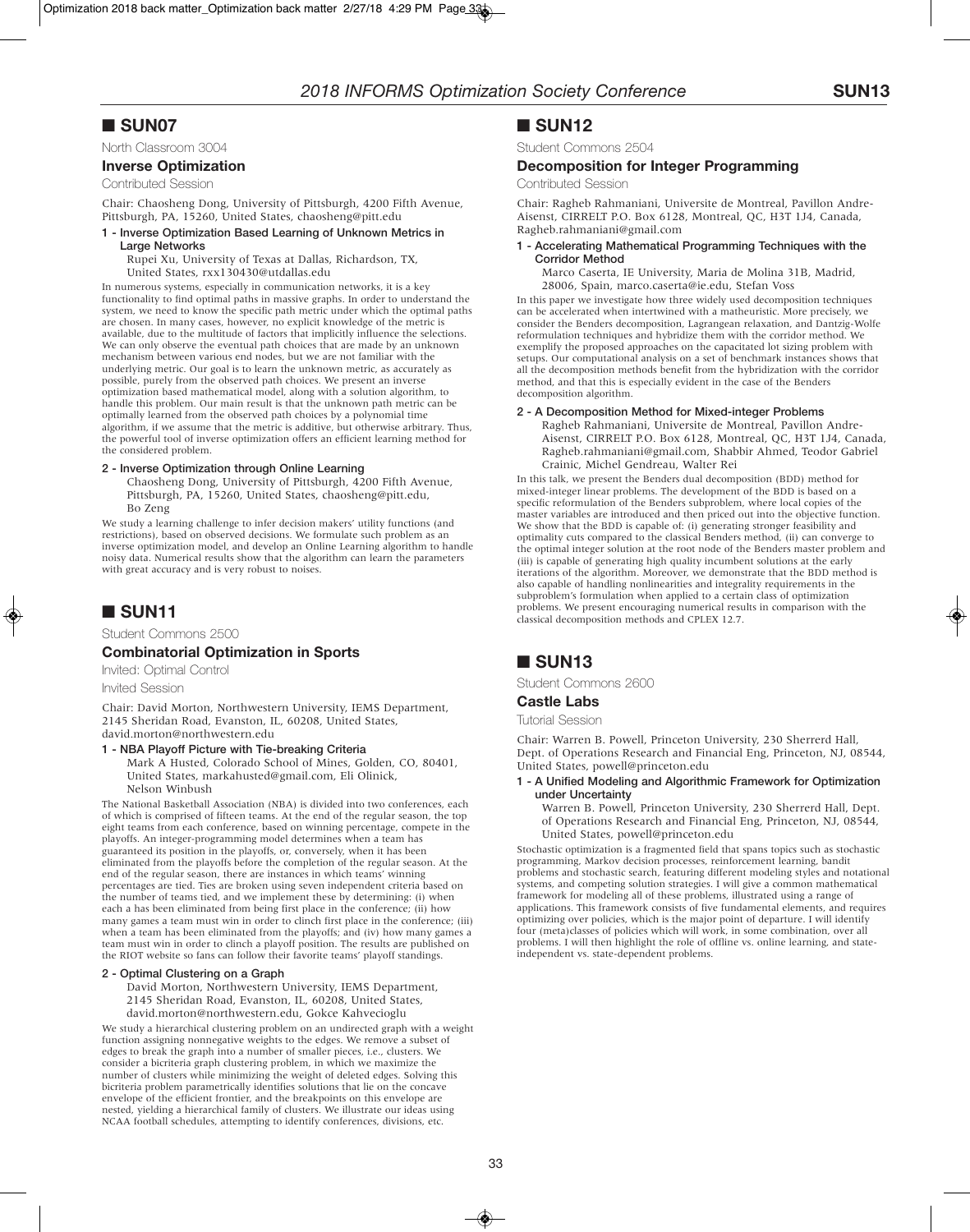## ■ SUN07

North Classroom 3004

### Inverse Optimization

Contributed Session

Chair: Chaosheng Dong, University of Pittsburgh, 4200 Fifth Avenue, Pittsburgh, PA, 15260, United States, chaosheng@pitt.edu

**1 - Inverse Optimization Based Learning of Unknown Metrics in Large Networks**

Rupei Xu, University of Texas at Dallas, Richardson, TX, United States, rxx130430@utdallas.edu

In numerous systems, especially in communication networks, it is a key functionality to find optimal paths in massive graphs. In order to understand the system, we need to know the specific path metric under which the optimal paths are chosen. In many cases, however, no explicit knowledge of the metric is available, due to the multitude of factors that implicitly influence the selections. We can only observe the eventual path choices that are made by an unknown mechanism between various end nodes, but we are not familiar with the underlying metric. Our goal is to learn the unknown metric, as accurately as possible, purely from the observed path choices. We present an inverse optimization based mathematical model, along with a solution algorithm, to handle this problem. Our main result is that the unknown path metric can be optimally learned from the observed path choices by a polynomial time algorithm, if we assume that the metric is additive, but otherwise arbitrary. Thus, the powerful tool of inverse optimization offers an efficient learning method for the considered problem.

**2 - Inverse Optimization through Online Learning**

Chaosheng Dong, University of Pittsburgh, 4200 Fifth Avenue, Pittsburgh, PA, 15260, United States, chaosheng@pitt.edu, Bo Zeng

We study a learning challenge to infer decision makers' utility functions (and restrictions), based on observed decisions. We formulate such problem as an inverse optimization model, and develop an Online Learning algorithm to handle noisy data. Numerical results show that the algorithm can learn the parameters with great accuracy and is very robust to noises.

## ■ SUN11

Student Commons 2500

### Combinatorial Optimization in Sports

Invited: Optimal Control

Invited Session

Chair: David Morton, Northwestern University, IEMS Department, 2145 Sheridan Road, Evanston, IL, 60208, United States, david.morton@northwestern.edu

**1 - NBA Playoff Picture with Tie-breaking Criteria**

Mark A Husted, Colorado School of Mines, Golden, CO, 80401, United States, markahusted@gmail.com, Eli Olinick, Nelson Winbush

The National Basketball Association (NBA) is divided into two conferences, each of which is comprised of fifteen teams. At the end of the regular season, the top eight teams from each conference, based on winning percentage, compete in the playoffs. An integer-programming model determines when a team has guaranteed its position in the playoffs, or, conversely, when it has been eliminated from the playoffs before the completion of the regular season. At the end of the regular season, there are instances in which teams' winning percentages are tied. Ties are broken using seven independent criteria based on the number of teams tied, and we implement these by determining: (i) when each a has been eliminated from being first place in the conference; (ii) how many games a team must win in order to clinch first place in the conference; (iii) when a team has been eliminated from the playoffs; and (iv) how many games a team must win in order to clinch a playoff position. The results are published on the RIOT website so fans can follow their favorite teams' playoff standings.

**2 - Optimal Clustering on a Graph**

David Morton, Northwestern University, IEMS Department, 2145 Sheridan Road, Evanston, IL, 60208, United States, david.morton@northwestern.edu, Gokce Kahvecioglu

We study a hierarchical clustering problem on an undirected graph with a weight function assigning nonnegative weights to the edges. We remove a subset of edges to break the graph into a number of smaller pieces, i.e., clusters. We consider a bicriteria graph clustering problem, in which we maximize the number of clusters while minimizing the weight of deleted edges. Solving this bicriteria problem parametrically identifies solutions that lie on the concave envelope of the efficient frontier, and the breakpoints on this envelope are nested, yielding a hierarchical family of clusters. We illustrate our ideas using NCAA football schedules, attempting to identify conferences, divisions, etc.

## ■ SUN12

Student Commons 2504

### Decomposition for Integer Programming

Contributed Session

Chair: Ragheb Rahmaniani, Universite de Montreal, Pavillon Andre-Aisenst, CIRRELT P.O. Box 6128, Montreal, QC, H3T 1J4, Canada, Ragheb.rahmaniani@gmail.com

**1 - Accelerating Mathematical Programming Techniques with the Corridor Method**

Marco Caserta, IE University, Maria de Molina 31B, Madrid, 28006, Spain, marco.caserta@ie.edu, Stefan Voss

In this paper we investigate how three widely used decomposition techniques can be accelerated when intertwined with a matheuristic. More precisely, we consider the Benders decomposition, Lagrangean relaxation, and Dantzig-Wolfe reformulation techniques and hybridize them with the corridor method. We exemplify the proposed approaches on the capacitated lot sizing problem with setups. Our computational analysis on a set of benchmark instances shows that all the decomposition methods benefit from the hybridization with the corridor method, and that this is especially evident in the case of the Benders decomposition algorithm.

**2 - A Decomposition Method for Mixed-integer Problems**

Ragheb Rahmaniani, Universite de Montreal, Pavillon Andre-Aisenst, CIRRELT P.O. Box 6128, Montreal, QC, H3T 1J4, Canada, Ragheb.rahmaniani@gmail.com, Shabbir Ahmed, Teodor Gabriel Crainic, Michel Gendreau, Walter Rei

In this talk, we present the Benders dual decomposition (BDD) method for mixed-integer linear problems. The development of the BDD is based on a specific reformulation of the Benders subproblem, where local copies of the master variables are introduced and then priced out into the objective function. We show that the BDD is capable of: (i) generating stronger feasibility and optimality cuts compared to the classical Benders method, (ii) can converge to the optimal integer solution at the root node of the Benders master problem and (iii) is capable of generating high quality incumbent solutions at the early iterations of the algorithm. Moreover, we demonstrate that the BDD method is also capable of handling nonlinearities and integrality requirements in the subproblem's formulation when applied to a certain class of optimization problems. We present encouraging numerical results in comparison with the classical decomposition methods and CPLEX 12.7.

## ■ SUN13

Student Commons 2600

### Castle Labs

Tutorial Session

Chair: Warren B. Powell, Princeton University, 230 Sherrerd Hall, Dept. of Operations Research and Financial Eng, Princeton, NJ, 08544, United States, powell@princeton.edu

**1 - A Unified Modeling and Algorithmic Framework for Optimization under Uncertainty**

Warren B. Powell, Princeton University, 230 Sherrerd Hall, Dept. of Operations Research and Financial Eng, Princeton, NJ, 08544, United States, powell@princeton.edu

Stochastic optimization is a fragmented field that spans topics such as stochastic programming, Markov decision processes, reinforcement learning, bandit problems and stochastic search, featuring different modeling styles and notational systems, and competing solution strategies. I will give a common mathematical framework for modeling all of these problems, illustrated using a range of applications. This framework consists of five fundamental elements, and requires optimizing over policies, which is the major point of departure. I will identify four (meta)classes of policies which will work, in some combination, over all problems. I will then highlight the role of offline vs. online learning, and state-independent vs. state-dependent problems.